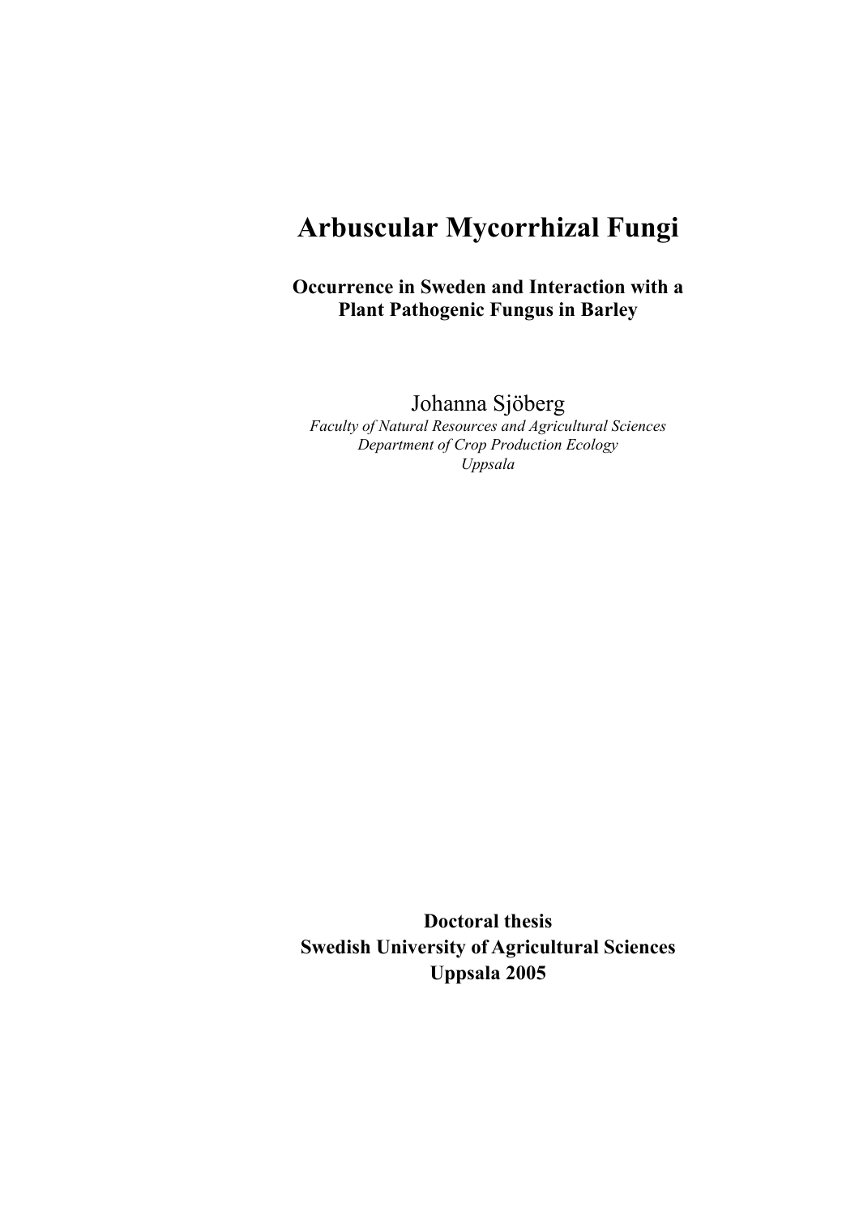# Arbuscular Mycorrhizal Fungi

**Occurrence in Sweden and Interaction with a Plant Pathogenic Fungus in Barley**

Johanna Sjöberg

*Faculty of Natural Resources and Agricultural Sciences*
*Department of Crop Production Ecology*
*Uppsala*

**Doctoral thesis**
**Swedish University of Agricultural Sciences**
**Uppsala 2005**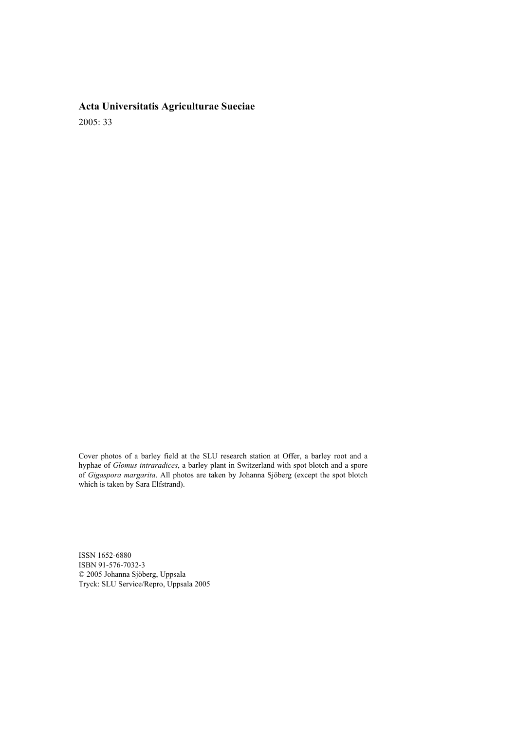**Acta Universitatis Agriculturae Sueciae**

2005: 33

Cover photos of a barley field at the SLU research station at Offer, a barley root and a hyphae of *Glomus intraradices*, a barley plant in Switzerland with spot blotch and a spore of *Gigaspora margarita*. All photos are taken by Johanna Sjöberg (except the spot blotch which is taken by Sara Elfstrand).

ISSN 1652-6880
ISBN 91-576-7032-3
© 2005 Johanna Sjöberg, Uppsala
Tryck: SLU Service/Repro, Uppsala 2005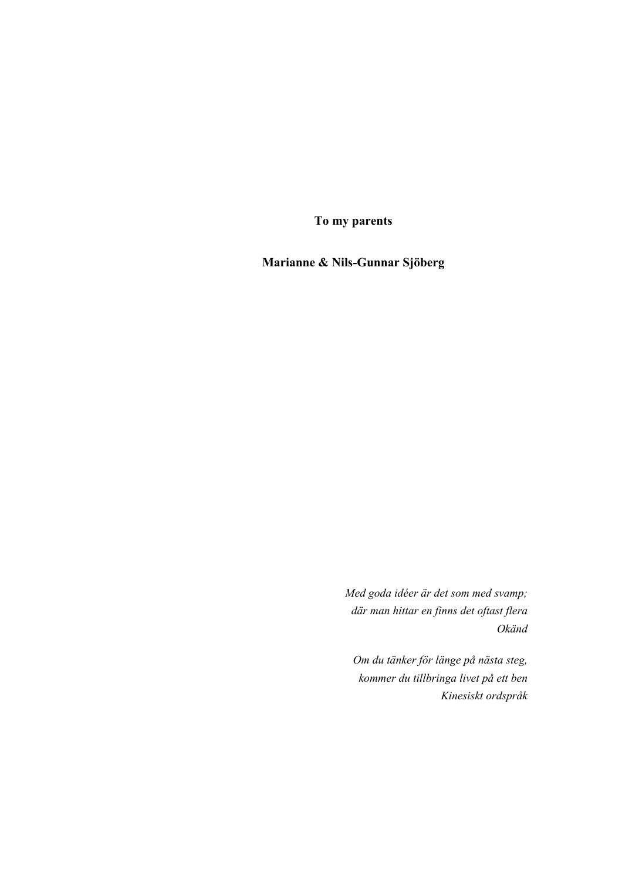**To my parents**

**Marianne & Nils-Gunnar Sjöberg**

*Med goda idéer är det som med svamp;*
*där man hittar en finns det oftast flera*
*Okänd*

*Om du tänker för länge på nästa steg,*
*kommer du tillbringa livet på ett ben*
*Kinesiskt ordspråk*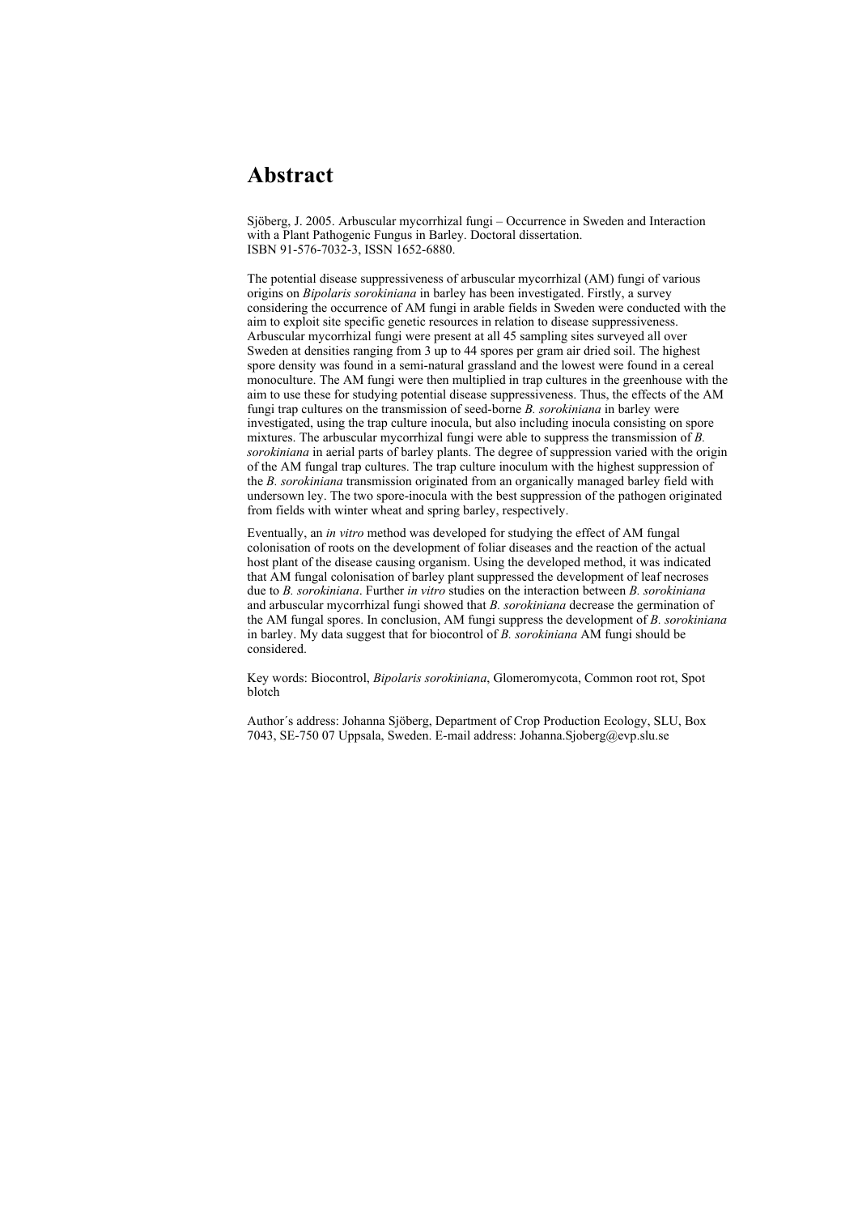# Abstract

Sjöberg, J. 2005. Arbuscular mycorrhizal fungi – Occurrence in Sweden and Interaction with a Plant Pathogenic Fungus in Barley. Doctoral dissertation.
ISBN 91-576-7032-3, ISSN 1652-6880.

The potential disease suppressiveness of arbuscular mycorrhizal (AM) fungi of various origins on *Bipolaris sorokiniana* in barley has been investigated. Firstly, a survey considering the occurrence of AM fungi in arable fields in Sweden were conducted with the aim to exploit site specific genetic resources in relation to disease suppressiveness. Arbuscular mycorrhizal fungi were present at all 45 sampling sites surveyed all over Sweden at densities ranging from 3 up to 44 spores per gram air dried soil. The highest spore density was found in a semi-natural grassland and the lowest were found in a cereal monoculture. The AM fungi were then multiplied in trap cultures in the greenhouse with the aim to use these for studying potential disease suppressiveness. Thus, the effects of the AM fungi trap cultures on the transmission of seed-borne *B. sorokiniana* in barley were investigated, using the trap culture inocula, but also including inocula consisting on spore mixtures. The arbuscular mycorrhizal fungi were able to suppress the transmission of *B. sorokiniana* in aerial parts of barley plants. The degree of suppression varied with the origin of the AM fungal trap cultures. The trap culture inoculum with the highest suppression of the *B. sorokiniana* transmission originated from an organically managed barley field with undersown ley. The two spore-inocula with the best suppression of the pathogen originated from fields with winter wheat and spring barley, respectively.

Eventually, an *in vitro* method was developed for studying the effect of AM fungal colonisation of roots on the development of foliar diseases and the reaction of the actual host plant of the disease causing organism. Using the developed method, it was indicated that AM fungal colonisation of barley plant suppressed the development of leaf necroses due to *B. sorokiniana*. Further *in vitro* studies on the interaction between *B. sorokiniana* and arbuscular mycorrhizal fungi showed that *B. sorokiniana* decrease the germination of the AM fungal spores. In conclusion, AM fungi suppress the development of *B. sorokiniana* in barley. My data suggest that for biocontrol of *B. sorokiniana* AM fungi should be considered.

Key words: Biocontrol, *Bipolaris sorokiniana*, Glomeromycota, Common root rot, Spot blotch

Author´s address: Johanna Sjöberg, Department of Crop Production Ecology, SLU, Box 7043, SE-750 07 Uppsala, Sweden. E-mail address: Johanna.Sjoberg@evp.slu.se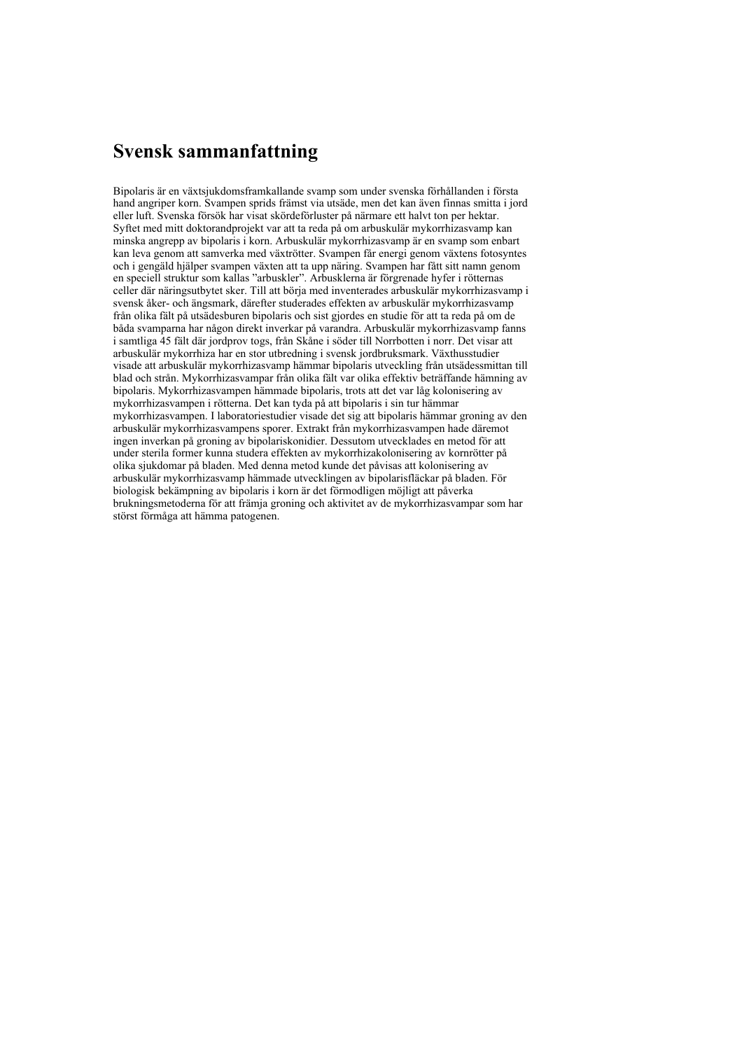# Svensk sammanfattning

Bipolaris är en växtsjukdomsframkallande svamp som under svenska förhållanden i första hand angriper korn. Svampen sprids främst via utsäde, men det kan även finnas smitta i jord eller luft. Svenska försök har visat skördeförluster på närmare ett halvt ton per hektar. Syftet med mitt doktorandprojekt var att ta reda på om arbuskulär mykorrhizasvamp kan minska angrepp av bipolaris i korn. Arbuskulär mykorrhizasvamp är en svamp som enbart kan leva genom att samverka med växtrötter. Svampen får energi genom växtens fotosyntes och i gengäld hjälper svampen växten att ta upp näring. Svampen har fått sitt namn genom en speciell struktur som kallas ”arbuskler”. Arbusklerna är förgrenade hyfer i rötternas celler där näringsutbytet sker. Till att börja med inventerades arbuskulär mykorrhizasvamp i svensk åker- och ängsmark, därefter studerades effekten av arbuskulär mykorrhizasvamp från olika fält på utsädesburen bipolaris och sist gjordes en studie för att ta reda på om de båda svamparna har någon direkt inverkar på varandra. Arbuskulär mykorrhizasvamp fanns i samtliga 45 fält där jordprov togs, från Skåne i söder till Norrbotten i norr. Det visar att arbuskulär mykorrhiza har en stor utbredning i svensk jordbruksmark. Växthusstudier visade att arbuskulär mykorrhizasvamp hämmar bipolaris utveckling från utsädessmittan till blad och strån. Mykorrhizasvampar från olika fält var olika effektiv beträffande hämning av bipolaris. Mykorrhizasvampen hämmade bipolaris, trots att det var låg kolonisering av mykorrhizasvampen i rötterna. Det kan tyda på att bipolaris i sin tur hämmar mykorrhizasvampen. I laboratoriestudier visade det sig att bipolaris hämmar groning av den arbuskulär mykorrhizasvampens sporer. Extrakt från mykorrhizasvampen hade däremot ingen inverkan på groning av bipolariskonidier. Dessutom utvecklades en metod för att under sterila former kunna studera effekten av mykorrhizakolonisering av kornrötter på olika sjukdomar på bladen. Med denna metod kunde det påvisas att kolonisering av arbuskulär mykorrhizasvamp hämmade utvecklingen av bipolarisfläckar på bladen. För biologisk bekämpning av bipolaris i korn är det förmodligen möjligt att påverka brukningsmetoderna för att främja groning och aktivitet av de mykorrhizasvampar som har störst förmåga att hämma patogenen.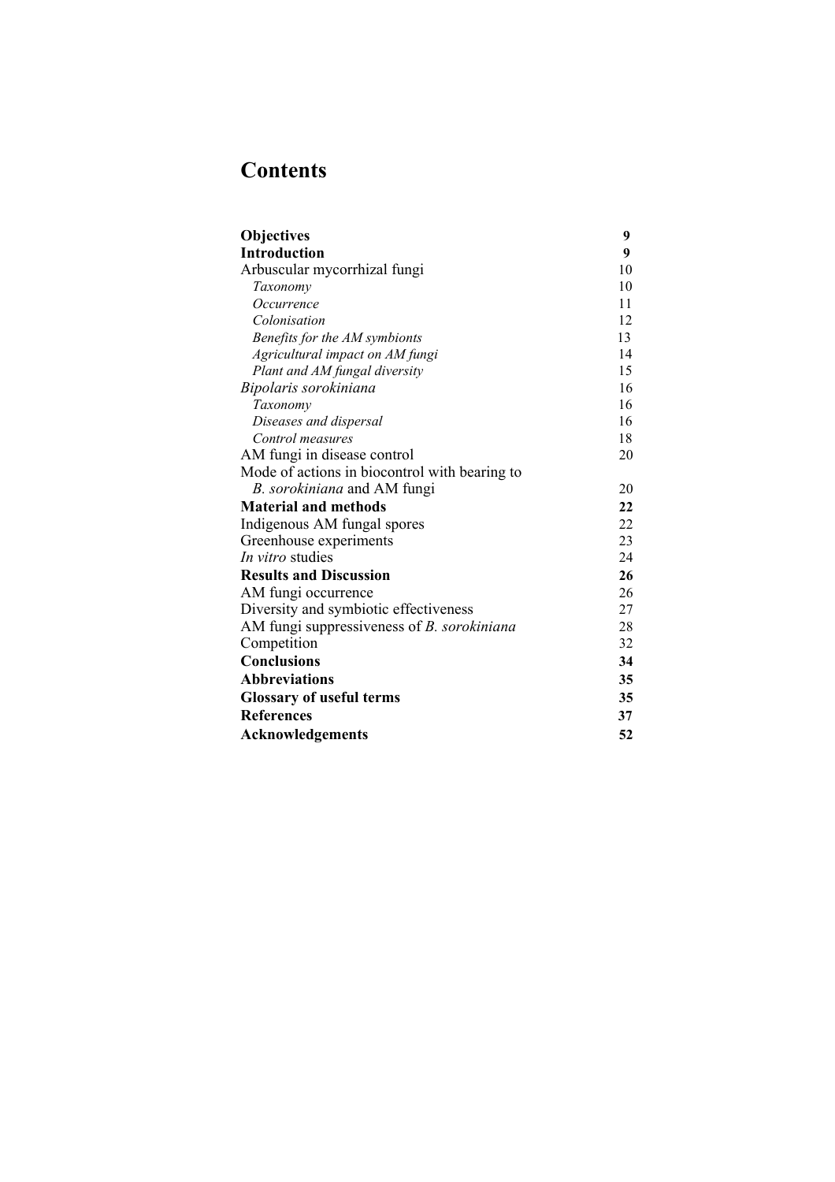# Contents

| | |
|---|---|
| **Objectives** | **9** |
| **Introduction** | **9** |
| Arbuscular mycorrhizal fungi | 10 |
| *Taxonomy* | 10 |
| *Occurrence* | 11 |
| *Colonisation* | 12 |
| *Benefits for the AM symbionts* | 13 |
| *Agricultural impact on AM fungi* | 14 |
| *Plant and AM fungal diversity* | 15 |
| *Bipolaris sorokiniana* | 16 |
| *Taxonomy* | 16 |
| *Diseases and dispersal* | 16 |
| *Control measures* | 18 |
| AM fungi in disease control | 20 |
| Mode of actions in biocontrol with bearing to *B. sorokiniana* and AM fungi | 20 |
| **Material and methods** | **22** |
| Indigenous AM fungal spores | 22 |
| Greenhouse experiments | 23 |
| *In vitro* studies | 24 |
| **Results and Discussion** | **26** |
| AM fungi occurrence | 26 |
| Diversity and symbiotic effectiveness | 27 |
| AM fungi suppressiveness of *B. sorokiniana* | 28 |
| Competition | 32 |
| **Conclusions** | **34** |
| **Abbreviations** | **35** |
| **Glossary of useful terms** | **35** |
| **References** | **37** |
| **Acknowledgements** | **52** |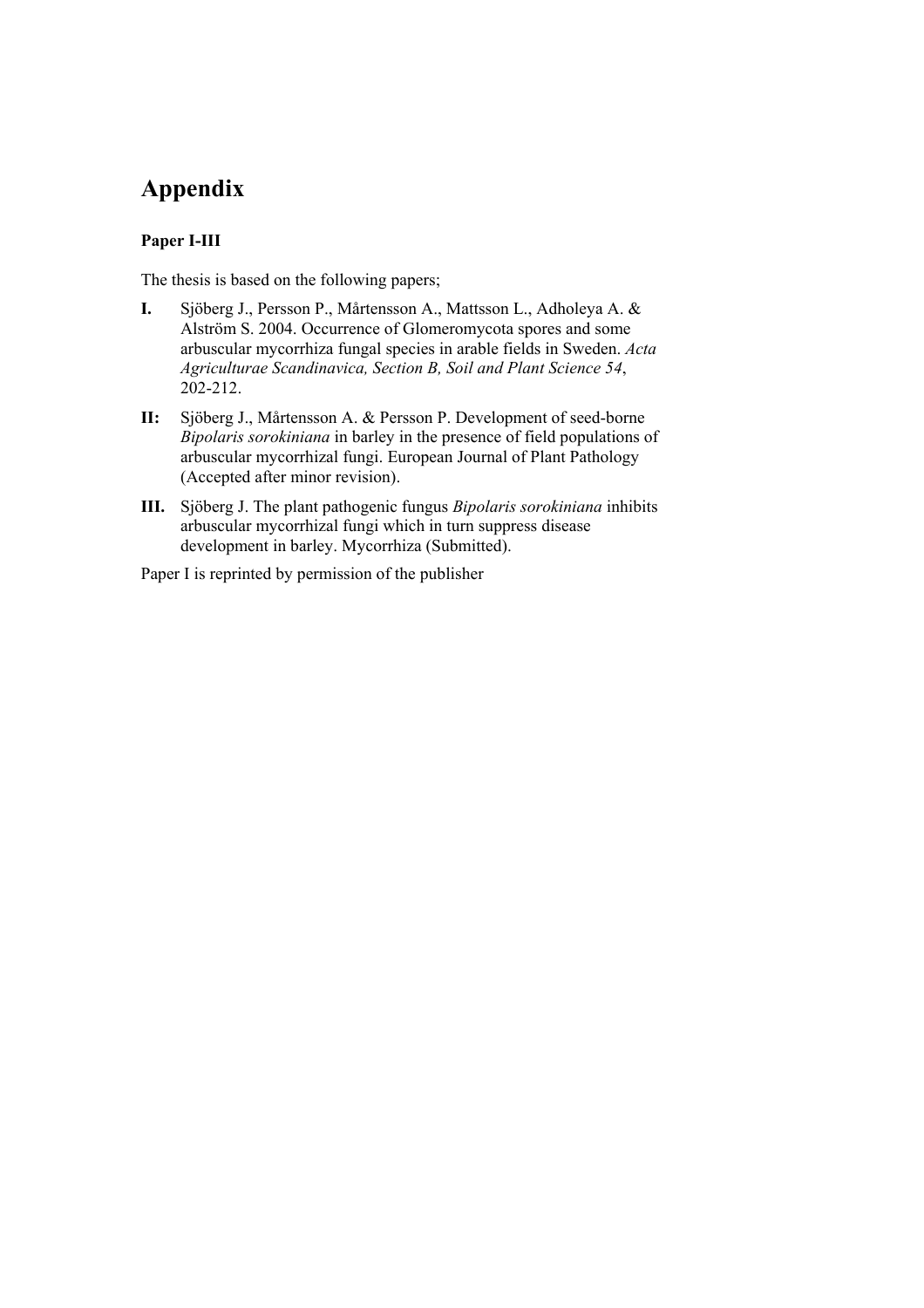# Appendix

**Paper I-III**

The thesis is based on the following papers;

**I.** Sjöberg J., Persson P., Mårtensson A., Mattsson L., Adholeya A. & Alström S. 2004. Occurrence of Glomeromycota spores and some arbuscular mycorrhiza fungal species in arable fields in Sweden. *Acta Agriculturae Scandinavica, Section B, Soil and Plant Science 54*, 202-212.

**II:** Sjöberg J., Mårtensson A. & Persson P. Development of seed-borne *Bipolaris sorokiniana* in barley in the presence of field populations of arbuscular mycorrhizal fungi. European Journal of Plant Pathology (Accepted after minor revision).

**III.** Sjöberg J. The plant pathogenic fungus *Bipolaris sorokiniana* inhibits arbuscular mycorrhizal fungi which in turn suppress disease development in barley. Mycorrhiza (Submitted).

Paper I is reprinted by permission of the publisher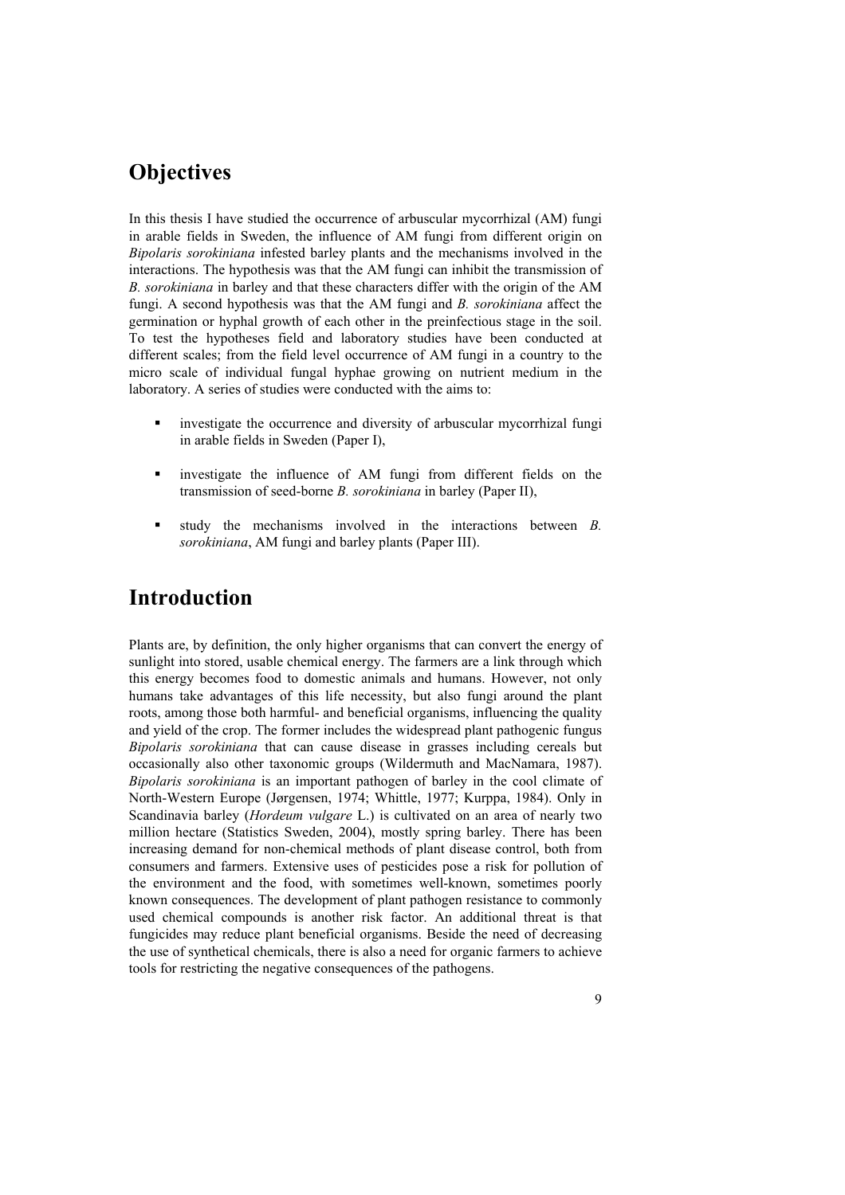# Objectives

In this thesis I have studied the occurrence of arbuscular mycorrhizal (AM) fungi in arable fields in Sweden, the influence of AM fungi from different origin on *Bipolaris sorokiniana* infested barley plants and the mechanisms involved in the interactions. The hypothesis was that the AM fungi can inhibit the transmission of *B. sorokiniana* in barley and that these characters differ with the origin of the AM fungi. A second hypothesis was that the AM fungi and *B. sorokiniana* affect the germination or hyphal growth of each other in the preinfectious stage in the soil. To test the hypotheses field and laboratory studies have been conducted at different scales; from the field level occurrence of AM fungi in a country to the micro scale of individual fungal hyphae growing on nutrient medium in the laboratory. A series of studies were conducted with the aims to:

- investigate the occurrence and diversity of arbuscular mycorrhizal fungi in arable fields in Sweden (Paper I),
- investigate the influence of AM fungi from different fields on the transmission of seed-borne *B. sorokiniana* in barley (Paper II),
- study the mechanisms involved in the interactions between *B. sorokiniana*, AM fungi and barley plants (Paper III).

# Introduction

Plants are, by definition, the only higher organisms that can convert the energy of sunlight into stored, usable chemical energy. The farmers are a link through which this energy becomes food to domestic animals and humans. However, not only humans take advantages of this life necessity, but also fungi around the plant roots, among those both harmful- and beneficial organisms, influencing the quality and yield of the crop. The former includes the widespread plant pathogenic fungus *Bipolaris sorokiniana* that can cause disease in grasses including cereals but occasionally also other taxonomic groups (Wildermuth and MacNamara, 1987). *Bipolaris sorokiniana* is an important pathogen of barley in the cool climate of North-Western Europe (Jørgensen, 1974; Whittle, 1977; Kurppa, 1984). Only in Scandinavia barley (*Hordeum vulgare* L.) is cultivated on an area of nearly two million hectare (Statistics Sweden, 2004), mostly spring barley. There has been increasing demand for non-chemical methods of plant disease control, both from consumers and farmers. Extensive uses of pesticides pose a risk for pollution of the environment and the food, with sometimes well-known, sometimes poorly known consequences. The development of plant pathogen resistance to commonly used chemical compounds is another risk factor. An additional threat is that fungicides may reduce plant beneficial organisms. Beside the need of decreasing the use of synthetical chemicals, there is also a need for organic farmers to achieve tools for restricting the negative consequences of the pathogens.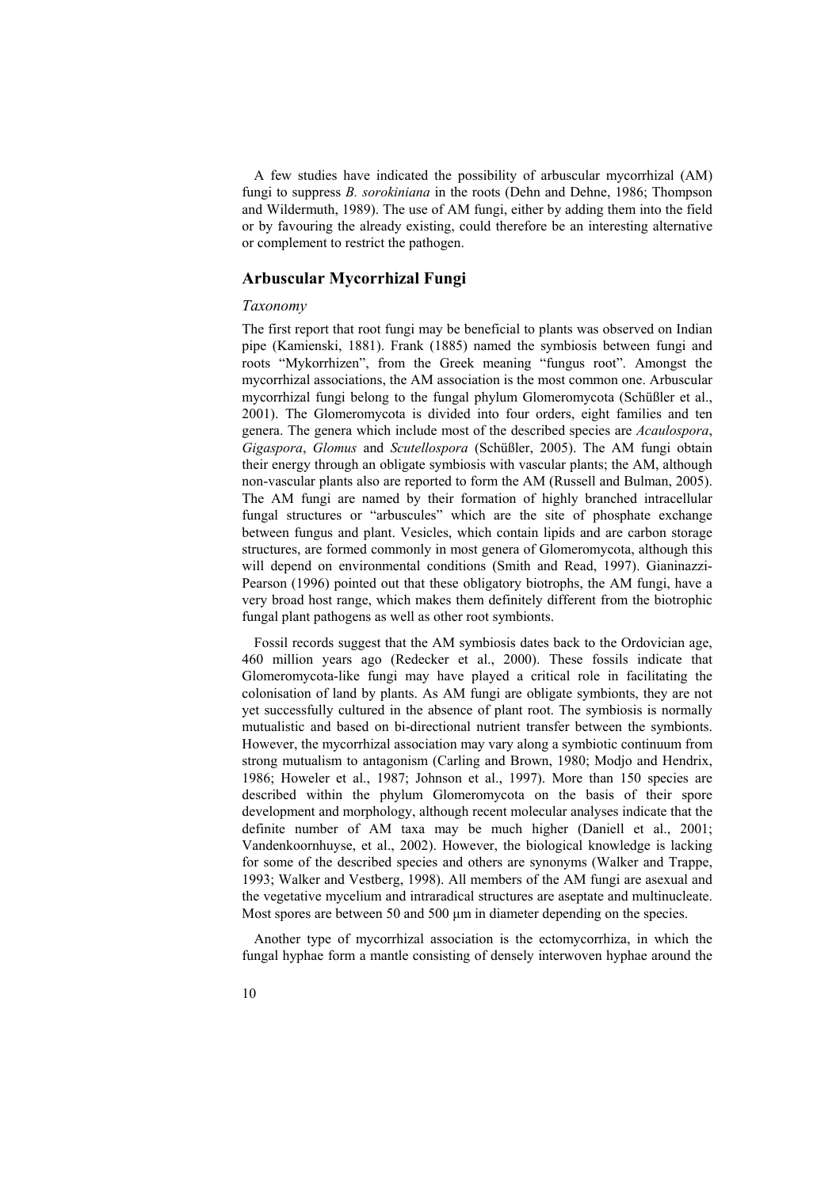A few studies have indicated the possibility of arbuscular mycorrhizal (AM) fungi to suppress *B. sorokiniana* in the roots (Dehn and Dehne, 1986; Thompson and Wildermuth, 1989). The use of AM fungi, either by adding them into the field or by favouring the already existing, could therefore be an interesting alternative or complement to restrict the pathogen.

## Arbuscular Mycorrhizal Fungi

### *Taxonomy*

The first report that root fungi may be beneficial to plants was observed on Indian pipe (Kamienski, 1881). Frank (1885) named the symbiosis between fungi and roots "Mykorrhizen", from the Greek meaning "fungus root". Amongst the mycorrhizal associations, the AM association is the most common one. Arbuscular mycorrhizal fungi belong to the fungal phylum Glomeromycota (Schüßler et al., 2001). The Glomeromycota is divided into four orders, eight families and ten genera. The genera which include most of the described species are *Acaulospora*, *Gigaspora*, *Glomus* and *Scutellospora* (Schüßler, 2005). The AM fungi obtain their energy through an obligate symbiosis with vascular plants; the AM, although non-vascular plants also are reported to form the AM (Russell and Bulman, 2005). The AM fungi are named by their formation of highly branched intracellular fungal structures or "arbuscules" which are the site of phosphate exchange between fungus and plant. Vesicles, which contain lipids and are carbon storage structures, are formed commonly in most genera of Glomeromycota, although this will depend on environmental conditions (Smith and Read, 1997). Gianinazzi-Pearson (1996) pointed out that these obligatory biotrophs, the AM fungi, have a very broad host range, which makes them different from the biotrophic fungal plant pathogens as well as other root symbionts.

Fossil records suggest that the AM symbiosis dates back to the Ordovician age, 460 million years ago (Redecker et al., 2000). These fossils indicate that Glomeromycota-like fungi may have played a critical role in facilitating the colonisation of land by plants. As AM fungi are obligate symbionts, they are not yet successfully cultured in the absence of plant root. The symbiosis is normally mutualistic and based on bi-directional nutrient transfer between the symbionts. However, the mycorrhizal association may vary along a symbiotic continuum from strong mutualism to antagonism (Carling and Brown, 1980; Modjo and Hendrix, 1986; Howeler et al., 1987; Johnson et al., 1997). More than 150 species are described within the phylum Glomeromycota on the basis of their spore development and morphology, although recent molecular analyses indicate that the definite number of AM taxa may be much higher (Daniell et al., 2001; Vandenkoornhuyse, et al., 2002). However, the biological knowledge is lacking for some of the described species and others are synonyms (Walker and Trappe, 1993; Walker and Vestberg, 1998). All members of the AM fungi are asexual and the vegetative mycelium and intraradical structures are aseptate and multinucleate. Most spores are between 50 and 500 µm in diameter depending on the species.

Another type of mycorrhizal association is the ectomycorrhiza, in which the fungal hyphae form a mantle consisting of densely interwoven hyphae around the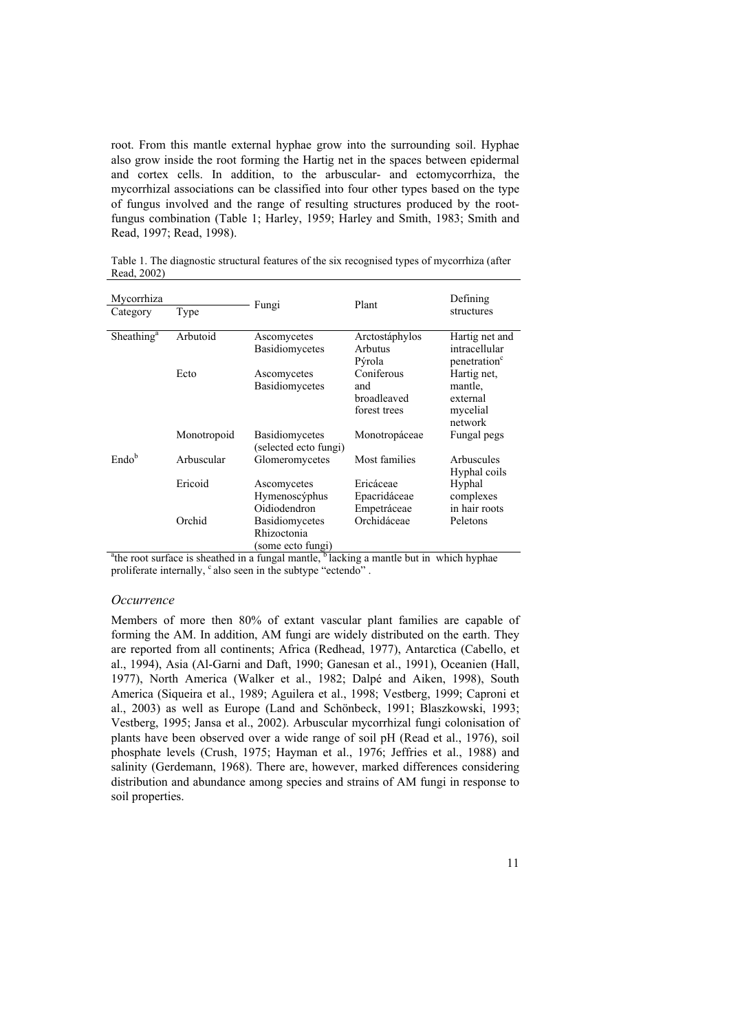root. From this mantle external hyphae grow into the surrounding soil. Hyphae also grow inside the root forming the Hartig net in the spaces between epidermal and cortex cells. In addition, to the arbuscular- and ectomycorrhiza, the mycorrhizal associations can be classified into four other types based on the type of fungus involved and the range of resulting structures produced by the root-fungus combination (Table 1; Harley, 1959; Harley and Smith, 1983; Smith and Read, 1997; Read, 1998).

Table 1. The diagnostic structural features of the six recognised types of mycorrhiza (after Read, 2002)

| Mycorrhiza | | Fungi | Plant | Defining structures |
|---|---|---|---|---|
| Category | Type | | | |
| Sheathing[a] | Arbutoid | Ascomycetes Basidiomycetes | Arctostáphylos Arbutus Pýrola | Hartig net and intracellular penetration[c] |
| | Ecto | Ascomycetes Basidiomycetes | Coniferous and broadleaved forest trees | Hartig net, mantle, external mycelial network |
| | Monotropoid | Basidiomycetes (selected ecto fungi) | Monotropáceae | Fungal pegs |
| Endo[b] | Arbuscular | Glomeromycetes | Most families | Arbuscules Hyphal coils |
| | Ericoid | Ascomycetes Hymenoscýphus Oidiodendron | Ericáceae Epacridáceae Empetráceae | Hyphal complexes in hair roots |
| | Orchid | Basidiomycetes Rhizoctonia (some ecto fungi) | Orchidáceae | Peletons |

[a]the root surface is sheathed in a fungal mantle, [b] lacking a mantle but in which hyphae proliferate internally, [c] also seen in the subtype "ectendo" .

### *Occurrence*

Members of more then 80% of extant vascular plant families are capable of forming the AM. In addition, AM fungi are widely distributed on the earth. They are reported from all continents; Africa (Redhead, 1977), Antarctica (Cabello, et al., 1994), Asia (Al-Garni and Daft, 1990; Ganesan et al., 1991), Oceanien (Hall, 1977), North America (Walker et al., 1982; Dalpé and Aiken, 1998), South America (Siqueira et al., 1989; Aguilera et al., 1998; Vestberg, 1999; Caproni et al., 2003) as well as Europe (Land and Schönbeck, 1991; Blaszkowski, 1993; Vestberg, 1995; Jansa et al., 2002). Arbuscular mycorrhizal fungi colonisation of plants have been observed over a wide range of soil pH (Read et al., 1976), soil phosphate levels (Crush, 1975; Hayman et al., 1976; Jeffries et al., 1988) and salinity (Gerdemann, 1968). There are, however, marked differences considering distribution and abundance among species and strains of AM fungi in response to soil properties.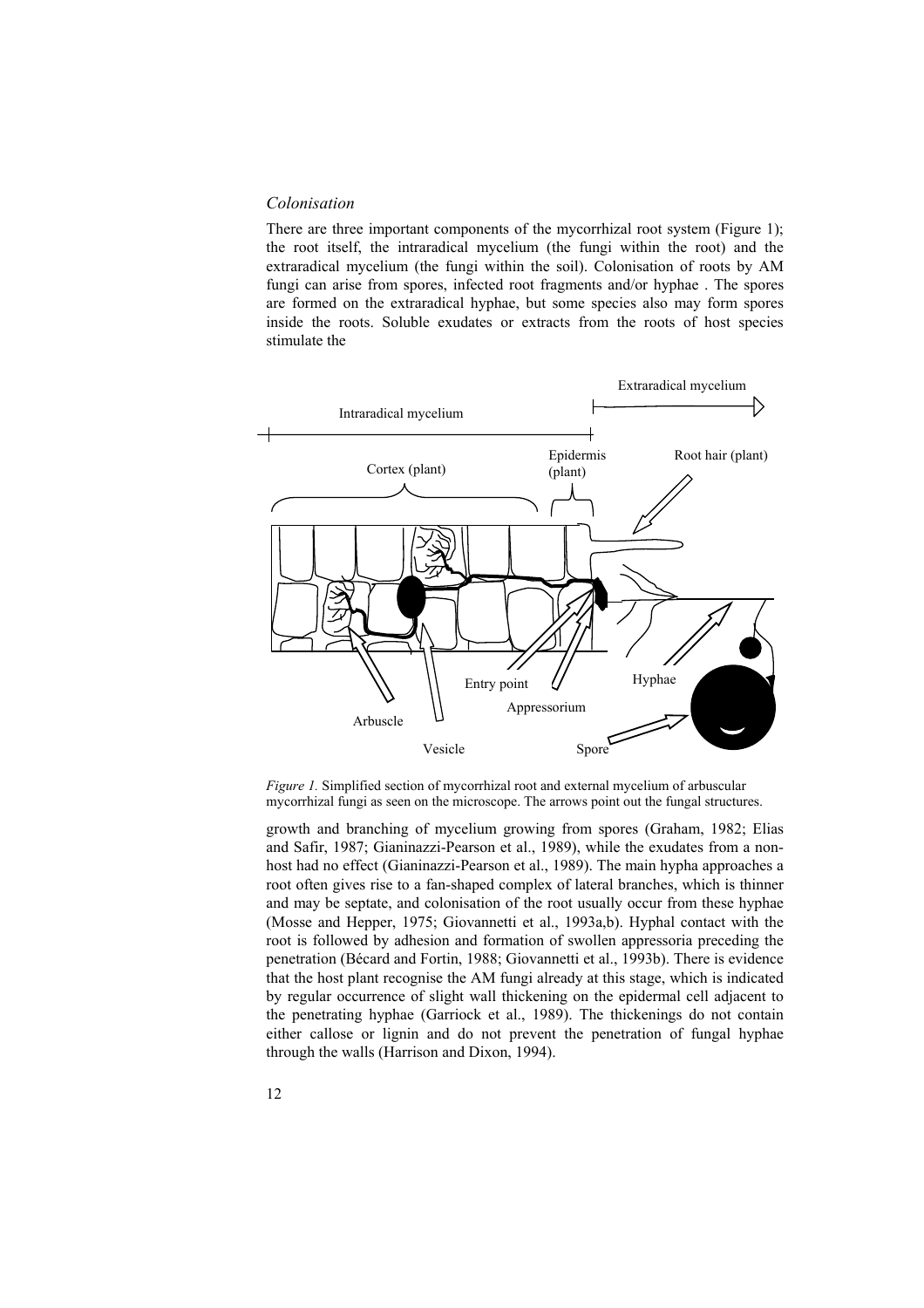*Colonisation*

There are three important components of the mycorrhizal root system (Figure 1); the root itself, the intraradical mycelium (the fungi within the root) and the extraradical mycelium (the fungi within the soil). Colonisation of roots by AM fungi can arise from spores, infected root fragments and/or hyphae . The spores are formed on the extraradical hyphae, but some species also may form spores inside the roots. Soluble exudates or extracts from the roots of host species stimulate the

*Figure 1.* Simplified section of mycorrhizal root and external mycelium of arbuscular mycorrhizal fungi as seen on the microscope. The arrows point out the fungal structures.

growth and branching of mycelium growing from spores (Graham, 1982; Elias and Safir, 1987; Gianinazzi-Pearson et al., 1989), while the exudates from a non-host had no effect (Gianinazzi-Pearson et al., 1989). The main hypha approaches a root often gives rise to a fan-shaped complex of lateral branches, which is thinner and may be septate, and colonisation of the root usually occur from these hyphae (Mosse and Hepper, 1975; Giovannetti et al., 1993a,b). Hyphal contact with the root is followed by adhesion and formation of swollen appressoria preceding the penetration (Bécard and Fortin, 1988; Giovannetti et al., 1993b). There is evidence that the host plant recognise the AM fungi already at this stage, which is indicated by regular occurrence of slight wall thickening on the epidermal cell adjacent to the penetrating hyphae (Garriock et al., 1989). The thickenings do not contain either callose or lignin and do not prevent the penetration of fungal hyphae through the walls (Harrison and Dixon, 1994).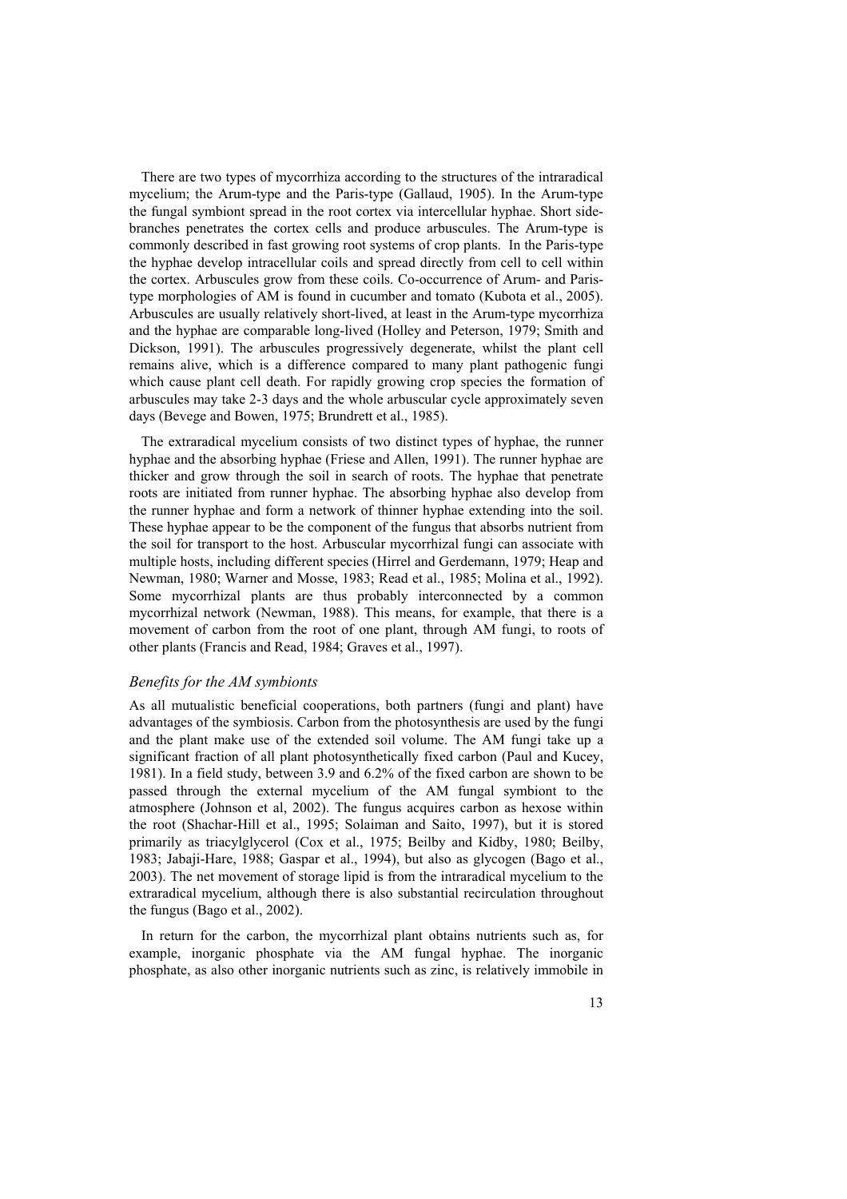There are two types of mycorrhiza according to the structures of the intraradical mycelium; the Arum-type and the Paris-type (Gallaud, 1905). In the Arum-type the fungal symbiont spread in the root cortex via intercellular hyphae. Short side-branches penetrates the cortex cells and produce arbuscules. The Arum-type is commonly described in fast growing root systems of crop plants. In the Paris-type the hyphae develop intracellular coils and spread directly from cell to cell within the cortex. Arbuscules grow from these coils. Co-occurrence of Arum- and Paris-type morphologies of AM is found in cucumber and tomato (Kubota et al., 2005). Arbuscules are usually relatively short-lived, at least in the Arum-type mycorrhiza and the hyphae are comparable long-lived (Holley and Peterson, 1979; Smith and Dickson, 1991). The arbuscules progressively degenerate, whilst the plant cell remains alive, which is a difference compared to many plant pathogenic fungi which cause plant cell death. For rapidly growing crop species the formation of arbuscules may take 2-3 days and the whole arbuscular cycle approximately seven days (Bevege and Bowen, 1975; Brundrett et al., 1985).

The extraradical mycelium consists of two distinct types of hyphae, the runner hyphae and the absorbing hyphae (Friese and Allen, 1991). The runner hyphae are thicker and grow through the soil in search of roots. The hyphae that penetrate roots are initiated from runner hyphae. The absorbing hyphae also develop from the runner hyphae and form a network of thinner hyphae extending into the soil. These hyphae appear to be the component of the fungus that absorbs nutrient from the soil for transport to the host. Arbuscular mycorrhizal fungi can associate with multiple hosts, including different species (Hirrel and Gerdemann, 1979; Heap and Newman, 1980; Warner and Mosse, 1983; Read et al., 1985; Molina et al., 1992). Some mycorrhizal plants are thus probably interconnected by a common mycorrhizal network (Newman, 1988). This means, for example, that there is a movement of carbon from the root of one plant, through AM fungi, to roots of other plants (Francis and Read, 1984; Graves et al., 1997).

### *Benefits for the AM symbionts*

As all mutualistic beneficial cooperations, both partners (fungi and plant) have advantages of the symbiosis. Carbon from the photosynthesis are used by the fungi and the plant make use of the extended soil volume. The AM fungi take up a significant fraction of all plant photosynthetically fixed carbon (Paul and Kucey, 1981). In a field study, between 3.9 and 6.2% of the fixed carbon are shown to be passed through the external mycelium of the AM fungal symbiont to the atmosphere (Johnson et al, 2002). The fungus acquires carbon as hexose within the root (Shachar-Hill et al., 1995; Solaiman and Saito, 1997), but it is stored primarily as triacylglycerol (Cox et al., 1975; Beilby and Kidby, 1980; Beilby, 1983; Jabaji-Hare, 1988; Gaspar et al., 1994), but also as glycogen (Bago et al., 2003). The net movement of storage lipid is from the intraradical mycelium to the extraradical mycelium, although there is also substantial recirculation throughout the fungus (Bago et al., 2002).

In return for the carbon, the mycorrhizal plant obtains nutrients such as, for example, inorganic phosphate via the AM fungal hyphae. The inorganic phosphate, as also other inorganic nutrients such as zinc, is relatively immobile in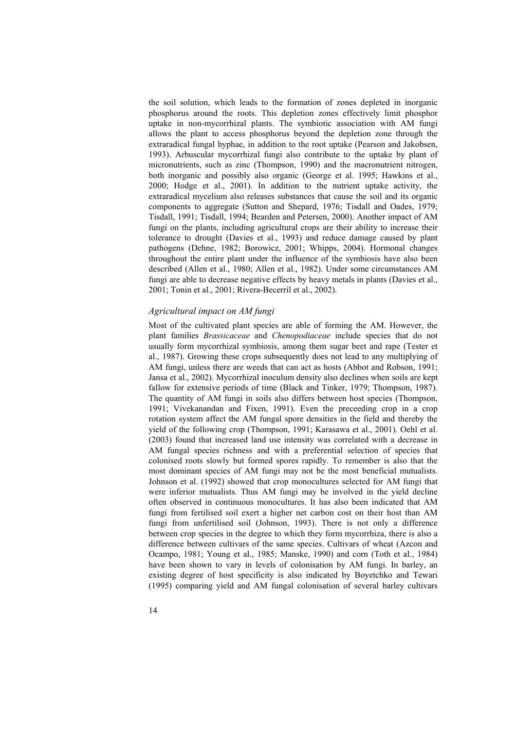the soil solution, which leads to the formation of zones depleted in inorganic phosphorus around the roots. This depletion zones effectively limit phosphor uptake in non-mycorrhizal plants. The symbiotic association with AM fungi allows the plant to access phosphorus beyond the depletion zone through the extraradical fungal hyphae, in addition to the root uptake (Pearson and Jakobsen, 1993). Arbuscular mycorrhizal fungi also contribute to the uptake by plant of micronutrients, such as zinc (Thompson, 1990) and the macronutrient nitrogen, both inorganic and possibly also organic (George et al. 1995; Hawkins et al., 2000; Hodge et al., 2001). In addition to the nutrient uptake activity, the extraradical mycelium also releases substances that cause the soil and its organic components to aggregate (Sutton and Shepard, 1976; Tisdall and Oades, 1979; Tisdall, 1991; Tisdall, 1994; Bearden and Petersen, 2000). Another impact of AM fungi on the plants, including agricultural crops are their ability to increase their tolerance to drought (Davies et al., 1993) and reduce damage caused by plant pathogens (Dehne, 1982; Borowicz, 2001; Whipps, 2004). Hormonal changes throughout the entire plant under the influence of the symbiosis have also been described (Allen et al., 1980; Allen et al., 1982). Under some circumstances AM fungi are able to decrease negative effects by heavy metals in plants (Davies et al., 2001; Tonin et al., 2001; Rivera-Becerril et al., 2002).

### *Agricultural impact on AM fungi*

Most of the cultivated plant species are able of forming the AM. However, the plant families *Brassicaceae* and *Chenopodiaceae* include species that do not usually form mycorrhizal symbiosis, among them sugar beet and rape (Tester et al., 1987). Growing these crops subsequently does not lead to any multiplying of AM fungi, unless there are weeds that can act as hosts (Abbot and Robson, 1991; Jansa et al., 2002). Mycorrhizal inoculum density also declines when soils are kept fallow for extensive periods of time (Black and Tinker, 1979; Thompson, 1987). The quantity of AM fungi in soils also differs between host species (Thompson, 1991; Vivekanandan and Fixen, 1991). Even the preceeding crop in a crop rotation system affect the AM fungal spore densities in the field and thereby the yield of the following crop (Thompson, 1991; Karasawa et al., 2001). Oehl et al. (2003) found that increased land use intensity was correlated with a decrease in AM fungal species richness and with a preferential selection of species that colonised roots slowly but formed spores rapidly. To remember is also that the most dominant species of AM fungi may not be the most beneficial mutualists. Johnson et al. (1992) showed that crop monocultures selected for AM fungi that were inferior mutualists. Thus AM fungi may be involved in the yield decline often observed in continuous monocultures. It has also been indicated that AM fungi from fertilised soil exert a higher net carbon cost on their host than AM fungi from unfertilised soil (Johnson, 1993). There is not only a difference between crop species in the degree to which they form mycorrhiza, there is also a difference between cultivars of the same species. Cultivars of wheat (Azcon and Ocampo, 1981; Young et al., 1985; Manske, 1990) and corn (Toth et al., 1984) have been shown to vary in levels of colonisation by AM fungi. In barley, an existing degree of host specificity is also indicated by Boyetchko and Tewari (1995) comparing yield and AM fungal colonisation of several barley cultivars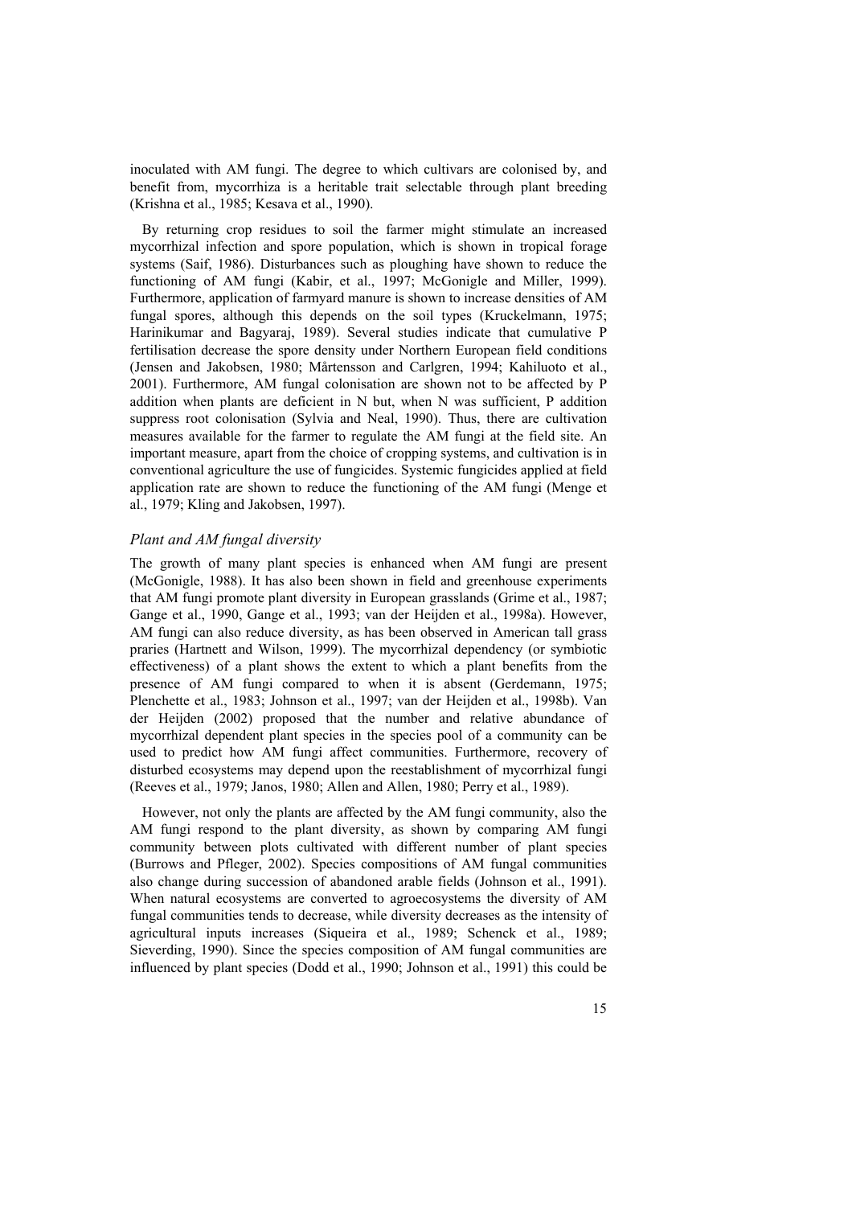inoculated with AM fungi. The degree to which cultivars are colonised by, and benefit from, mycorrhiza is a heritable trait selectable through plant breeding (Krishna et al., 1985; Kesava et al., 1990).

By returning crop residues to soil the farmer might stimulate an increased mycorrhizal infection and spore population, which is shown in tropical forage systems (Saif, 1986). Disturbances such as ploughing have shown to reduce the functioning of AM fungi (Kabir, et al., 1997; McGonigle and Miller, 1999). Furthermore, application of farmyard manure is shown to increase densities of AM fungal spores, although this depends on the soil types (Kruckelmann, 1975; Harinikumar and Bagyaraj, 1989). Several studies indicate that cumulative P fertilisation decrease the spore density under Northern European field conditions (Jensen and Jakobsen, 1980; Mårtensson and Carlgren, 1994; Kahiluoto et al., 2001). Furthermore, AM fungal colonisation are shown not to be affected by P addition when plants are deficient in N but, when N was sufficient, P addition suppress root colonisation (Sylvia and Neal, 1990). Thus, there are cultivation measures available for the farmer to regulate the AM fungi at the field site. An important measure, apart from the choice of cropping systems, and cultivation is in conventional agriculture the use of fungicides. Systemic fungicides applied at field application rate are shown to reduce the functioning of the AM fungi (Menge et al., 1979; Kling and Jakobsen, 1997).

### *Plant and AM fungal diversity*

The growth of many plant species is enhanced when AM fungi are present (McGonigle, 1988). It has also been shown in field and greenhouse experiments that AM fungi promote plant diversity in European grasslands (Grime et al., 1987; Gange et al., 1990, Gange et al., 1993; van der Heijden et al., 1998a). However, AM fungi can also reduce diversity, as has been observed in American tall grass praries (Hartnett and Wilson, 1999). The mycorrhizal dependency (or symbiotic effectiveness) of a plant shows the extent to which a plant benefits from the presence of AM fungi compared to when it is absent (Gerdemann, 1975; Plenchette et al., 1983; Johnson et al., 1997; van der Heijden et al., 1998b). Van der Heijden (2002) proposed that the number and relative abundance of mycorrhizal dependent plant species in the species pool of a community can be used to predict how AM fungi affect communities. Furthermore, recovery of disturbed ecosystems may depend upon the reestablishment of mycorrhizal fungi (Reeves et al., 1979; Janos, 1980; Allen and Allen, 1980; Perry et al., 1989).

However, not only the plants are affected by the AM fungi community, also the AM fungi respond to the plant diversity, as shown by comparing AM fungi community between plots cultivated with different number of plant species (Burrows and Pfleger, 2002). Species compositions of AM fungal communities also change during succession of abandoned arable fields (Johnson et al., 1991). When natural ecosystems are converted to agroecosystems the diversity of AM fungal communities tends to decrease, while diversity decreases as the intensity of agricultural inputs increases (Siqueira et al., 1989; Schenck et al., 1989; Sieverding, 1990). Since the species composition of AM fungal communities are influenced by plant species (Dodd et al., 1990; Johnson et al., 1991) this could be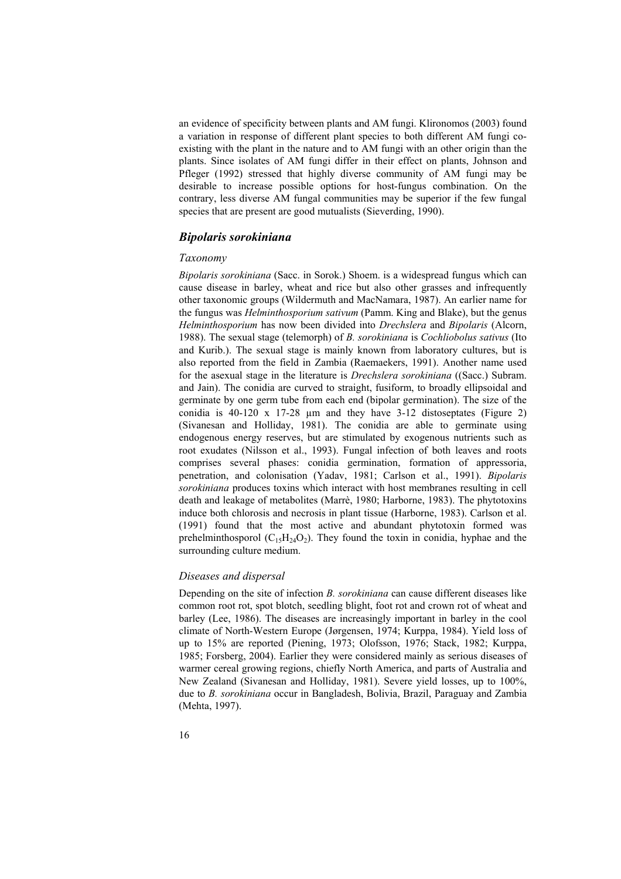an evidence of specificity between plants and AM fungi. Klironomos (2003) found a variation in response of different plant species to both different AM fungi co-existing with the plant in the nature and to AM fungi with an other origin than the plants. Since isolates of AM fungi differ in their effect on plants, Johnson and Pfleger (1992) stressed that highly diverse community of AM fungi may be desirable to increase possible options for host-fungus combination. On the contrary, less diverse AM fungal communities may be superior if the few fungal species that are present are good mutualists (Sieverding, 1990).

## *Bipolaris sorokiniana*

### *Taxonomy*

*Bipolaris sorokiniana* (Sacc. in Sorok.) Shoem. is a widespread fungus which can cause disease in barley, wheat and rice but also other grasses and infrequently other taxonomic groups (Wildermuth and MacNamara, 1987). An earlier name for the fungus was *Helminthosporium sativum* (Pamm. King and Blake), but the genus *Helminthosporium* has now been divided into *Drechslera* and *Bipolaris* (Alcorn, 1988). The sexual stage (telemorph) of *B. sorokiniana* is *Cochliobolus sativus* (Ito and Kurib.). The sexual stage is mainly known from laboratory cultures, but is also reported from the field in Zambia (Raemaekers, 1991). Another name used for the asexual stage in the literature is *Drechslera sorokiniana* ((Sacc.) Subram. and Jain). The conidia are curved to straight, fusiform, to broadly ellipsoidal and germinate by one germ tube from each end (bipolar germination). The size of the conidia is 40-120 x 17-28 µm and they have 3-12 distoseptates (Figure 2) (Sivanesan and Holliday, 1981). The conidia are able to germinate using endogenous energy reserves, but are stimulated by exogenous nutrients such as root exudates (Nilsson et al., 1993). Fungal infection of both leaves and roots comprises several phases: conidia germination, formation of appressoria, penetration, and colonisation (Yadav, 1981; Carlson et al., 1991). *Bipolaris sorokiniana* produces toxins which interact with host membranes resulting in cell death and leakage of metabolites (Marrè, 1980; Harborne, 1983). The phytotoxins induce both chlorosis and necrosis in plant tissue (Harborne, 1983). Carlson et al. (1991) found that the most active and abundant phytotoxin formed was prehelminthosporol ($C_{15}H_{24}O_2$). They found the toxin in conidia, hyphae and the surrounding culture medium.

### *Diseases and dispersal*

Depending on the site of infection *B. sorokiniana* can cause different diseases like common root rot, spot blotch, seedling blight, foot rot and crown rot of wheat and barley (Lee, 1986). The diseases are increasingly important in barley in the cool climate of North-Western Europe (Jørgensen, 1974; Kurppa, 1984). Yield loss of up to 15% are reported (Piening, 1973; Olofsson, 1976; Stack, 1982; Kurppa, 1985; Forsberg, 2004). Earlier they were considered mainly as serious diseases of warmer cereal growing regions, chiefly North America, and parts of Australia and New Zealand (Sivanesan and Holliday, 1981). Severe yield losses, up to 100%, due to *B. sorokiniana* occur in Bangladesh, Bolivia, Brazil, Paraguay and Zambia (Mehta, 1997).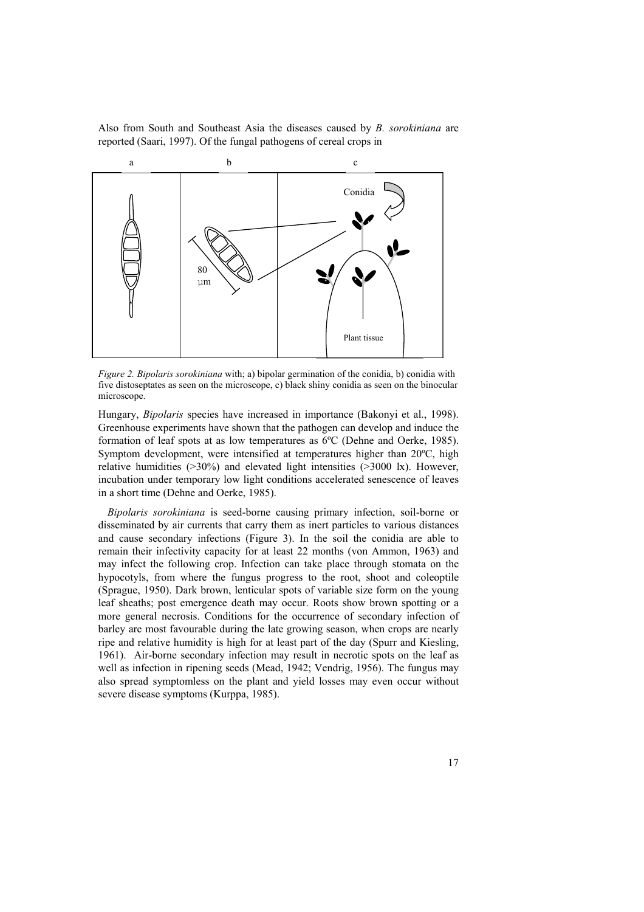Also from South and Southeast Asia the diseases caused by *B. sorokiniana* are reported (Saari, 1997). Of the fungal pathogens of cereal crops in

*Figure 2. Bipolaris sorokiniana* with; a) bipolar germination of the conidia, b) conidia with five distoseptates as seen on the microscope, c) black shiny conidia as seen on the binocular microscope.

Hungary, *Bipolaris* species have increased in importance (Bakonyi et al., 1998). Greenhouse experiments have shown that the pathogen can develop and induce the formation of leaf spots at as low temperatures as 6ºC (Dehne and Oerke, 1985). Symptom development, were intensified at temperatures higher than 20ºC, high relative humidities (>30%) and elevated light intensities (>3000 lx). However, incubation under temporary low light conditions accelerated senescence of leaves in a short time (Dehne and Oerke, 1985).

*Bipolaris sorokiniana* is seed-borne causing primary infection, soil-borne or disseminated by air currents that carry them as inert particles to various distances and cause secondary infections (Figure 3). In the soil the conidia are able to remain their infectivity capacity for at least 22 months (von Ammon, 1963) and may infect the following crop. Infection can take place through stomata on the hypocotyls, from where the fungus progress to the root, shoot and coleoptile (Sprague, 1950). Dark brown, lenticular spots of variable size form on the young leaf sheaths; post emergence death may occur. Roots show brown spotting or a more general necrosis. Conditions for the occurrence of secondary infection of barley are most favourable during the late growing season, when crops are nearly ripe and relative humidity is high for at least part of the day (Spurr and Kiesling, 1961). Air-borne secondary infection may result in necrotic spots on the leaf as well as infection in ripening seeds (Mead, 1942; Vendrig, 1956). The fungus may also spread symptomless on the plant and yield losses may even occur without severe disease symptoms (Kurppa, 1985).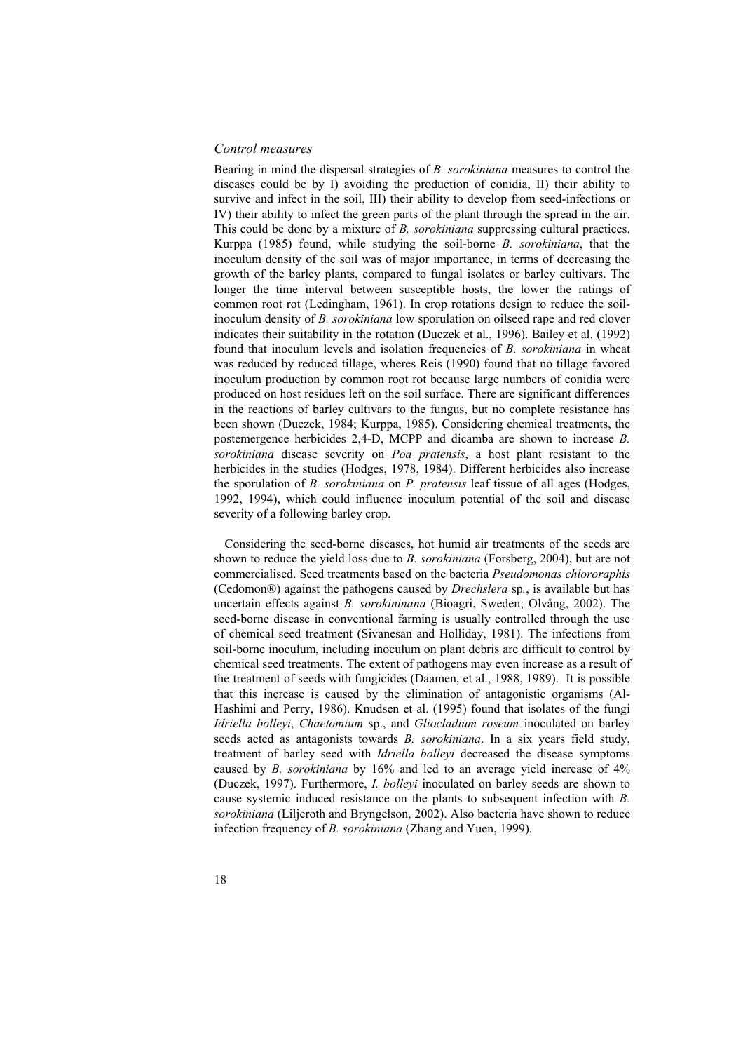*Control measures*

Bearing in mind the dispersal strategies of *B. sorokiniana* measures to control the diseases could be by I) avoiding the production of conidia, II) their ability to survive and infect in the soil, III) their ability to develop from seed-infections or IV) their ability to infect the green parts of the plant through the spread in the air. This could be done by a mixture of *B. sorokiniana* suppressing cultural practices. Kurppa (1985) found, while studying the soil-borne *B. sorokiniana*, that the inoculum density of the soil was of major importance, in terms of decreasing the growth of the barley plants, compared to fungal isolates or barley cultivars. The longer the time interval between susceptible hosts, the lower the ratings of common root rot (Ledingham, 1961). In crop rotations design to reduce the soil-inoculum density of *B. sorokiniana* low sporulation on oilseed rape and red clover indicates their suitability in the rotation (Duczek et al., 1996). Bailey et al. (1992) found that inoculum levels and isolation frequencies of *B. sorokiniana* in wheat was reduced by reduced tillage, wheres Reis (1990) found that no tillage favored inoculum production by common root rot because large numbers of conidia were produced on host residues left on the soil surface. There are significant differences in the reactions of barley cultivars to the fungus, but no complete resistance has been shown (Duczek, 1984; Kurppa, 1985). Considering chemical treatments, the postemergence herbicides 2,4-D, MCPP and dicamba are shown to increase *B. sorokiniana* disease severity on *Poa pratensis*, a host plant resistant to the herbicides in the studies (Hodges, 1978, 1984). Different herbicides also increase the sporulation of *B. sorokiniana* on *P. pratensis* leaf tissue of all ages (Hodges, 1992, 1994), which could influence inoculum potential of the soil and disease severity of a following barley crop.

Considering the seed-borne diseases, hot humid air treatments of the seeds are shown to reduce the yield loss due to *B. sorokiniana* (Forsberg, 2004), but are not commercialised. Seed treatments based on the bacteria *Pseudomonas chlororaphis* (Cedomon®) against the pathogens caused by *Drechslera* sp., is available but has uncertain effects against *B. sorokininana* (Bioagri, Sweden; Olvång, 2002). The seed-borne disease in conventional farming is usually controlled through the use of chemical seed treatment (Sivanesan and Holliday, 1981). The infections from soil-borne inoculum, including inoculum on plant debris are difficult to control by chemical seed treatments. The extent of pathogens may even increase as a result of the treatment of seeds with fungicides (Daamen, et al., 1988, 1989). It is possible that this increase is caused by the elimination of antagonistic organisms (Al-Hashimi and Perry, 1986). Knudsen et al. (1995) found that isolates of the fungi *Idriella bolleyi*, *Chaetomium* sp., and *Gliocladium roseum* inoculated on barley seeds acted as antagonists towards *B. sorokiniana*. In a six years field study, treatment of barley seed with *Idriella bolleyi* decreased the disease symptoms caused by *B. sorokiniana* by 16% and led to an average yield increase of 4% (Duczek, 1997). Furthermore, *I. bolleyi* inoculated on barley seeds are shown to cause systemic induced resistance on the plants to subsequent infection with *B. sorokiniana* (Liljeroth and Bryngelson, 2002). Also bacteria have shown to reduce infection frequency of *B. sorokiniana* (Zhang and Yuen, 1999).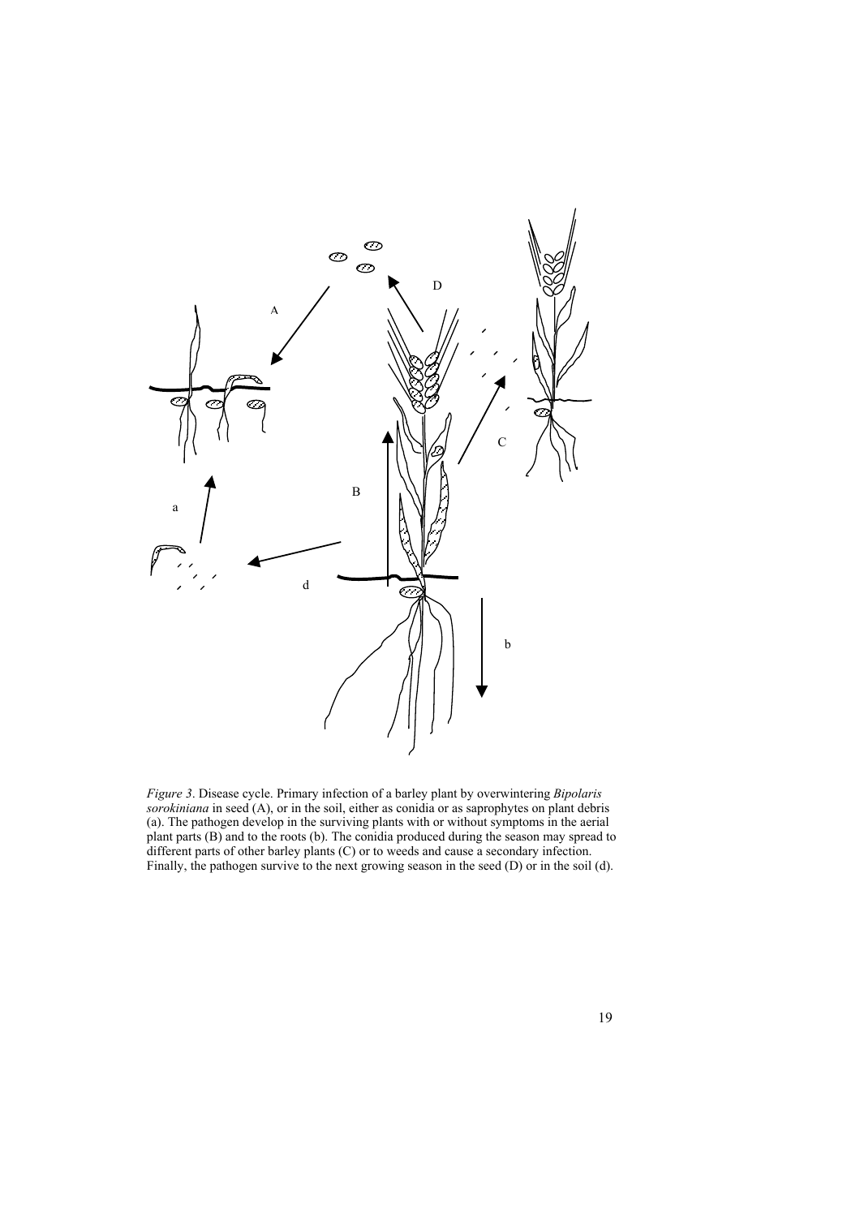*Figure 3*. Disease cycle. Primary infection of a barley plant by overwintering *Bipolaris sorokiniana* in seed (A), or in the soil, either as conidia or as saprophytes on plant debris (a). The pathogen develop in the surviving plants with or without symptoms in the aerial plant parts (B) and to the roots (b). The conidia produced during the season may spread to different parts of other barley plants (C) or to weeds and cause a secondary infection. Finally, the pathogen survive to the next growing season in the seed (D) or in the soil (d).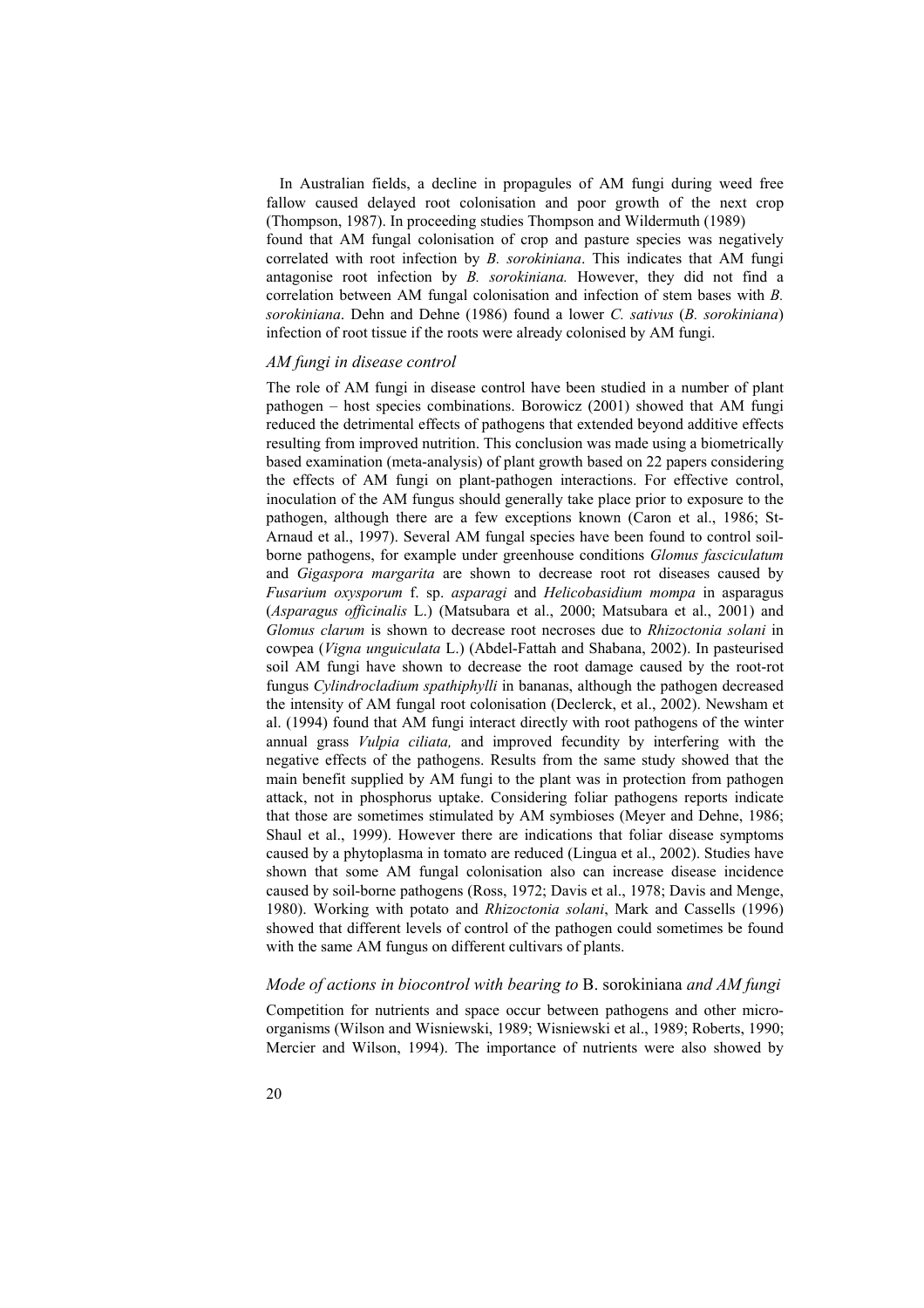In Australian fields, a decline in propagules of AM fungi during weed free fallow caused delayed root colonisation and poor growth of the next crop (Thompson, 1987). In proceeding studies Thompson and Wildermuth (1989) found that AM fungal colonisation of crop and pasture species was negatively correlated with root infection by *B. sorokiniana*. This indicates that AM fungi antagonise root infection by *B. sorokiniana.* However, they did not find a correlation between AM fungal colonisation and infection of stem bases with *B. sorokiniana*. Dehn and Dehne (1986) found a lower *C. sativus* (*B. sorokiniana*) infection of root tissue if the roots were already colonised by AM fungi.

### *AM fungi in disease control*

The role of AM fungi in disease control have been studied in a number of plant pathogen – host species combinations. Borowicz (2001) showed that AM fungi reduced the detrimental effects of pathogens that extended beyond additive effects resulting from improved nutrition. This conclusion was made using a biometrically based examination (meta-analysis) of plant growth based on 22 papers considering the effects of AM fungi on plant-pathogen interactions. For effective control, inoculation of the AM fungus should generally take place prior to exposure to the pathogen, although there are a few exceptions known (Caron et al., 1986; St-Arnaud et al., 1997). Several AM fungal species have been found to control soil-borne pathogens, for example under greenhouse conditions *Glomus fasciculatum* and *Gigaspora margarita* are shown to decrease root rot diseases caused by *Fusarium oxysporum* f. sp. *asparagi* and *Helicobasidium mompa* in asparagus (*Asparagus officinalis* L.) (Matsubara et al., 2000; Matsubara et al., 2001) and *Glomus clarum* is shown to decrease root necroses due to *Rhizoctonia solani* in cowpea (*Vigna unguiculata* L.) (Abdel-Fattah and Shabana, 2002). In pasteurised soil AM fungi have shown to decrease the root damage caused by the root-rot fungus *Cylindrocladium spathiphylli* in bananas, although the pathogen decreased the intensity of AM fungal root colonisation (Declerck, et al., 2002). Newsham et al. (1994) found that AM fungi interact directly with root pathogens of the winter annual grass *Vulpia ciliata,* and improved fecundity by interfering with the negative effects of the pathogens. Results from the same study showed that the main benefit supplied by AM fungi to the plant was in protection from pathogen attack, not in phosphorus uptake. Considering foliar pathogens reports indicate that those are sometimes stimulated by AM symbioses (Meyer and Dehne, 1986; Shaul et al., 1999). However there are indications that foliar disease symptoms caused by a phytoplasma in tomato are reduced (Lingua et al., 2002). Studies have shown that some AM fungal colonisation also can increase disease incidence caused by soil-borne pathogens (Ross, 1972; Davis et al., 1978; Davis and Menge, 1980). Working with potato and *Rhizoctonia solani*, Mark and Cassells (1996) showed that different levels of control of the pathogen could sometimes be found with the same AM fungus on different cultivars of plants.

### *Mode of actions in biocontrol with bearing to* B. sorokiniana *and AM fungi*

Competition for nutrients and space occur between pathogens and other micro-organisms (Wilson and Wisniewski, 1989; Wisniewski et al., 1989; Roberts, 1990; Mercier and Wilson, 1994). The importance of nutrients were also showed by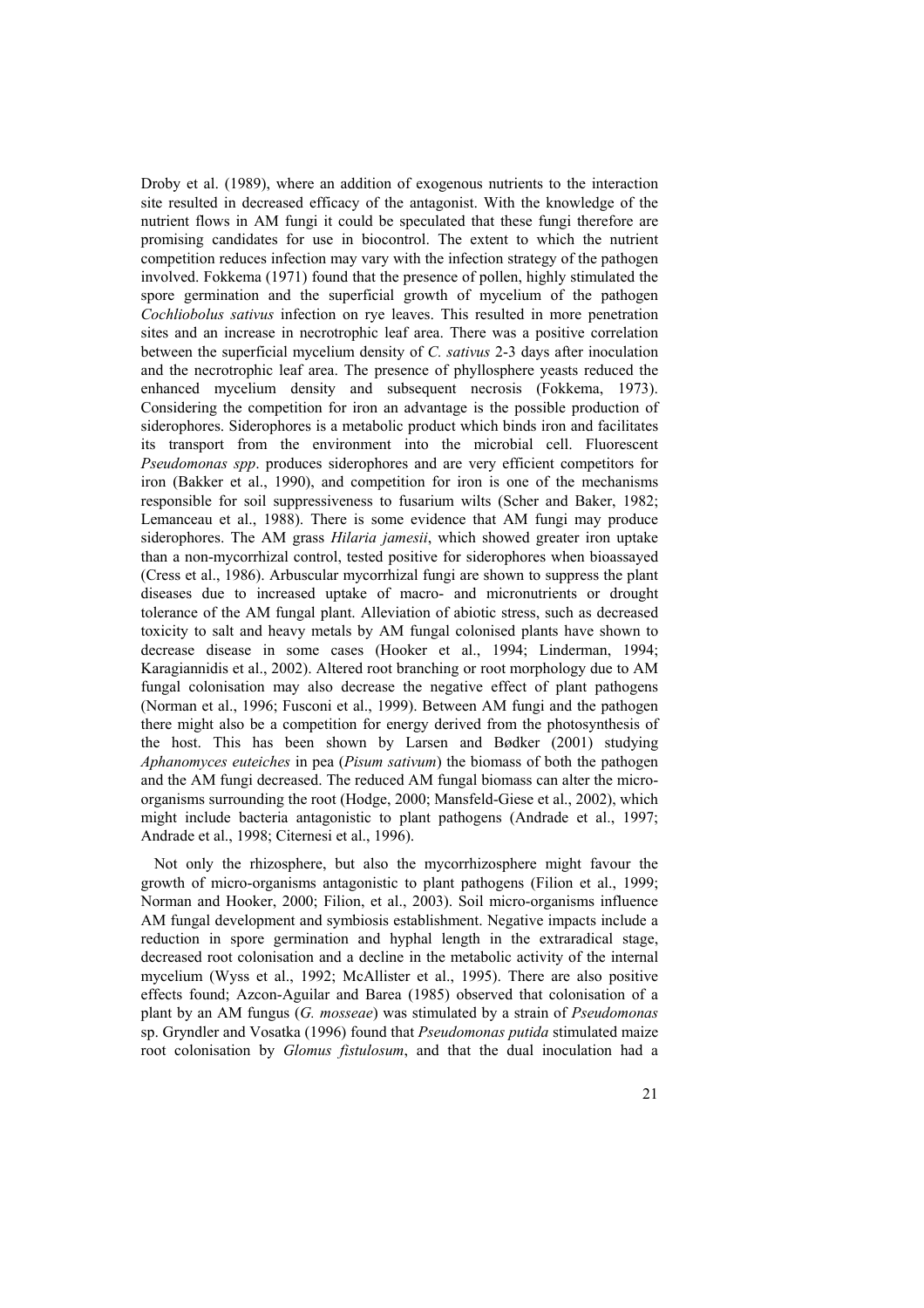Droby et al. (1989), where an addition of exogenous nutrients to the interaction site resulted in decreased efficacy of the antagonist. With the knowledge of the nutrient flows in AM fungi it could be speculated that these fungi therefore are promising candidates for use in biocontrol. The extent to which the nutrient competition reduces infection may vary with the infection strategy of the pathogen involved. Fokkema (1971) found that the presence of pollen, highly stimulated the spore germination and the superficial growth of mycelium of the pathogen *Cochliobolus sativus* infection on rye leaves. This resulted in more penetration sites and an increase in necrotrophic leaf area. There was a positive correlation between the superficial mycelium density of *C. sativus* 2-3 days after inoculation and the necrotrophic leaf area. The presence of phyllosphere yeasts reduced the enhanced mycelium density and subsequent necrosis (Fokkema, 1973). Considering the competition for iron an advantage is the possible production of siderophores. Siderophores is a metabolic product which binds iron and facilitates its transport from the environment into the microbial cell. Fluorescent *Pseudomonas spp*. produces siderophores and are very efficient competitors for iron (Bakker et al., 1990), and competition for iron is one of the mechanisms responsible for soil suppressiveness to fusarium wilts (Scher and Baker, 1982; Lemanceau et al., 1988). There is some evidence that AM fungi may produce siderophores. The AM grass *Hilaria jamesii*, which showed greater iron uptake than a non-mycorrhizal control, tested positive for siderophores when bioassayed (Cress et al., 1986). Arbuscular mycorrhizal fungi are shown to suppress the plant diseases due to increased uptake of macro- and micronutrients or drought tolerance of the AM fungal plant. Alleviation of abiotic stress, such as decreased toxicity to salt and heavy metals by AM fungal colonised plants have shown to decrease disease in some cases (Hooker et al., 1994; Linderman, 1994; Karagiannidis et al., 2002). Altered root branching or root morphology due to AM fungal colonisation may also decrease the negative effect of plant pathogens (Norman et al., 1996; Fusconi et al., 1999). Between AM fungi and the pathogen there might also be a competition for energy derived from the photosynthesis of the host. This has been shown by Larsen and Bødker (2001) studying *Aphanomyces euteiches* in pea (*Pisum sativum*) the biomass of both the pathogen and the AM fungi decreased. The reduced AM fungal biomass can alter the micro-organisms surrounding the root (Hodge, 2000; Mansfeld-Giese et al., 2002), which might include bacteria antagonistic to plant pathogens (Andrade et al., 1997; Andrade et al., 1998; Citernesi et al., 1996).

Not only the rhizosphere, but also the mycorrhizosphere might favour the growth of micro-organisms antagonistic to plant pathogens (Filion et al., 1999; Norman and Hooker, 2000; Filion, et al., 2003). Soil micro-organisms influence AM fungal development and symbiosis establishment. Negative impacts include a reduction in spore germination and hyphal length in the extraradical stage, decreased root colonisation and a decline in the metabolic activity of the internal mycelium (Wyss et al., 1992; McAllister et al., 1995). There are also positive effects found; Azcon-Aguilar and Barea (1985) observed that colonisation of a plant by an AM fungus (*G. mosseae*) was stimulated by a strain of *Pseudomonas* sp. Gryndler and Vosatka (1996) found that *Pseudomonas putida* stimulated maize root colonisation by *Glomus fistulosum*, and that the dual inoculation had a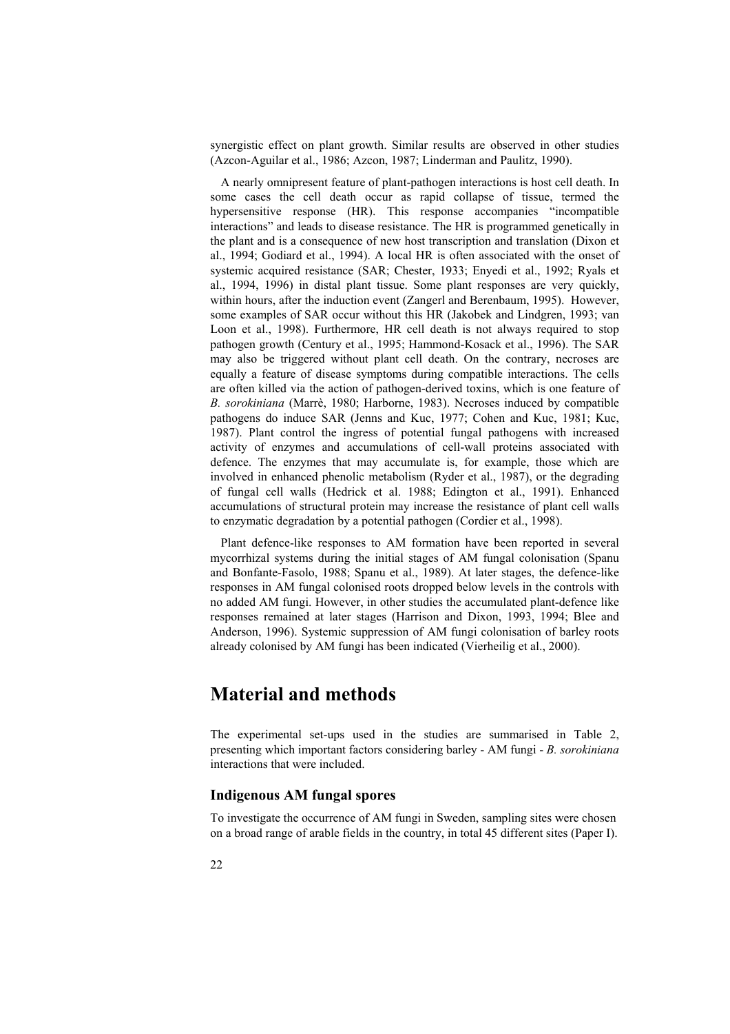synergistic effect on plant growth. Similar results are observed in other studies (Azcon-Aguilar et al., 1986; Azcon, 1987; Linderman and Paulitz, 1990).

A nearly omnipresent feature of plant-pathogen interactions is host cell death. In some cases the cell death occur as rapid collapse of tissue, termed the hypersensitive response (HR). This response accompanies "incompatible interactions" and leads to disease resistance. The HR is programmed genetically in the plant and is a consequence of new host transcription and translation (Dixon et al., 1994; Godiard et al., 1994). A local HR is often associated with the onset of systemic acquired resistance (SAR; Chester, 1933; Enyedi et al., 1992; Ryals et al., 1994, 1996) in distal plant tissue. Some plant responses are very quickly, within hours, after the induction event (Zangerl and Berenbaum, 1995). However, some examples of SAR occur without this HR (Jakobek and Lindgren, 1993; van Loon et al., 1998). Furthermore, HR cell death is not always required to stop pathogen growth (Century et al., 1995; Hammond-Kosack et al., 1996). The SAR may also be triggered without plant cell death. On the contrary, necroses are equally a feature of disease symptoms during compatible interactions. The cells are often killed via the action of pathogen-derived toxins, which is one feature of *B. sorokiniana* (Marrè, 1980; Harborne, 1983). Necroses induced by compatible pathogens do induce SAR (Jenns and Kuc, 1977; Cohen and Kuc, 1981; Kuc, 1987). Plant control the ingress of potential fungal pathogens with increased activity of enzymes and accumulations of cell-wall proteins associated with defence. The enzymes that may accumulate is, for example, those which are involved in enhanced phenolic metabolism (Ryder et al., 1987), or the degrading of fungal cell walls (Hedrick et al. 1988; Edington et al., 1991). Enhanced accumulations of structural protein may increase the resistance of plant cell walls to enzymatic degradation by a potential pathogen (Cordier et al., 1998).

Plant defence-like responses to AM formation have been reported in several mycorrhizal systems during the initial stages of AM fungal colonisation (Spanu and Bonfante-Fasolo, 1988; Spanu et al., 1989). At later stages, the defence-like responses in AM fungal colonised roots dropped below levels in the controls with no added AM fungi. However, in other studies the accumulated plant-defence like responses remained at later stages (Harrison and Dixon, 1993, 1994; Blee and Anderson, 1996). Systemic suppression of AM fungi colonisation of barley roots already colonised by AM fungi has been indicated (Vierheilig et al., 2000).

# Material and methods

The experimental set-ups used in the studies are summarised in Table 2, presenting which important factors considering barley - AM fungi - *B. sorokiniana* interactions that were included.

## Indigenous AM fungal spores

To investigate the occurrence of AM fungi in Sweden, sampling sites were chosen on a broad range of arable fields in the country, in total 45 different sites (Paper I).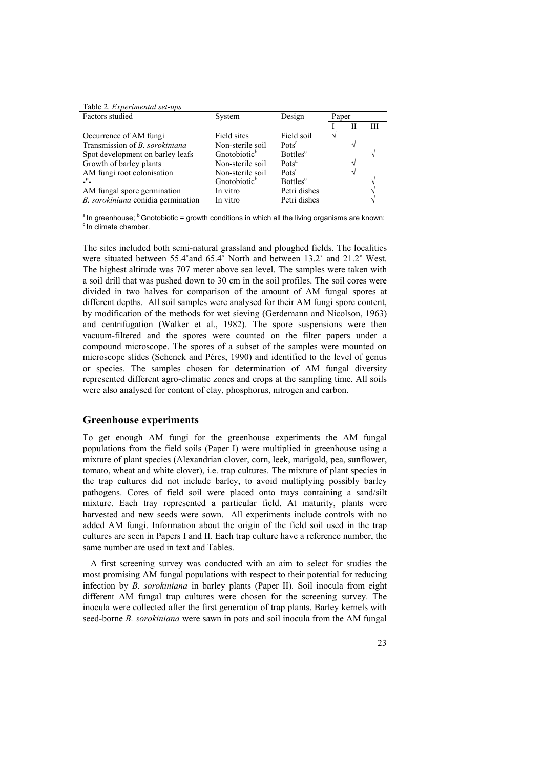Table 2. *Experimental set-ups*

| Factors studied | System | Design | Paper | | |
|---|---|---|---|---|---|
| | | | I | II | III |
| Occurrence of AM fungi | Field sites | Field soil | √ | | |
| Transmission of *B. sorokiniana* | Non-sterile soil | Pots[a] | | √ | |
| Spot development on barley leafs | Gnotobiotic[b] | Bottles[c] | | | √ |
| Growth of barley plants | Non-sterile soil | Pots[a] | | √ | |
| AM fungi root colonisation | Non-sterile soil | Pots[a] | | √ | |
| -"- | Gnotobiotic[b] | Bottles[c] | | | √ |
| AM fungal spore germination | In vitro | Petri dishes | | | √ |
| *B. sorokiniana* conidia germination | In vitro | Petri dishes | | | √ |

[a] In greenhouse; [b] Gnotobiotic = growth conditions in which all the living organisms are known; [c] In climate chamber.

The sites included both semi-natural grassland and ploughed fields. The localities were situated between 55.4˚and 65.4˚ North and between 13.2˚ and 21.2˚ West. The highest altitude was 707 meter above sea level. The samples were taken with a soil drill that was pushed down to 30 cm in the soil profiles. The soil cores were divided in two halves for comparison of the amount of AM fungal spores at different depths. All soil samples were analysed for their AM fungi spore content, by modification of the methods for wet sieving (Gerdemann and Nicolson, 1963) and centrifugation (Walker et al., 1982). The spore suspensions were then vacuum-filtered and the spores were counted on the filter papers under a compound microscope. The spores of a subset of the samples were mounted on microscope slides (Schenck and Péres, 1990) and identified to the level of genus or species. The samples chosen for determination of AM fungal diversity represented different agro-climatic zones and crops at the sampling time. All soils were also analysed for content of clay, phosphorus, nitrogen and carbon.

## Greenhouse experiments

To get enough AM fungi for the greenhouse experiments the AM fungal populations from the field soils (Paper I) were multiplied in greenhouse using a mixture of plant species (Alexandrian clover, corn, leek, marigold, pea, sunflower, tomato, wheat and white clover), i.e. trap cultures. The mixture of plant species in the trap cultures did not include barley, to avoid multiplying possibly barley pathogens. Cores of field soil were placed onto trays containing a sand/silt mixture. Each tray represented a particular field. At maturity, plants were harvested and new seeds were sown. All experiments include controls with no added AM fungi. Information about the origin of the field soil used in the trap cultures are seen in Papers I and II. Each trap culture have a reference number, the same number are used in text and Tables.

A first screening survey was conducted with an aim to select for studies the most promising AM fungal populations with respect to their potential for reducing infection by *B. sorokiniana* in barley plants (Paper II). Soil inocula from eight different AM fungal trap cultures were chosen for the screening survey. The inocula were collected after the first generation of trap plants. Barley kernels with seed-borne *B. sorokiniana* were sawn in pots and soil inocula from the AM fungal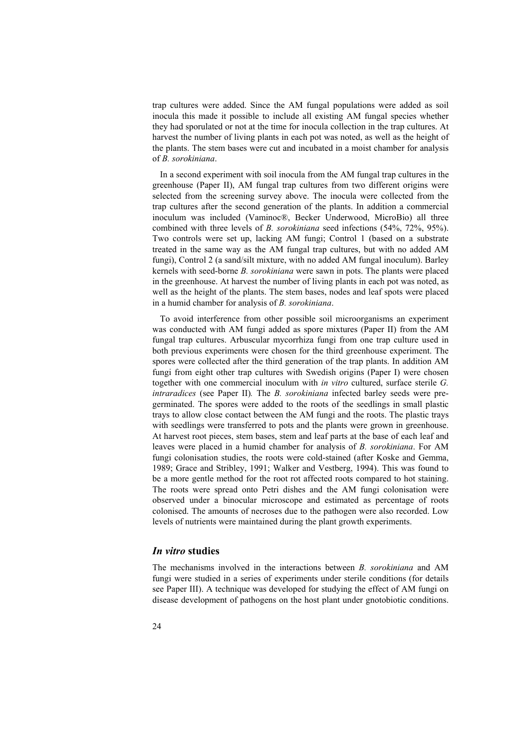trap cultures were added. Since the AM fungal populations were added as soil inocula this made it possible to include all existing AM fungal species whether they had sporulated or not at the time for inocula collection in the trap cultures. At harvest the number of living plants in each pot was noted, as well as the height of the plants. The stem bases were cut and incubated in a moist chamber for analysis of *B. sorokiniana*.

In a second experiment with soil inocula from the AM fungal trap cultures in the greenhouse (Paper II), AM fungal trap cultures from two different origins were selected from the screening survey above. The inocula were collected from the trap cultures after the second generation of the plants. In addition a commercial inoculum was included (Vaminoc®, Becker Underwood, MicroBio) all three combined with three levels of *B. sorokiniana* seed infections (54%, 72%, 95%). Two controls were set up, lacking AM fungi; Control 1 (based on a substrate treated in the same way as the AM fungal trap cultures, but with no added AM fungi), Control 2 (a sand/silt mixture, with no added AM fungal inoculum). Barley kernels with seed-borne *B. sorokiniana* were sawn in pots. The plants were placed in the greenhouse. At harvest the number of living plants in each pot was noted, as well as the height of the plants. The stem bases, nodes and leaf spots were placed in a humid chamber for analysis of *B. sorokiniana*.

To avoid interference from other possible soil microorganisms an experiment was conducted with AM fungi added as spore mixtures (Paper II) from the AM fungal trap cultures. Arbuscular mycorrhiza fungi from one trap culture used in both previous experiments were chosen for the third greenhouse experiment. The spores were collected after the third generation of the trap plants. In addition AM fungi from eight other trap cultures with Swedish origins (Paper I) were chosen together with one commercial inoculum with *in vitro* cultured, surface sterile *G. intraradices* (see Paper II)*.* The *B. sorokiniana* infected barley seeds were pre-germinated. The spores were added to the roots of the seedlings in small plastic trays to allow close contact between the AM fungi and the roots. The plastic trays with seedlings were transferred to pots and the plants were grown in greenhouse. At harvest root pieces, stem bases, stem and leaf parts at the base of each leaf and leaves were placed in a humid chamber for analysis of *B. sorokiniana*. For AM fungi colonisation studies, the roots were cold-stained (after Koske and Gemma, 1989; Grace and Stribley, 1991; Walker and Vestberg, 1994). This was found to be a more gentle method for the root rot affected roots compared to hot staining. The roots were spread onto Petri dishes and the AM fungi colonisation were observed under a binocular microscope and estimated as percentage of roots colonised. The amounts of necroses due to the pathogen were also recorded. Low levels of nutrients were maintained during the plant growth experiments.

## *In vitro* studies

The mechanisms involved in the interactions between *B. sorokiniana* and AM fungi were studied in a series of experiments under sterile conditions (for details see Paper III). A technique was developed for studying the effect of AM fungi on disease development of pathogens on the host plant under gnotobiotic conditions.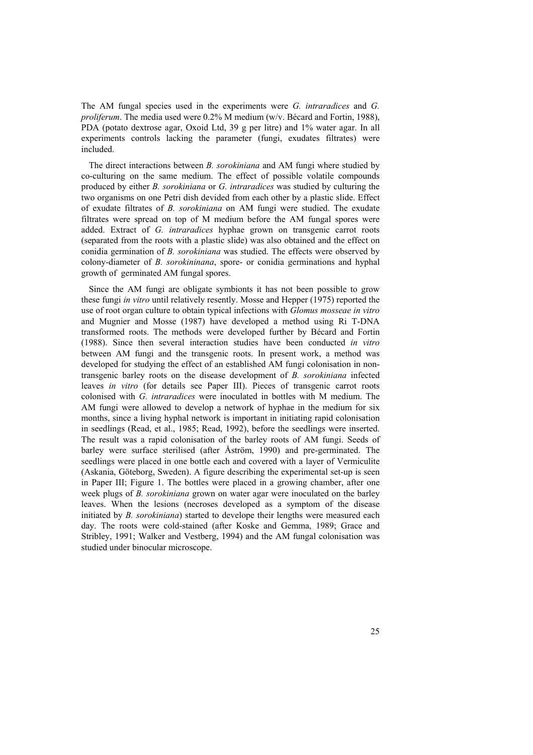The AM fungal species used in the experiments were *G. intraradices* and *G. proliferum*. The media used were 0.2% M medium (w/v. Bécard and Fortin, 1988), PDA (potato dextrose agar, Oxoid Ltd, 39 g per litre) and 1% water agar. In all experiments controls lacking the parameter (fungi, exudates filtrates) were included.

The direct interactions between *B. sorokiniana* and AM fungi where studied by co-culturing on the same medium. The effect of possible volatile compounds produced by either *B. sorokiniana* or *G. intraradices* was studied by culturing the two organisms on one Petri dish devided from each other by a plastic slide. Effect of exudate filtrates of *B. sorokiniana* on AM fungi were studied. The exudate filtrates were spread on top of M medium before the AM fungal spores were added. Extract of *G. intraradices* hyphae grown on transgenic carrot roots (separated from the roots with a plastic slide) was also obtained and the effect on conidia germination of *B. sorokiniana* was studied. The effects were observed by colony-diameter of *B. sorokininana*, spore- or conidia germinations and hyphal growth of germinated AM fungal spores.

Since the AM fungi are obligate symbionts it has not been possible to grow these fungi *in vitro* until relatively resently. Mosse and Hepper (1975) reported the use of root organ culture to obtain typical infections with *Glomus mosseae in vitro* and Mugnier and Mosse (1987) have developed a method using Ri T-DNA transformed roots. The methods were developed further by Bécard and Fortin (1988). Since then several interaction studies have been conducted *in vitro* between AM fungi and the transgenic roots. In present work, a method was developed for studying the effect of an established AM fungi colonisation in non-transgenic barley roots on the disease development of *B. sorokiniana* infected leaves *in vitro* (for details see Paper III). Pieces of transgenic carrot roots colonised with *G. intraradices* were inoculated in bottles with M medium. The AM fungi were allowed to develop a network of hyphae in the medium for six months, since a living hyphal network is important in initiating rapid colonisation in seedlings (Read, et al., 1985; Read, 1992), before the seedlings were inserted. The result was a rapid colonisation of the barley roots of AM fungi. Seeds of barley were surface sterilised (after Åström, 1990) and pre-germinated. The seedlings were placed in one bottle each and covered with a layer of Vermiculite (Askania, Göteborg, Sweden). A figure describing the experimental set-up is seen in Paper III; Figure 1. The bottles were placed in a growing chamber, after one week plugs of *B. sorokiniana* grown on water agar were inoculated on the barley leaves. When the lesions (necroses developed as a symptom of the disease initiated by *B. sorokiniana*) started to develope their lengths were measured each day. The roots were cold-stained (after Koske and Gemma, 1989; Grace and Stribley, 1991; Walker and Vestberg, 1994) and the AM fungal colonisation was studied under binocular microscope.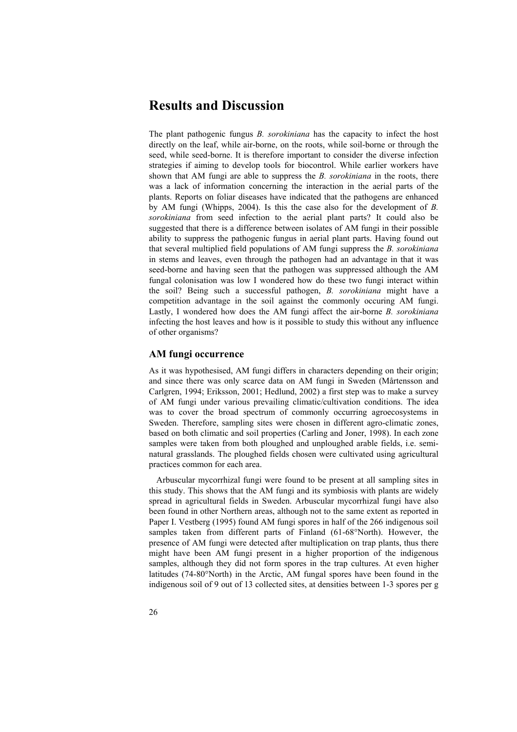# Results and Discussion

The plant pathogenic fungus *B. sorokiniana* has the capacity to infect the host directly on the leaf, while air-borne, on the roots, while soil-borne or through the seed, while seed-borne. It is therefore important to consider the diverse infection strategies if aiming to develop tools for biocontrol. While earlier workers have shown that AM fungi are able to suppress the *B. sorokiniana* in the roots, there was a lack of information concerning the interaction in the aerial parts of the plants. Reports on foliar diseases have indicated that the pathogens are enhanced by AM fungi (Whipps, 2004). Is this the case also for the development of *B. sorokiniana* from seed infection to the aerial plant parts? It could also be suggested that there is a difference between isolates of AM fungi in their possible ability to suppress the pathogenic fungus in aerial plant parts. Having found out that several multiplied field populations of AM fungi suppress the *B. sorokiniana* in stems and leaves, even through the pathogen had an advantage in that it was seed-borne and having seen that the pathogen was suppressed although the AM fungal colonisation was low I wondered how do these two fungi interact within the soil? Being such a successful pathogen, *B. sorokiniana* might have a competition advantage in the soil against the commonly occuring AM fungi. Lastly, I wondered how does the AM fungi affect the air-borne *B. sorokiniana* infecting the host leaves and how is it possible to study this without any influence of other organisms?

## AM fungi occurrence

As it was hypothesised, AM fungi differs in characters depending on their origin; and since there was only scarce data on AM fungi in Sweden (Mårtensson and Carlgren, 1994; Eriksson, 2001; Hedlund, 2002) a first step was to make a survey of AM fungi under various prevailing climatic/cultivation conditions. The idea was to cover the broad spectrum of commonly occurring agroecosystems in Sweden. Therefore, sampling sites were chosen in different agro-climatic zones, based on both climatic and soil properties (Carling and Joner, 1998). In each zone samples were taken from both ploughed and unploughed arable fields, i.e. semi-natural grasslands. The ploughed fields chosen were cultivated using agricultural practices common for each area.

Arbuscular mycorrhizal fungi were found to be present at all sampling sites in this study. This shows that the AM fungi and its symbiosis with plants are widely spread in agricultural fields in Sweden. Arbuscular mycorrhizal fungi have also been found in other Northern areas, although not to the same extent as reported in Paper I. Vestberg (1995) found AM fungi spores in half of the 266 indigenous soil samples taken from different parts of Finland (61-68°North). However, the presence of AM fungi were detected after multiplication on trap plants, thus there might have been AM fungi present in a higher proportion of the indigenous samples, although they did not form spores in the trap cultures. At even higher latitudes (74-80°North) in the Arctic, AM fungal spores have been found in the indigenous soil of 9 out of 13 collected sites, at densities between 1-3 spores per g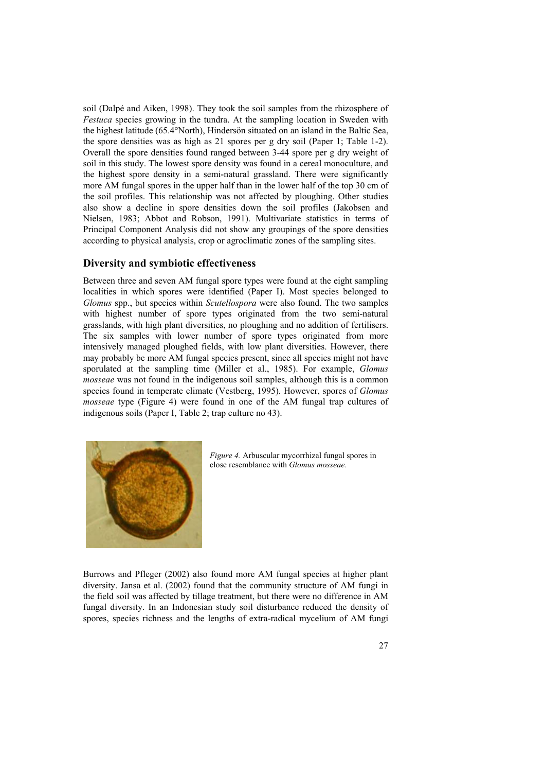soil (Dalpé and Aiken, 1998). They took the soil samples from the rhizosphere of *Festuca* species growing in the tundra. At the sampling location in Sweden with the highest latitude (65.4°North), Hindersön situated on an island in the Baltic Sea, the spore densities was as high as 21 spores per g dry soil (Paper 1; Table 1-2). Overall the spore densities found ranged between 3-44 spore per g dry weight of soil in this study. The lowest spore density was found in a cereal monoculture, and the highest spore density in a semi-natural grassland. There were significantly more AM fungal spores in the upper half than in the lower half of the top 30 cm of the soil profiles. This relationship was not affected by ploughing. Other studies also show a decline in spore densities down the soil profiles (Jakobsen and Nielsen, 1983; Abbot and Robson, 1991). Multivariate statistics in terms of Principal Component Analysis did not show any groupings of the spore densities according to physical analysis, crop or agroclimatic zones of the sampling sites.

## Diversity and symbiotic effectiveness

Between three and seven AM fungal spore types were found at the eight sampling localities in which spores were identified (Paper I). Most species belonged to *Glomus* spp., but species within *Scutellospora* were also found. The two samples with highest number of spore types originated from the two semi-natural grasslands, with high plant diversities, no ploughing and no addition of fertilisers. The six samples with lower number of spore types originated from more intensively managed ploughed fields, with low plant diversities. However, there may probably be more AM fungal species present, since all species might not have sporulated at the sampling time (Miller et al., 1985). For example, *Glomus mosseae* was not found in the indigenous soil samples, although this is a common species found in temperate climate (Vestberg, 1995). However, spores of *Glomus mosseae* type (Figure 4) were found in one of the AM fungal trap cultures of indigenous soils (Paper I, Table 2; trap culture no 43).

*Figure 4.* Arbuscular mycorrhizal fungal spores in close resemblance with *Glomus mosseae.*

Burrows and Pfleger (2002) also found more AM fungal species at higher plant diversity. Jansa et al. (2002) found that the community structure of AM fungi in the field soil was affected by tillage treatment, but there were no difference in AM fungal diversity. In an Indonesian study soil disturbance reduced the density of spores, species richness and the lengths of extra-radical mycelium of AM fungi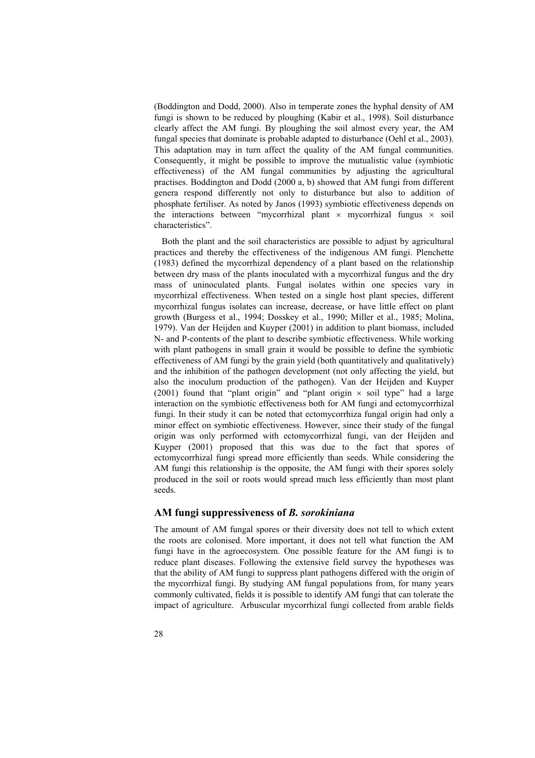(Boddington and Dodd, 2000). Also in temperate zones the hyphal density of AM fungi is shown to be reduced by ploughing (Kabir et al., 1998). Soil disturbance clearly affect the AM fungi. By ploughing the soil almost every year, the AM fungal species that dominate is probable adapted to disturbance (Oehl et al., 2003). This adaptation may in turn affect the quality of the AM fungal communities. Consequently, it might be possible to improve the mutualistic value (symbiotic effectiveness) of the AM fungal communities by adjusting the agricultural practises. Boddington and Dodd (2000 a, b) showed that AM fungi from different genera respond differently not only to disturbance but also to addition of phosphate fertiliser. As noted by Janos (1993) symbiotic effectiveness depends on the interactions between "mycorrhizal plant × mycorrhizal fungus × soil characteristics".

Both the plant and the soil characteristics are possible to adjust by agricultural practices and thereby the effectiveness of the indigenous AM fungi. Plenchette (1983) defined the mycorrhizal dependency of a plant based on the relationship between dry mass of the plants inoculated with a mycorrhizal fungus and the dry mass of uninoculated plants. Fungal isolates within one species vary in mycorrhizal effectiveness. When tested on a single host plant species, different mycorrhizal fungus isolates can increase, decrease, or have little effect on plant growth (Burgess et al., 1994; Dosskey et al., 1990; Miller et al., 1985; Molina, 1979). Van der Heijden and Kuyper (2001) in addition to plant biomass, included N- and P-contents of the plant to describe symbiotic effectiveness. While working with plant pathogens in small grain it would be possible to define the symbiotic effectiveness of AM fungi by the grain yield (both quantitatively and qualitatively) and the inhibition of the pathogen development (not only affecting the yield, but also the inoculum production of the pathogen). Van der Heijden and Kuyper (2001) found that "plant origin" and "plant origin × soil type" had a large interaction on the symbiotic effectiveness both for AM fungi and ectomycorrhizal fungi. In their study it can be noted that ectomycorrhiza fungal origin had only a minor effect on symbiotic effectiveness. However, since their study of the fungal origin was only performed with ectomycorrhizal fungi, van der Heijden and Kuyper (2001) proposed that this was due to the fact that spores of ectomycorrhizal fungi spread more efficiently than seeds. While considering the AM fungi this relationship is the opposite, the AM fungi with their spores solely produced in the soil or roots would spread much less efficiently than most plant seeds.

## AM fungi suppressiveness of *B. sorokiniana*

The amount of AM fungal spores or their diversity does not tell to which extent the roots are colonised. More important, it does not tell what function the AM fungi have in the agroecosystem. One possible feature for the AM fungi is to reduce plant diseases. Following the extensive field survey the hypotheses was that the ability of AM fungi to suppress plant pathogens differed with the origin of the mycorrhizal fungi. By studying AM fungal populations from, for many years commonly cultivated, fields it is possible to identify AM fungi that can tolerate the impact of agriculture. Arbuscular mycorrhizal fungi collected from arable fields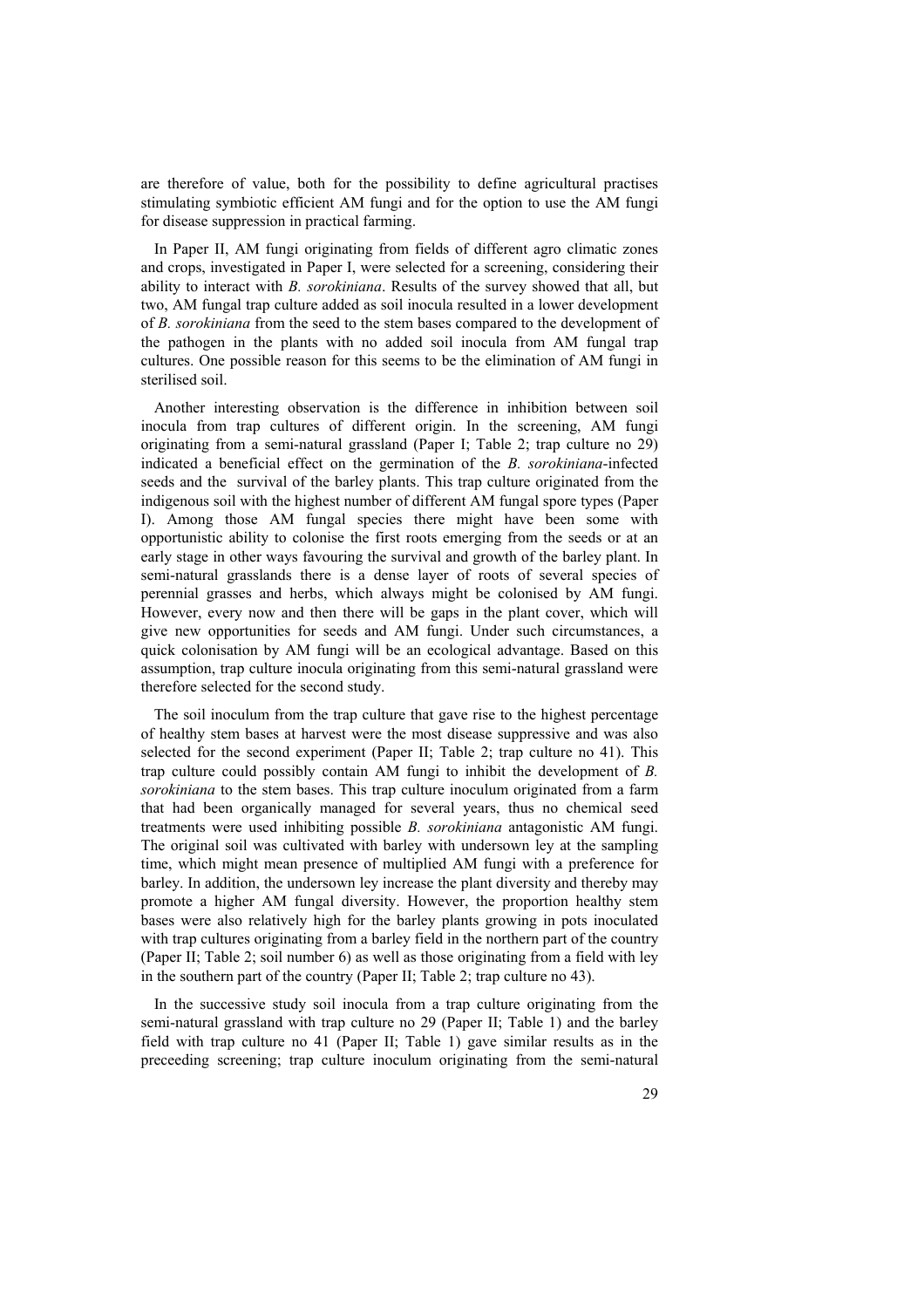are therefore of value, both for the possibility to define agricultural practises stimulating symbiotic efficient AM fungi and for the option to use the AM fungi for disease suppression in practical farming.

In Paper II, AM fungi originating from fields of different agro climatic zones and crops, investigated in Paper I, were selected for a screening, considering their ability to interact with *B. sorokiniana*. Results of the survey showed that all, but two, AM fungal trap culture added as soil inocula resulted in a lower development of *B. sorokiniana* from the seed to the stem bases compared to the development of the pathogen in the plants with no added soil inocula from AM fungal trap cultures. One possible reason for this seems to be the elimination of AM fungi in sterilised soil.

Another interesting observation is the difference in inhibition between soil inocula from trap cultures of different origin. In the screening, AM fungi originating from a semi-natural grassland (Paper I; Table 2; trap culture no 29) indicated a beneficial effect on the germination of the *B. sorokiniana*-infected seeds and the survival of the barley plants. This trap culture originated from the indigenous soil with the highest number of different AM fungal spore types (Paper I). Among those AM fungal species there might have been some with opportunistic ability to colonise the first roots emerging from the seeds or at an early stage in other ways favouring the survival and growth of the barley plant. In semi-natural grasslands there is a dense layer of roots of several species of perennial grasses and herbs, which always might be colonised by AM fungi. However, every now and then there will be gaps in the plant cover, which will give new opportunities for seeds and AM fungi. Under such circumstances, a quick colonisation by AM fungi will be an ecological advantage. Based on this assumption, trap culture inocula originating from this semi-natural grassland were therefore selected for the second study.

The soil inoculum from the trap culture that gave rise to the highest percentage of healthy stem bases at harvest were the most disease suppressive and was also selected for the second experiment (Paper II; Table 2; trap culture no 41). This trap culture could possibly contain AM fungi to inhibit the development of *B. sorokiniana* to the stem bases. This trap culture inoculum originated from a farm that had been organically managed for several years, thus no chemical seed treatments were used inhibiting possible *B. sorokiniana* antagonistic AM fungi. The original soil was cultivated with barley with undersown ley at the sampling time, which might mean presence of multiplied AM fungi with a preference for barley. In addition, the undersown ley increase the plant diversity and thereby may promote a higher AM fungal diversity. However, the proportion healthy stem bases were also relatively high for the barley plants growing in pots inoculated with trap cultures originating from a barley field in the northern part of the country (Paper II; Table 2; soil number 6) as well as those originating from a field with ley in the southern part of the country (Paper II; Table 2; trap culture no 43).

In the successive study soil inocula from a trap culture originating from the semi-natural grassland with trap culture no 29 (Paper II; Table 1) and the barley field with trap culture no 41 (Paper II; Table 1) gave similar results as in the preceeding screening; trap culture inoculum originating from the semi-natural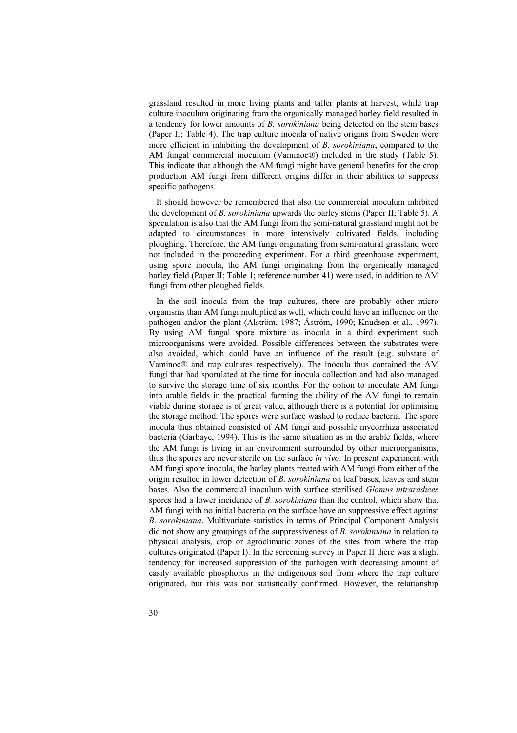grassland resulted in more living plants and taller plants at harvest, while trap culture inoculum originating from the organically managed barley field resulted in a tendency for lower amounts of *B. sorokiniana* being detected on the stem bases (Paper II; Table 4). The trap culture inocula of native origins from Sweden were more efficient in inhibiting the development of *B. sorokiniana*, compared to the AM fungal commercial inoculum (Vaminoc®) included in the study (Table 5). This indicate that although the AM fungi might have general benefits for the crop production AM fungi from different origins differ in their abilities to suppress specific pathogens.

It should however be remembered that also the commercial inoculum inhibited the development of *B. sorokiniana* upwards the barley stems (Paper II; Table 5). A speculation is also that the AM fungi from the semi-natural grassland might not be adapted to circumstances in more intensively cultivated fields, including ploughing. Therefore, the AM fungi originating from semi-natural grassland were not included in the proceeding experiment. For a third greenhouse experiment, using spore inocula, the AM fungi originating from the organically managed barley field (Paper II; Table 1; reference number 41) were used, in addition to AM fungi from other ploughed fields.

In the soil inocula from the trap cultures, there are probably other micro organisms than AM fungi multiplied as well, which could have an influence on the pathogen and/or the plant (Alström, 1987; Åström, 1990; Knudsen et al., 1997). By using AM fungal spore mixture as inocula in a third experiment such microorganisms were avoided. Possible differences between the substrates were also avoided, which could have an influence of the result (e.g. substate of Vaminoc® and trap cultures respectively). The inocula thus contained the AM fungi that had sporulated at the time for inocula collection and had also managed to survive the storage time of six months. For the option to inoculate AM fungi into arable fields in the practical farming the ability of the AM fungi to remain viable during storage is of great value, although there is a potential for optimising the storage method. The spores were surface washed to reduce bacteria. The spore inocula thus obtained consisted of AM fungi and possible mycorrhiza associated bacteria (Garbaye, 1994). This is the same situation as in the arable fields, where the AM fungi is living in an environment surrounded by other microorganisms, thus the spores are never sterile on the surface *in vivo*. In present experiment with AM fungi spore inocula, the barley plants treated with AM fungi from either of the origin resulted in lower detection of *B. sorokiniana* on leaf bases, leaves and stem bases. Also the commercial inoculum with surface sterilised *Glomus intraradices* spores had a lower incidence of *B. sorokiniana* than the control, which show that AM fungi with no initial bacteria on the surface have an suppressive effect against *B. sorokiniana*. Multivariate statistics in terms of Principal Component Analysis did not show any groupings of the suppressiveness of *B. sorokiniana* in relation to physical analysis, crop or agroclimatic zones of the sites from where the trap cultures originated (Paper I). In the screening survey in Paper II there was a slight tendency for increased suppression of the pathogen with decreasing amount of easily available phosphorus in the indigenous soil from where the trap culture originated, but this was not statistically confirmed. However, the relationship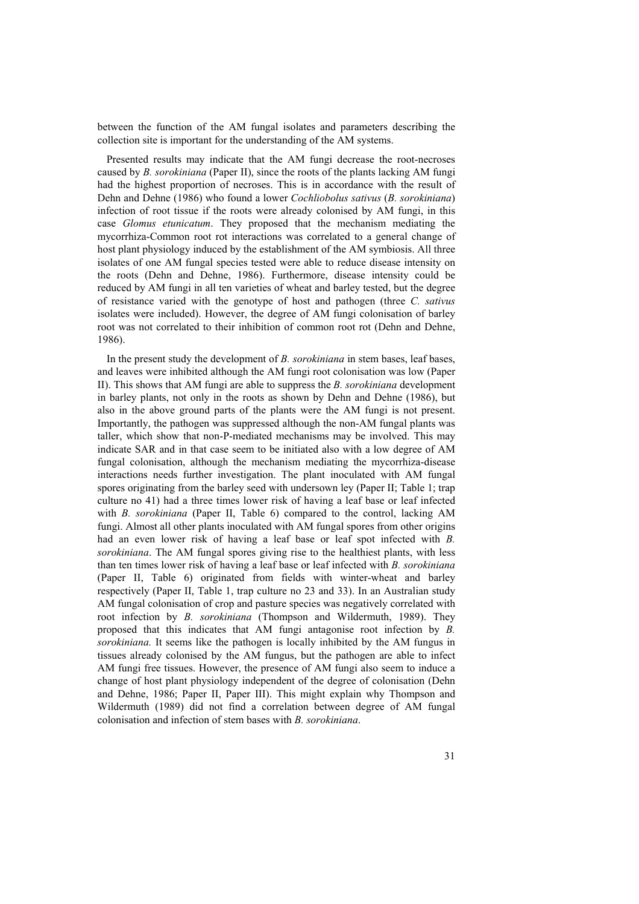between the function of the AM fungal isolates and parameters describing the collection site is important for the understanding of the AM systems.

Presented results may indicate that the AM fungi decrease the root-necroses caused by *B. sorokiniana* (Paper II), since the roots of the plants lacking AM fungi had the highest proportion of necroses. This is in accordance with the result of Dehn and Dehne (1986) who found a lower *Cochliobolus sativus* (*B. sorokiniana*) infection of root tissue if the roots were already colonised by AM fungi, in this case *Glomus etunicatum*. They proposed that the mechanism mediating the mycorrhiza-Common root rot interactions was correlated to a general change of host plant physiology induced by the establishment of the AM symbiosis. All three isolates of one AM fungal species tested were able to reduce disease intensity on the roots (Dehn and Dehne, 1986). Furthermore, disease intensity could be reduced by AM fungi in all ten varieties of wheat and barley tested, but the degree of resistance varied with the genotype of host and pathogen (three *C. sativus* isolates were included). However, the degree of AM fungi colonisation of barley root was not correlated to their inhibition of common root rot (Dehn and Dehne, 1986).

In the present study the development of *B. sorokiniana* in stem bases, leaf bases, and leaves were inhibited although the AM fungi root colonisation was low (Paper II). This shows that AM fungi are able to suppress the *B. sorokiniana* development in barley plants, not only in the roots as shown by Dehn and Dehne (1986), but also in the above ground parts of the plants were the AM fungi is not present. Importantly, the pathogen was suppressed although the non-AM fungal plants was taller, which show that non-P-mediated mechanisms may be involved. This may indicate SAR and in that case seem to be initiated also with a low degree of AM fungal colonisation, although the mechanism mediating the mycorrhiza-disease interactions needs further investigation. The plant inoculated with AM fungal spores originating from the barley seed with undersown ley (Paper II; Table 1; trap culture no 41) had a three times lower risk of having a leaf base or leaf infected with *B. sorokiniana* (Paper II, Table 6) compared to the control, lacking AM fungi. Almost all other plants inoculated with AM fungal spores from other origins had an even lower risk of having a leaf base or leaf spot infected with *B. sorokiniana*. The AM fungal spores giving rise to the healthiest plants, with less than ten times lower risk of having a leaf base or leaf infected with *B. sorokiniana* (Paper II, Table 6) originated from fields with winter-wheat and barley respectively (Paper II, Table 1, trap culture no 23 and 33). In an Australian study AM fungal colonisation of crop and pasture species was negatively correlated with root infection by *B. sorokiniana* (Thompson and Wildermuth, 1989). They proposed that this indicates that AM fungi antagonise root infection by *B. sorokiniana.* It seems like the pathogen is locally inhibited by the AM fungus in tissues already colonised by the AM fungus, but the pathogen are able to infect AM fungi free tissues. However, the presence of AM fungi also seem to induce a change of host plant physiology independent of the degree of colonisation (Dehn and Dehne, 1986; Paper II, Paper III). This might explain why Thompson and Wildermuth (1989) did not find a correlation between degree of AM fungal colonisation and infection of stem bases with *B. sorokiniana*.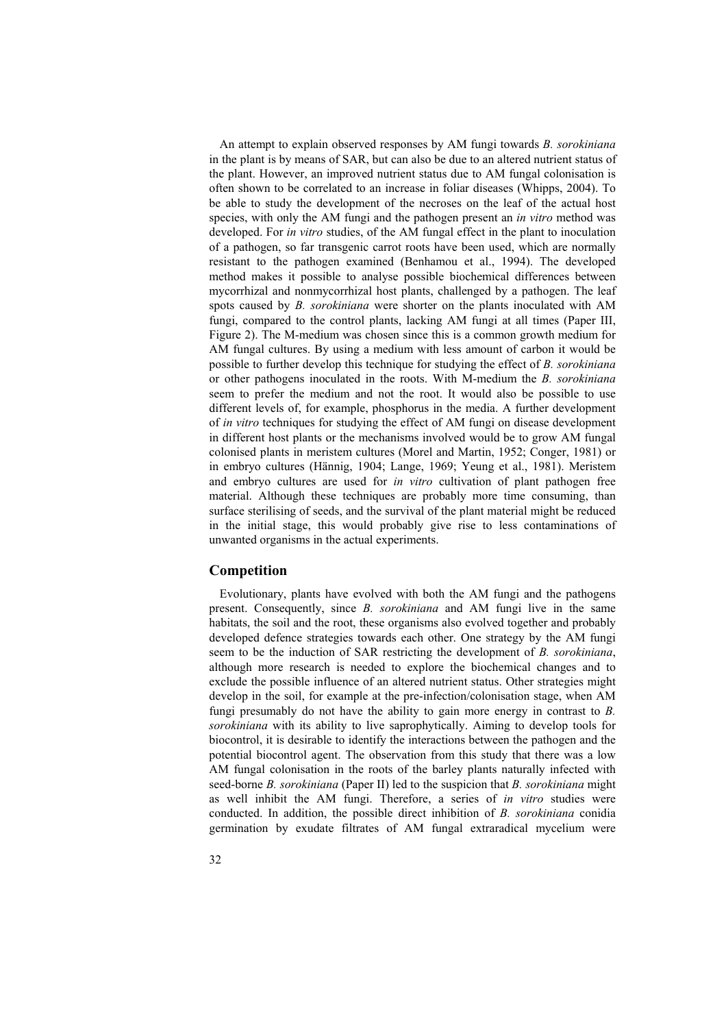An attempt to explain observed responses by AM fungi towards *B. sorokiniana* in the plant is by means of SAR, but can also be due to an altered nutrient status of the plant. However, an improved nutrient status due to AM fungal colonisation is often shown to be correlated to an increase in foliar diseases (Whipps, 2004). To be able to study the development of the necroses on the leaf of the actual host species, with only the AM fungi and the pathogen present an *in vitro* method was developed. For *in vitro* studies, of the AM fungal effect in the plant to inoculation of a pathogen, so far transgenic carrot roots have been used, which are normally resistant to the pathogen examined (Benhamou et al., 1994). The developed method makes it possible to analyse possible biochemical differences between mycorrhizal and nonmycorrhizal host plants, challenged by a pathogen. The leaf spots caused by *B. sorokiniana* were shorter on the plants inoculated with AM fungi, compared to the control plants, lacking AM fungi at all times (Paper III, Figure 2). The M-medium was chosen since this is a common growth medium for AM fungal cultures. By using a medium with less amount of carbon it would be possible to further develop this technique for studying the effect of *B. sorokiniana* or other pathogens inoculated in the roots. With M-medium the *B. sorokiniana* seem to prefer the medium and not the root. It would also be possible to use different levels of, for example, phosphorus in the media. A further development of *in vitro* techniques for studying the effect of AM fungi on disease development in different host plants or the mechanisms involved would be to grow AM fungal colonised plants in meristem cultures (Morel and Martin, 1952; Conger, 1981) or in embryo cultures (Hännig, 1904; Lange, 1969; Yeung et al., 1981). Meristem and embryo cultures are used for *in vitro* cultivation of plant pathogen free material. Although these techniques are probably more time consuming, than surface sterilising of seeds, and the survival of the plant material might be reduced in the initial stage, this would probably give rise to less contaminations of unwanted organisms in the actual experiments.

## Competition

Evolutionary, plants have evolved with both the AM fungi and the pathogens present. Consequently, since *B. sorokiniana* and AM fungi live in the same habitats, the soil and the root, these organisms also evolved together and probably developed defence strategies towards each other. One strategy by the AM fungi seem to be the induction of SAR restricting the development of *B. sorokiniana*, although more research is needed to explore the biochemical changes and to exclude the possible influence of an altered nutrient status. Other strategies might develop in the soil, for example at the pre-infection/colonisation stage, when AM fungi presumably do not have the ability to gain more energy in contrast to *B. sorokiniana* with its ability to live saprophytically. Aiming to develop tools for biocontrol, it is desirable to identify the interactions between the pathogen and the potential biocontrol agent. The observation from this study that there was a low AM fungal colonisation in the roots of the barley plants naturally infected with seed-borne *B. sorokiniana* (Paper II) led to the suspicion that *B. sorokiniana* might as well inhibit the AM fungi. Therefore, a series of *in vitro* studies were conducted. In addition, the possible direct inhibition of *B. sorokiniana* conidia germination by exudate filtrates of AM fungal extraradical mycelium were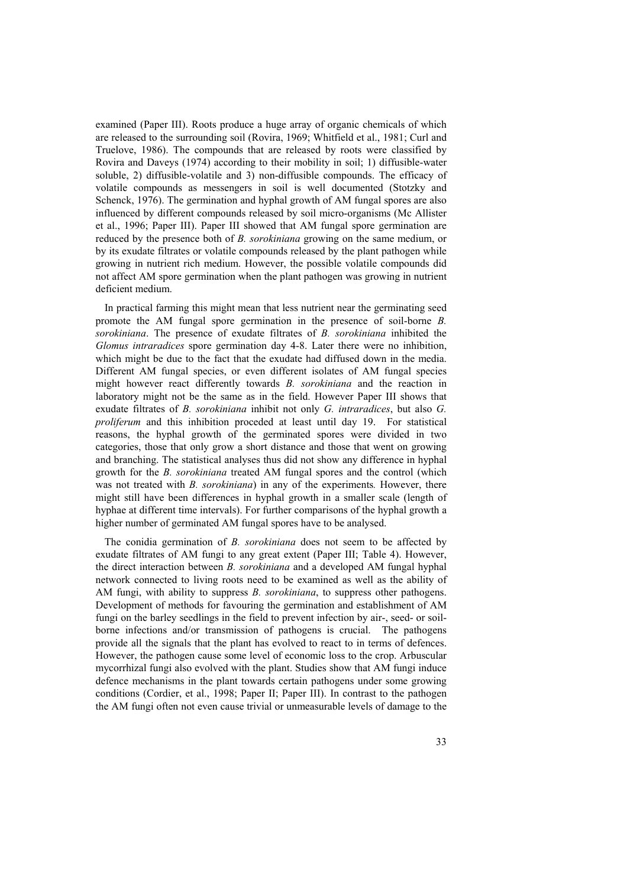examined (Paper III). Roots produce a huge array of organic chemicals of which are released to the surrounding soil (Rovira, 1969; Whitfield et al., 1981; Curl and Truelove, 1986). The compounds that are released by roots were classified by Rovira and Daveys (1974) according to their mobility in soil; 1) diffusible-water soluble, 2) diffusible-volatile and 3) non-diffusible compounds. The efficacy of volatile compounds as messengers in soil is well documented (Stotzky and Schenck, 1976). The germination and hyphal growth of AM fungal spores are also influenced by different compounds released by soil micro-organisms (Mc Allister et al., 1996; Paper III). Paper III showed that AM fungal spore germination are reduced by the presence both of *B. sorokiniana* growing on the same medium, or by its exudate filtrates or volatile compounds released by the plant pathogen while growing in nutrient rich medium. However, the possible volatile compounds did not affect AM spore germination when the plant pathogen was growing in nutrient deficient medium.

In practical farming this might mean that less nutrient near the germinating seed promote the AM fungal spore germination in the presence of soil-borne *B. sorokiniana*. The presence of exudate filtrates of *B. sorokiniana* inhibited the *Glomus intraradices* spore germination day 4-8. Later there were no inhibition, which might be due to the fact that the exudate had diffused down in the media. Different AM fungal species, or even different isolates of AM fungal species might however react differently towards *B. sorokiniana* and the reaction in laboratory might not be the same as in the field. However Paper III shows that exudate filtrates of *B. sorokiniana* inhibit not only *G. intraradices*, but also *G. proliferum* and this inhibition proceded at least until day 19. For statistical reasons, the hyphal growth of the germinated spores were divided in two categories, those that only grow a short distance and those that went on growing and branching. The statistical analyses thus did not show any difference in hyphal growth for the *B. sorokiniana* treated AM fungal spores and the control (which was not treated with *B. sorokiniana*) in any of the experiments*.* However, there might still have been differences in hyphal growth in a smaller scale (length of hyphae at different time intervals). For further comparisons of the hyphal growth a higher number of germinated AM fungal spores have to be analysed.

The conidia germination of *B. sorokiniana* does not seem to be affected by exudate filtrates of AM fungi to any great extent (Paper III; Table 4). However, the direct interaction between *B. sorokiniana* and a developed AM fungal hyphal network connected to living roots need to be examined as well as the ability of AM fungi, with ability to suppress *B. sorokiniana*, to suppress other pathogens. Development of methods for favouring the germination and establishment of AM fungi on the barley seedlings in the field to prevent infection by air-, seed- or soil-borne infections and/or transmission of pathogens is crucial. The pathogens provide all the signals that the plant has evolved to react to in terms of defences. However, the pathogen cause some level of economic loss to the crop. Arbuscular mycorrhizal fungi also evolved with the plant. Studies show that AM fungi induce defence mechanisms in the plant towards certain pathogens under some growing conditions (Cordier, et al., 1998; Paper II; Paper III). In contrast to the pathogen the AM fungi often not even cause trivial or unmeasurable levels of damage to the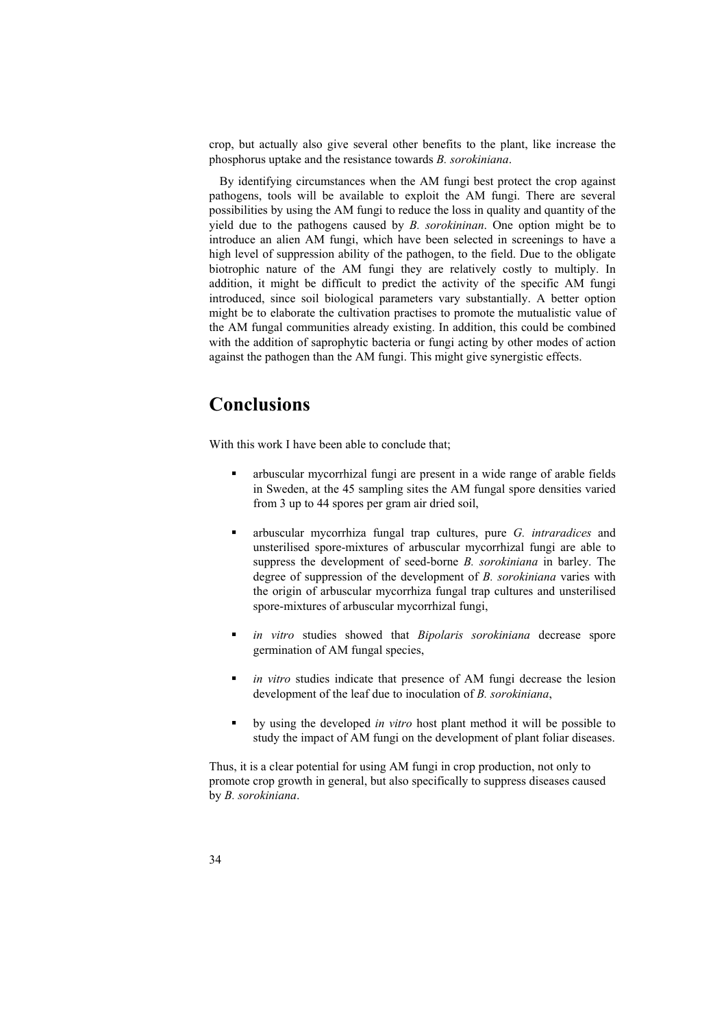crop, but actually also give several other benefits to the plant, like increase the phosphorus uptake and the resistance towards *B. sorokiniana*.

By identifying circumstances when the AM fungi best protect the crop against pathogens, tools will be available to exploit the AM fungi. There are several possibilities by using the AM fungi to reduce the loss in quality and quantity of the yield due to the pathogens caused by *B. sorokininan*. One option might be to introduce an alien AM fungi, which have been selected in screenings to have a high level of suppression ability of the pathogen, to the field. Due to the obligate biotrophic nature of the AM fungi they are relatively costly to multiply. In addition, it might be difficult to predict the activity of the specific AM fungi introduced, since soil biological parameters vary substantially. A better option might be to elaborate the cultivation practises to promote the mutualistic value of the AM fungal communities already existing. In addition, this could be combined with the addition of saprophytic bacteria or fungi acting by other modes of action against the pathogen than the AM fungi. This might give synergistic effects.

# Conclusions

With this work I have been able to conclude that;

- arbuscular mycorrhizal fungi are present in a wide range of arable fields in Sweden, at the 45 sampling sites the AM fungal spore densities varied from 3 up to 44 spores per gram air dried soil,

- arbuscular mycorrhiza fungal trap cultures, pure *G. intraradices* and unsterilised spore-mixtures of arbuscular mycorrhizal fungi are able to suppress the development of seed-borne *B. sorokiniana* in barley. The degree of suppression of the development of *B. sorokiniana* varies with the origin of arbuscular mycorrhiza fungal trap cultures and unsterilised spore-mixtures of arbuscular mycorrhizal fungi,

- *in vitro* studies showed that *Bipolaris sorokiniana* decrease spore germination of AM fungal species,

- *in vitro* studies indicate that presence of AM fungi decrease the lesion development of the leaf due to inoculation of *B. sorokiniana*,

- by using the developed *in vitro* host plant method it will be possible to study the impact of AM fungi on the development of plant foliar diseases.

Thus, it is a clear potential for using AM fungi in crop production, not only to promote crop growth in general, but also specifically to suppress diseases caused by *B. sorokiniana*.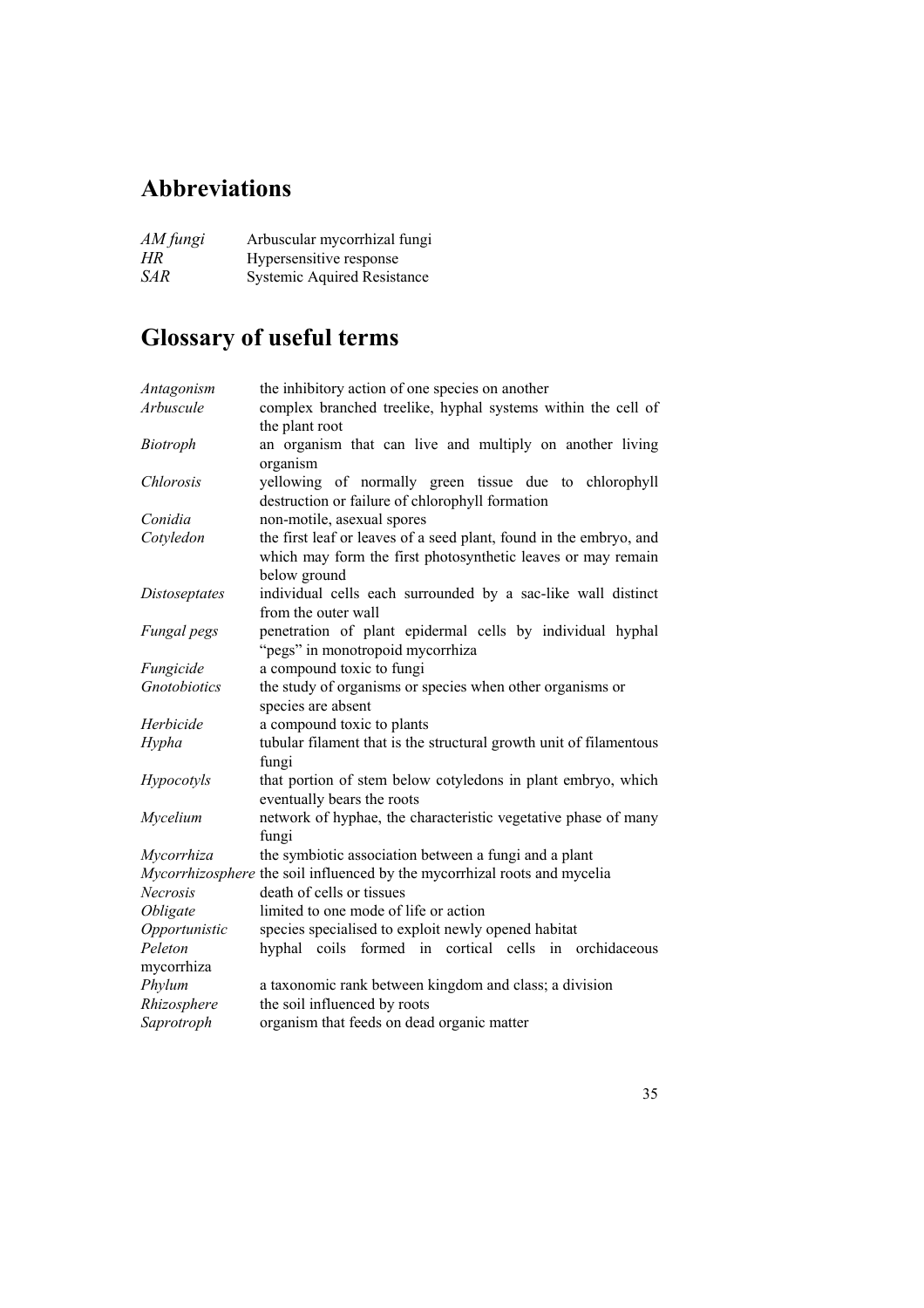## Abbreviations

| | |
|---|---|
| *AM fungi* | Arbuscular mycorrhizal fungi |
| *HR* | Hypersensitive response |
| *SAR* | Systemic Aquired Resistance |

## Glossary of useful terms

| | |
|---|---|
| *Antagonism* | the inhibitory action of one species on another |
| *Arbuscule* | complex branched treelike, hyphal systems within the cell of the plant root |
| *Biotroph* | an organism that can live and multiply on another living organism |
| *Chlorosis* | yellowing of normally green tissue due to chlorophyll destruction or failure of chlorophyll formation |
| *Conidia* | non-motile, asexual spores |
| *Cotyledon* | the first leaf or leaves of a seed plant, found in the embryo, and which may form the first photosynthetic leaves or may remain below ground |
| *Distoseptates* | individual cells each surrounded by a sac-like wall distinct from the outer wall |
| *Fungal pegs* | penetration of plant epidermal cells by individual hyphal "pegs" in monotropoid mycorrhiza |
| *Fungicide* | a compound toxic to fungi |
| *Gnotobiotics* | the study of organisms or species when other organisms or species are absent |
| *Herbicide* | a compound toxic to plants |
| *Hypha* | tubular filament that is the structural growth unit of filamentous fungi |
| *Hypocotyls* | that portion of stem below cotyledons in plant embryo, which eventually bears the roots |
| *Mycelium* | network of hyphae, the characteristic vegetative phase of many fungi |
| *Mycorrhiza* | the symbiotic association between a fungi and a plant |
| *Mycorrhizosphere* | the soil influenced by the mycorrhizal roots and mycelia |
| *Necrosis* | death of cells or tissues |
| *Obligate* | limited to one mode of life or action |
| *Opportunistic* | species specialised to exploit newly opened habitat |
| *Peleton* mycorrhiza | hyphal coils formed in cortical cells in orchidaceous |
| *Phylum* | a taxonomic rank between kingdom and class; a division |
| *Rhizosphere* | the soil influenced by roots |
| *Saprotroph* | organism that feeds on dead organic matter |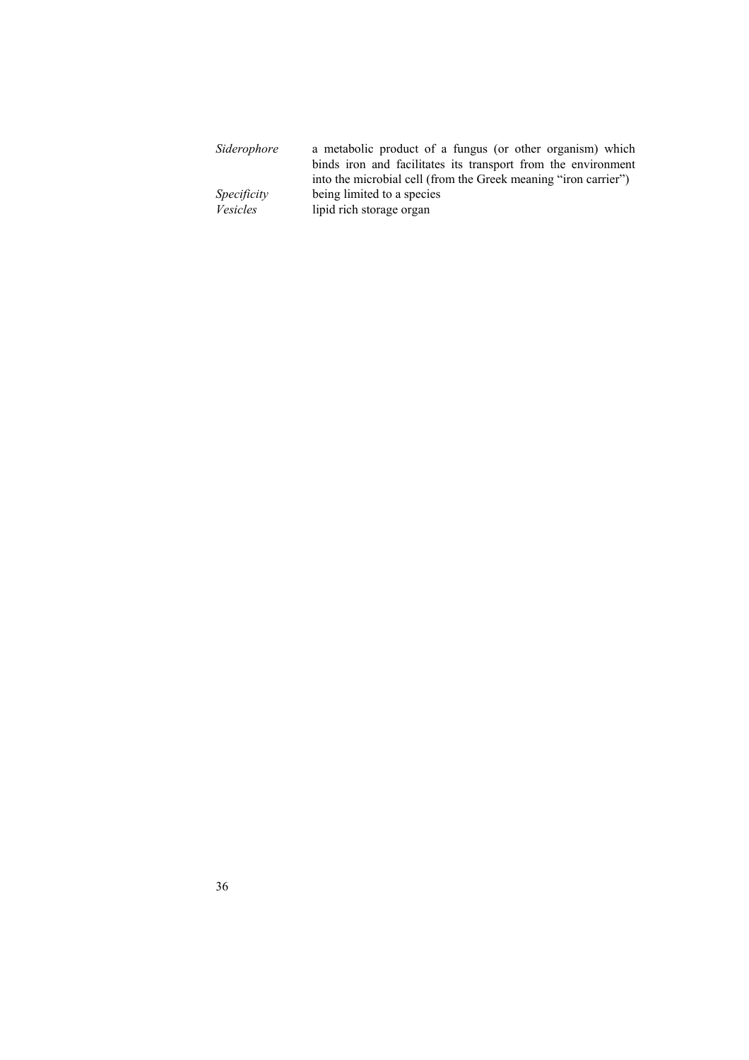*Siderophore* a metabolic product of a fungus (or other organism) which binds iron and facilitates its transport from the environment into the microbial cell (from the Greek meaning "iron carrier")

*Specificity* being limited to a species

*Vesicles* lipid rich storage organ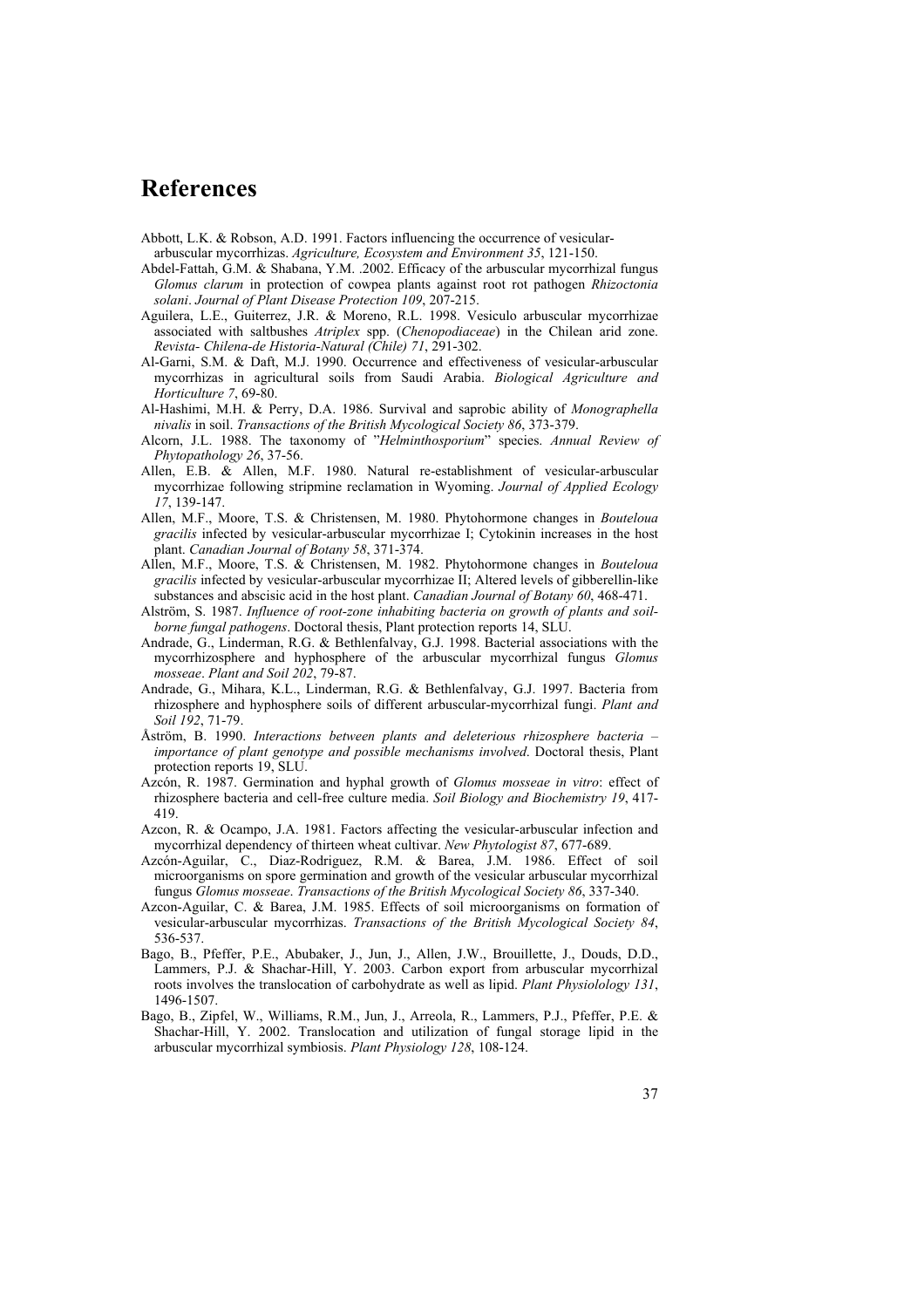# References

Abbott, L.K. & Robson, A.D. 1991. Factors influencing the occurrence of vesicular-arbuscular mycorrhizas. *Agriculture, Ecosystem and Environment 35*, 121-150.

Abdel-Fattah, G.M. & Shabana, Y.M. .2002. Efficacy of the arbuscular mycorrhizal fungus *Glomus clarum* in protection of cowpea plants against root rot pathogen *Rhizoctonia solani*. *Journal of Plant Disease Protection 109*, 207-215.

Aguilera, L.E., Guiterrez, J.R. & Moreno, R.L. 1998. Vesiculo arbuscular mycorrhizae associated with saltbushes *Atriplex* spp. (*Chenopodiaceae*) in the Chilean arid zone. *Revista- Chilena-de Historia-Natural (Chile) 71*, 291-302.

Al-Garni, S.M. & Daft, M.J. 1990. Occurrence and effectiveness of vesicular-arbuscular mycorrhizas in agricultural soils from Saudi Arabia. *Biological Agriculture and Horticulture 7*, 69-80.

Al-Hashimi, M.H. & Perry, D.A. 1986. Survival and saprobic ability of *Monographella nivalis* in soil. *Transactions of the British Mycological Society 86*, 373-379.

Alcorn, J.L. 1988. The taxonomy of "*Helminthosporium*" species. *Annual Review of Phytopathology 26*, 37-56.

Allen, E.B. & Allen, M.F. 1980. Natural re-establishment of vesicular-arbuscular mycorrhizae following stripmine reclamation in Wyoming. *Journal of Applied Ecology 17*, 139-147.

Allen, M.F., Moore, T.S. & Christensen, M. 1980. Phytohormone changes in *Bouteloua gracilis* infected by vesicular-arbuscular mycorrhizae I; Cytokinin increases in the host plant. *Canadian Journal of Botany 58*, 371-374.

Allen, M.F., Moore, T.S. & Christensen, M. 1982. Phytohormone changes in *Bouteloua gracilis* infected by vesicular-arbuscular mycorrhizae II; Altered levels of gibberellin-like substances and abscisic acid in the host plant. *Canadian Journal of Botany 60*, 468-471.

Alström, S. 1987. *Influence of root-zone inhabiting bacteria on growth of plants and soil-borne fungal pathogens*. Doctoral thesis, Plant protection reports 14, SLU.

Andrade, G., Linderman, R.G. & Bethlenfalvay, G.J. 1998. Bacterial associations with the mycorrhizosphere and hyphosphere of the arbuscular mycorrhizal fungus *Glomus mosseae*. *Plant and Soil 202*, 79-87.

Andrade, G., Mihara, K.L., Linderman, R.G. & Bethlenfalvay, G.J. 1997. Bacteria from rhizosphere and hyphosphere soils of different arbuscular-mycorrhizal fungi. *Plant and Soil 192*, 71-79.

Åström, B. 1990. *Interactions between plants and deleterious rhizosphere bacteria – importance of plant genotype and possible mechanisms involved*. Doctoral thesis, Plant protection reports 19, SLU.

Azcón, R. 1987. Germination and hyphal growth of *Glomus mosseae in vitro*: effect of rhizosphere bacteria and cell-free culture media. *Soil Biology and Biochemistry 19*, 417-419.

Azcon, R. & Ocampo, J.A. 1981. Factors affecting the vesicular-arbuscular infection and mycorrhizal dependency of thirteen wheat cultivar. *New Phytologist 87*, 677-689.

Azcón-Aguilar, C., Diaz-Rodriguez, R.M. & Barea, J.M. 1986. Effect of soil microorganisms on spore germination and growth of the vesicular arbuscular mycorrhizal fungus *Glomus mosseae*. *Transactions of the British Mycological Society 86*, 337-340.

Azcon-Aguilar, C. & Barea, J.M. 1985. Effects of soil microorganisms on formation of vesicular-arbuscular mycorrhizas. *Transactions of the British Mycological Society 84*, 536-537.

Bago, B., Pfeffer, P.E., Abubaker, J., Jun, J., Allen, J.W., Brouillette, J., Douds, D.D., Lammers, P.J. & Shachar-Hill, Y. 2003. Carbon export from arbuscular mycorrhizal roots involves the translocation of carbohydrate as well as lipid. *Plant Physiolology 131*, 1496-1507.

Bago, B., Zipfel, W., Williams, R.M., Jun, J., Arreola, R., Lammers, P.J., Pfeffer, P.E. & Shachar-Hill, Y. 2002. Translocation and utilization of fungal storage lipid in the arbuscular mycorrhizal symbiosis. *Plant Physiology 128*, 108-124.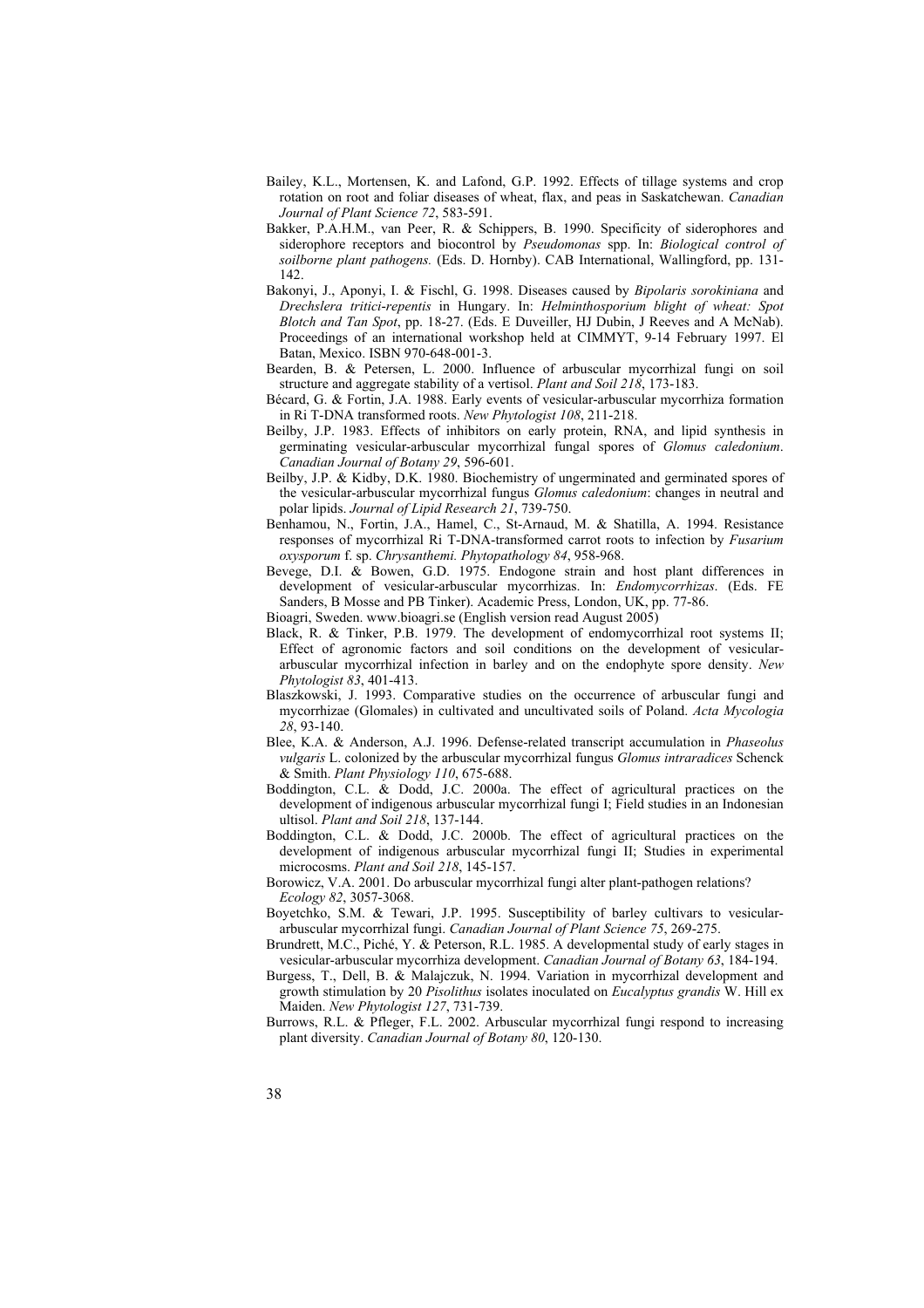Bailey, K.L., Mortensen, K. and Lafond, G.P. 1992. Effects of tillage systems and crop rotation on root and foliar diseases of wheat, flax, and peas in Saskatchewan. *Canadian Journal of Plant Science 72*, 583-591.

Bakker, P.A.H.M., van Peer, R. & Schippers, B. 1990. Specificity of siderophores and siderophore receptors and biocontrol by *Pseudomonas* spp. In: *Biological control of soilborne plant pathogens.* (Eds. D. Hornby). CAB International, Wallingford, pp. 131-142.

Bakonyi, J., Aponyi, I. & Fischl, G. 1998. Diseases caused by *Bipolaris sorokiniana* and *Drechslera tritici-repentis* in Hungary. In: *Helminthosporium blight of wheat: Spot Blotch and Tan Spot*, pp. 18-27. (Eds. E Duveiller, HJ Dubin, J Reeves and A McNab). Proceedings of an international workshop held at CIMMYT, 9-14 February 1997. El Batan, Mexico. ISBN 970-648-001-3.

Bearden, B. & Petersen, L. 2000. Influence of arbuscular mycorrhizal fungi on soil structure and aggregate stability of a vertisol. *Plant and Soil 218*, 173-183.

Bécard, G. & Fortin, J.A. 1988. Early events of vesicular-arbuscular mycorrhiza formation in Ri T-DNA transformed roots. *New Phytologist 108*, 211-218.

Beilby, J.P. 1983. Effects of inhibitors on early protein, RNA, and lipid synthesis in germinating vesicular-arbuscular mycorrhizal fungal spores of *Glomus caledonium*. *Canadian Journal of Botany 29*, 596-601.

Beilby, J.P. & Kidby, D.K. 1980. Biochemistry of ungerminated and germinated spores of the vesicular-arbuscular mycorrhizal fungus *Glomus caledonium*: changes in neutral and polar lipids. *Journal of Lipid Research 21*, 739-750.

Benhamou, N., Fortin, J.A., Hamel, C., St-Arnaud, M. & Shatilla, A. 1994. Resistance responses of mycorrhizal Ri T-DNA-transformed carrot roots to infection by *Fusarium oxysporum* f. sp. *Chrysanthemi. Phytopathology 84*, 958-968.

Bevege, D.I. & Bowen, G.D. 1975. Endogone strain and host plant differences in development of vesicular-arbuscular mycorrhizas. In: *Endomycorrhizas*. (Eds. FE Sanders, B Mosse and PB Tinker). Academic Press, London, UK, pp. 77-86.

Bioagri, Sweden. www.bioagri.se (English version read August 2005)

Black, R. & Tinker, P.B. 1979. The development of endomycorrhizal root systems II; Effect of agronomic factors and soil conditions on the development of vesicular-arbuscular mycorrhizal infection in barley and on the endophyte spore density. *New Phytologist 83*, 401-413.

Blaszkowski, J. 1993. Comparative studies on the occurrence of arbuscular fungi and mycorrhizae (Glomales) in cultivated and uncultivated soils of Poland. *Acta Mycologia 28*, 93-140.

Blee, K.A. & Anderson, A.J. 1996. Defense-related transcript accumulation in *Phaseolus vulgaris* L. colonized by the arbuscular mycorrhizal fungus *Glomus intraradices* Schenck & Smith. *Plant Physiology 110*, 675-688.

Boddington, C.L. & Dodd, J.C. 2000a. The effect of agricultural practices on the development of indigenous arbuscular mycorrhizal fungi I; Field studies in an Indonesian ultisol. *Plant and Soil 218*, 137-144.

Boddington, C.L. & Dodd, J.C. 2000b. The effect of agricultural practices on the development of indigenous arbuscular mycorrhizal fungi II; Studies in experimental microcosms. *Plant and Soil 218*, 145-157.

Borowicz, V.A. 2001. Do arbuscular mycorrhizal fungi alter plant-pathogen relations? *Ecology 82*, 3057-3068.

Boyetchko, S.M. & Tewari, J.P. 1995. Susceptibility of barley cultivars to vesicular-arbuscular mycorrhizal fungi. *Canadian Journal of Plant Science 75*, 269-275.

Brundrett, M.C., Piché, Y. & Peterson, R.L. 1985. A developmental study of early stages in vesicular-arbuscular mycorrhiza development. *Canadian Journal of Botany 63*, 184-194.

Burgess, T., Dell, B. & Malajczuk, N. 1994. Variation in mycorrhizal development and growth stimulation by 20 *Pisolithus* isolates inoculated on *Eucalyptus grandis* W. Hill ex Maiden. *New Phytologist 127*, 731-739.

Burrows, R.L. & Pfleger, F.L. 2002. Arbuscular mycorrhizal fungi respond to increasing plant diversity. *Canadian Journal of Botany 80*, 120-130.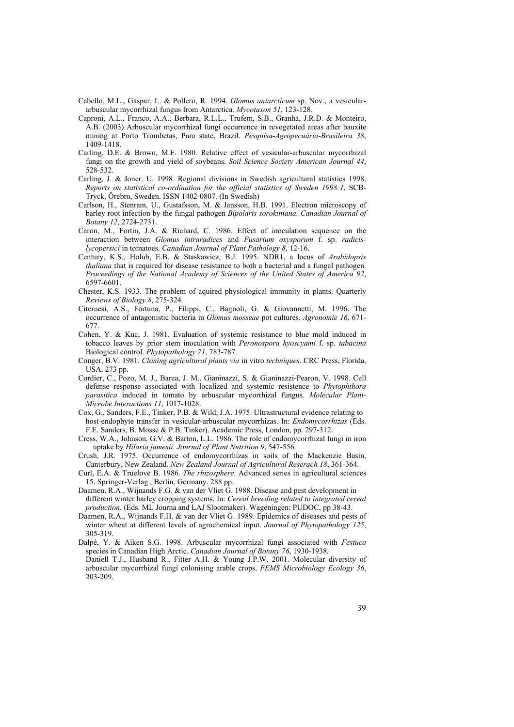Cabello, M.L., Gaspar, L. & Pollero, R. 1994. *Glomus antarcticum* sp. Nov., a vesicular-arbuscular mycorrhizal fungus from Antarctica. *Mycotaxon 51*, 123-128.

Caproni, A.L., Franco, A.A., Berbara, R.L.L., Trufem, S.B., Granha, J.R.D. & Monteiro, A.B. (2003) Arbuscular mycorrhizal fungi occurrence in revegetated areas after bauxite mining at Porto Trombetas, Para state, Brazil. *Pesquisa-Agropecuária-Brasileira 38*, 1409-1418.

Carling, D.E. & Brown, M.F. 1980. Relative effect of vesicular-arbuscular mycorrhizal fungi on the growth and yield of soybeans. *Soil Science Society American Journal 44*, 528-532.

Carling, J. & Joner, U. 1998. Regional divisions in Swedish agricultural statistics 1998. *Reports on statistical co-ordination for the official statistics of Sweden 1998:1*, SCB-Tryck, Örebro, Sweden. ISSN 1402-0807. (In Swedish)

Carlson, H., Stenram, U., Gustafsson, M. & Jansson, H.B. 1991. Electron microscopy of barley root infection by the fungal pathogen *Bipolaris sorokiniana. Canadian Journal of Botany 12*, 2724-2731.

Caron, M., Fortin, J.A. & Richard, C. 1986. Effect of inoculation sequence on the interaction between *Glomus intraradices* and *Fusarium oxysporum* f. sp. *radicis-lycopersici* in tomatoes. *Canadian Journal of Plant Pathology 8*, 12-16.

Century, K.S., Holub, E.B. & Staskawicz, B.J. 1995. NDR1, a locus of *Arabidopsis thaliana* that is required for disease resistance to both a bacterial and a fungal pathogen. *Proceedings of the National Academy of Sciences of the United States of America 92*, 6597-6601.

Chester, K.S. 1933. The problem of aquired physiological immunity in plants. Quarterly *Reviews of Biology 8*, 275-324.

Citernesi, A.S., Fortuna, P., Filippi, C., Bagnoli, G. & Giovannetti, M. 1996. The occurrence of antagonistic bacteria in *Glomus mosseae* pot cultures. *Agronomie 16*, 671-677.

Cohen, Y. & Kuc, J. 1981. Evaluation of systemic resistance to blue mold induced in tobacco leaves by prior stem inoculation with *Peronospora hyoscyami* f. sp. *tabacina* Biological control. *Phytopathology 71*, 783-787.

Conger, B.V. 1981. *Cloning agricultural plants via* in vitro *techniques*. CRC Press, Florida, USA. 273 pp.

Cordier, C., Pozo, M. J., Barea, J. M., Gianinazzi, S. & Gianinazzi-Pearon, V. 1998. Cell defense response associated with localized and systemic resistence to *Phytophthora parasitica* induced in tomato by arbuscular mycorrhizal fungus. *Molecular Plant-Microbe Interactions 11*, 1017-1028.

Cox, G., Sanders, F.E., Tinker, P.B. & Wild, J.A. 1975. Ultrastructural evidence relating to host-endophyte transfer in vesicular-arbuscular mycorrhizas. In: *Endomycorrhizas* (Eds. F.E. Sanders, B. Mosse & P.B. Tinker). Academic Press, London, pp. 297-312.

Cress, W.A., Johnson, G.V. & Barton, L.L. 1986. The role of endomycorrhizal fungi in iron uptake by *Hilaria jamesii*. *Journal of Plant Nutrition 9*, 547-556.

Crush, J.R. 1975. Occurrence of endomycorrhizas in soils of the Mackenzie Basin, Canterbury, New Zealand. *New Zealand Journal of Agricultural Reserach 18*, 361-364.

Curl, E.A. & Truelove B. 1986. *The rhizosphere*. Advanced series in agricultural sciences 15. Springer-Verlag , Berlin, Germany. 288 pp.

Daamen, R.A., Wijnands F.G. & van der Vliet G. 1988. Disease and pest development in different winter barley cropping systems. In: *Cereal breeding related to integrated cereal production*. (Eds. ML Journa and LAJ Slootmaker). Wageningen: PUDOC, pp 38-43.

Daamen, R.A., Wijnands F.H. & van der Vliet G. 1989. Epidemics of diseases and pests of winter wheat at different levels of agrochemical input. *Journal of Phytopathology 125*, 305-319.

Dalpé, Y. & Aiken S.G. 1998. Arbuscular mycorrhizal fungi associated with *Festuca* species in Canadian High Arctic. *Canadian Journal of Botany 76*, 1930-1938.

Daniell T.J., Husband R., Fitter A.H. & Young J.P.W. 2001. Molecular diversity of arbuscular mycorrhizal fungi colonising arable crops. *FEMS Microbiology Ecology 36*, 203-209.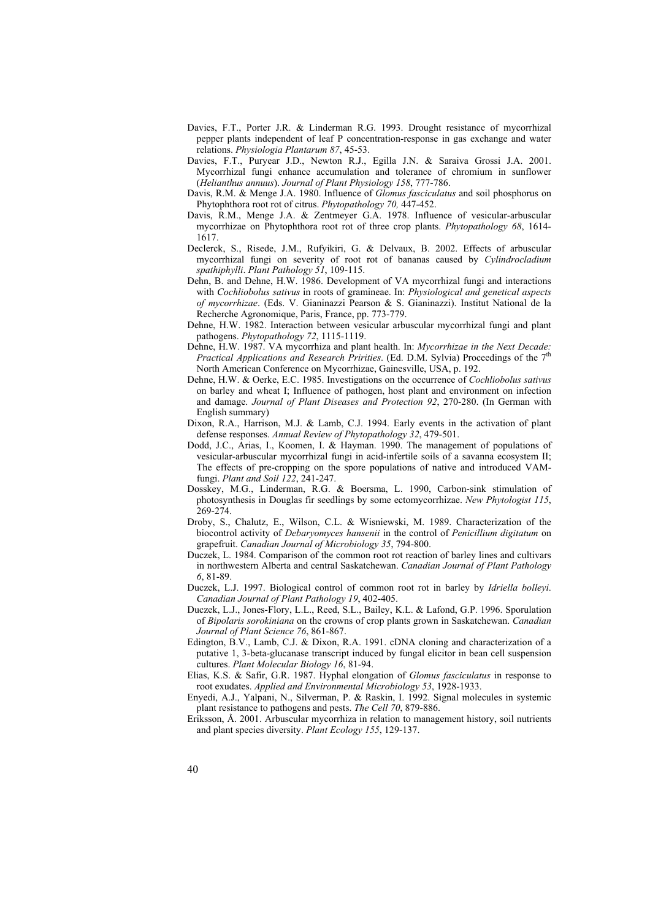Davies, F.T., Porter J.R. & Linderman R.G. 1993. Drought resistance of mycorrhizal pepper plants independent of leaf P concentration-response in gas exchange and water relations. *Physiologia Plantarum 87*, 45-53.

Davies, F.T., Puryear J.D., Newton R.J., Egilla J.N. & Saraiva Grossi J.A. 2001. Mycorrhizal fungi enhance accumulation and tolerance of chromium in sunflower (*Helianthus annuus*). *Journal of Plant Physiology 158*, 777-786.

Davis, R.M. & Menge J.A. 1980. Influence of *Glomus fasciculatus* and soil phosphorus on Phytophthora root rot of citrus. *Phytopathology 70,* 447-452.

Davis, R.M., Menge J.A. & Zentmeyer G.A. 1978. Influence of vesicular-arbuscular mycorrhizae on Phytophthora root rot of three crop plants. *Phytopathology 68*, 1614-1617.

Declerck, S., Risede, J.M., Rufyikiri, G. & Delvaux, B. 2002. Effects of arbuscular mycorrhizal fungi on severity of root rot of bananas caused by *Cylindrocladium spathiphylli*. *Plant Pathology 51*, 109-115.

Dehn, B. and Dehne, H.W. 1986. Development of VA mycorrhizal fungi and interactions with *Cochliobolus sativus* in roots of gramineae. In: *Physiological and genetical aspects of mycorrhizae*. (Eds. V. Gianinazzi Pearson & S. Gianinazzi). Institut National de la Recherche Agronomique, Paris, France, pp. 773-779.

Dehne, H.W. 1982. Interaction between vesicular arbuscular mycorrhizal fungi and plant pathogens. *Phytopathology 72*, 1115-1119.

Dehne, H.W. 1987. VA mycorrhiza and plant health. In: *Mycorrhizae in the Next Decade: Practical Applications and Research Priritles*. (Ed. D.M. Sylvia) Proceedings of the 7th North American Conference on Mycorrhizae, Gainesville, USA, p. 192.

Dehne, H.W. & Oerke, E.C. 1985. Investigations on the occurrence of *Cochliobolus sativus* on barley and wheat I; Influence of pathogen, host plant and environment on infection and damage. *Journal of Plant Diseases and Protection 92*, 270-280. (In German with English summary)

Dixon, R.A., Harrison, M.J. & Lamb, C.J. 1994. Early events in the activation of plant defense responses. *Annual Review of Phytopathology 32*, 479-501.

Dodd, J.C., Arias, I., Koomen, I. & Hayman. 1990. The management of populations of vesicular-arbuscular mycorrhizal fungi in acid-infertile soils of a savanna ecosystem II; The effects of pre-cropping on the spore populations of native and introduced VAM-fungi. *Plant and Soil 122*, 241-247.

Dosskey, M.G., Linderman, R.G. & Boersma, L. 1990, Carbon-sink stimulation of photosynthesis in Douglas fir seedlings by some ectomycorrhizae. *New Phytologist 115*, 269-274.

Droby, S., Chalutz, E., Wilson, C.L. & Wisniewski, M. 1989. Characterization of the biocontrol activity of *Debaryomyces hansenii* in the control of *Penicillium digitatum* on grapefruit. *Canadian Journal of Microbiology 35*, 794-800.

Duczek, L. 1984. Comparison of the common root rot reaction of barley lines and cultivars in northwestern Alberta and central Saskatchewan. *Canadian Journal of Plant Pathology 6*, 81-89.

Duczek, L.J. 1997. Biological control of common root rot in barley by *Idriella bolleyi*. *Canadian Journal of Plant Pathology 19*, 402-405.

Duczek, L.J., Jones-Flory, L.L., Reed, S.L., Bailey, K.L. & Lafond, G.P. 1996. Sporulation of *Bipolaris sorokiniana* on the crowns of crop plants grown in Saskatchewan. *Canadian Journal of Plant Science 76*, 861-867.

Edington, B.V., Lamb, C.J. & Dixon, R.A. 1991. cDNA cloning and characterization of a putative 1, 3-beta-glucanase transcript induced by fungal elicitor in bean cell suspension cultures. *Plant Molecular Biology 16*, 81-94.

Elias, K.S. & Safir, G.R. 1987. Hyphal elongation of *Glomus fasciculatus* in response to root exudates. *Applied and Environmental Microbiology 53*, 1928-1933.

Enyedi, A.J., Yalpani, N., Silverman, P. & Raskin, I. 1992. Signal molecules in systemic plant resistance to pathogens and pests. *The Cell 70*, 879-886.

Eriksson, Å. 2001. Arbuscular mycorrhiza in relation to management history, soil nutrients and plant species diversity. *Plant Ecology 155*, 129-137.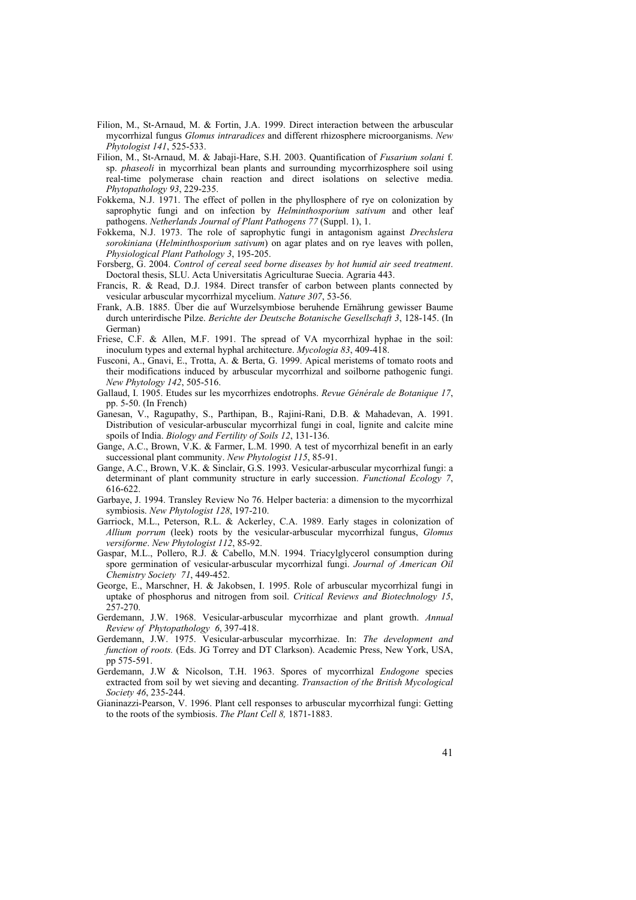Filion, M., St-Arnaud, M. & Fortin, J.A. 1999. Direct interaction between the arbuscular mycorrhizal fungus *Glomus intraradices* and different rhizosphere microorganisms. *New Phytologist 141*, 525-533.

Filion, M., St-Arnaud, M. & Jabaji-Hare, S.H. 2003. Quantification of *Fusarium solani* f. sp. *phaseoli* in mycorrhizal bean plants and surrounding mycorrhizosphere soil using real-time polymerase chain reaction and direct isolations on selective media. *Phytopathology 93*, 229-235.

Fokkema, N.J. 1971. The effect of pollen in the phyllosphere of rye on colonization by saprophytic fungi and on infection by *Helminthosporium sativum* and other leaf pathogens. *Netherlands Journal of Plant Pathogens 77* (Suppl. 1), 1.

Fokkema, N.J. 1973. The role of saprophytic fungi in antagonism against *Drechslera sorokiniana* (*Helminthosporium sativum*) on agar plates and on rye leaves with pollen, *Physiological Plant Pathology 3*, 195-205.

Forsberg, G. 2004. *Control of cereal seed borne diseases by hot humid air seed treatment*. Doctoral thesis, SLU. Acta Universitatis Agriculturae Suecia. Agraria 443.

Francis, R. & Read, D.J. 1984. Direct transfer of carbon between plants connected by vesicular arbuscular mycorrhizal mycelium. *Nature 307*, 53-56.

Frank, A.B. 1885. Über die auf Wurzelsymbiose beruhende Ernährung gewisser Baume durch unterirdische Pilze. *Berichte der Deutsche Botanische Gesellschaft 3*, 128-145. (In German)

Friese, C.F. & Allen, M.F. 1991. The spread of VA mycorrhizal hyphae in the soil: inoculum types and external hyphal architecture. *Mycologia 83*, 409-418.

Fusconi, A., Gnavi, E., Trotta, A. & Berta, G. 1999. Apical meristems of tomato roots and their modifications induced by arbuscular mycorrhizal and soilborne pathogenic fungi. *New Phytology 142*, 505-516.

Gallaud, I. 1905. Etudes sur les mycorrhizes endotrophs. *Revue Générale de Botanique 17*, pp. 5-50. (In French)

Ganesan, V., Ragupathy, S., Parthipan, B., Rajini-Rani, D.B. & Mahadevan, A. 1991. Distribution of vesicular-arbuscular mycorrhizal fungi in coal, lignite and calcite mine spoils of India. *Biology and Fertility of Soils 12*, 131-136.

Gange, A.C., Brown, V.K. & Farmer, L.M. 1990. A test of mycorrhizal benefit in an early successional plant community. *New Phytologist 115*, 85-91.

Gange, A.C., Brown, V.K. & Sinclair, G.S. 1993. Vesicular-arbuscular mycorrhizal fungi: a determinant of plant community structure in early succession. *Functional Ecology 7*, 616-622.

Garbaye, J. 1994. Transley Review No 76. Helper bacteria: a dimension to the mycorrhizal symbiosis. *New Phytologist 128*, 197-210.

Garriock, M.L., Peterson, R.L. & Ackerley, C.A. 1989. Early stages in colonization of *Allium porrum* (leek) roots by the vesicular-arbuscular mycorrhizal fungus, *Glomus versiforme*. *New Phytologist 112*, 85-92.

Gaspar, M.L., Pollero, R.J. & Cabello, M.N. 1994. Triacylglycerol consumption during spore germination of vesicular-arbuscular mycorrhizal fungi. *Journal of American Oil Chemistry Society 71*, 449-452.

George, E., Marschner, H. & Jakobsen, I. 1995. Role of arbuscular mycorrhizal fungi in uptake of phosphorus and nitrogen from soil. *Critical Reviews and Biotechnology 15*, 257-270.

Gerdemann, J.W. 1968. Vesicular-arbuscular mycorrhizae and plant growth. *Annual Review of Phytopathology 6*, 397-418.

Gerdemann, J.W. 1975. Vesicular-arbuscular mycorrhizae. In: *The development and function of roots.* (Eds. JG Torrey and DT Clarkson). Academic Press, New York, USA, pp 575-591.

Gerdemann, J.W & Nicolson, T.H. 1963. Spores of mycorrhizal *Endogone* species extracted from soil by wet sieving and decanting. *Transaction of the British Mycological Society 46*, 235-244.

Gianinazzi-Pearson, V. 1996. Plant cell responses to arbuscular mycorrhizal fungi: Getting to the roots of the symbiosis. *The Plant Cell 8,* 1871-1883.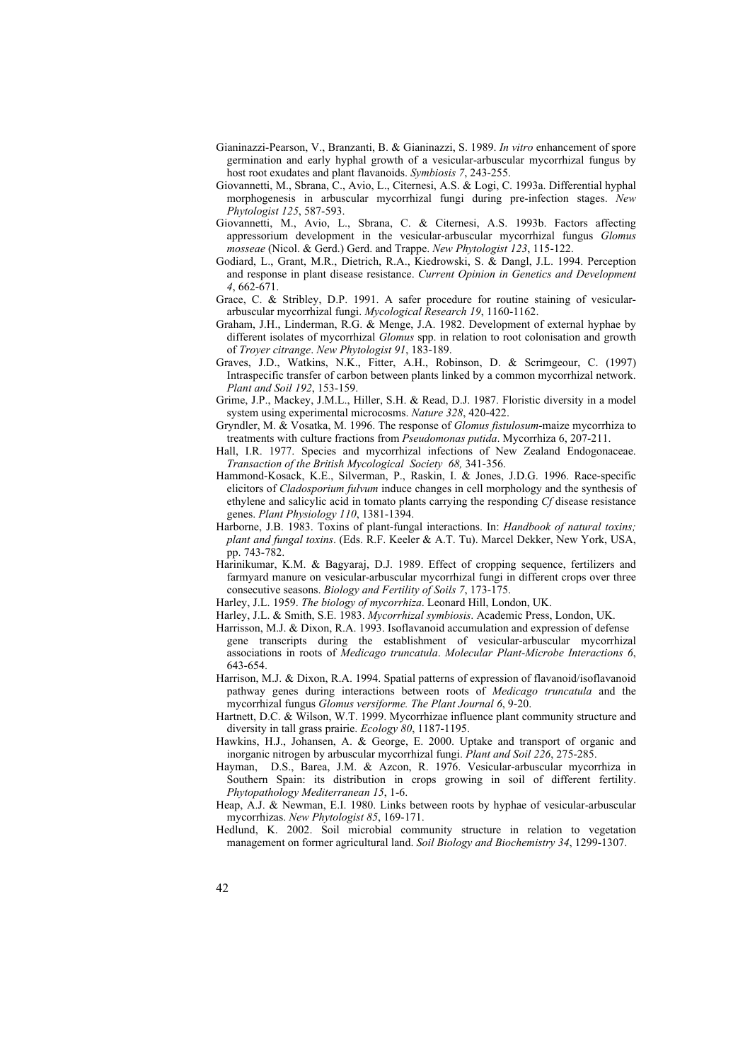Gianinazzi-Pearson, V., Branzanti, B. & Gianinazzi, S. 1989. *In vitro* enhancement of spore germination and early hyphal growth of a vesicular-arbuscular mycorrhizal fungus by host root exudates and plant flavanoids. *Symbiosis 7*, 243-255.

Giovannetti, M., Sbrana, C., Avio, L., Citernesi, A.S. & Logi, C. 1993a. Differential hyphal morphogenesis in arbuscular mycorrhizal fungi during pre-infection stages. *New Phytologist 125*, 587-593.

Giovannetti, M., Avio, L., Sbrana, C. & Citernesi, A.S. 1993b. Factors affecting appressorium development in the vesicular-arbuscular mycorrhizal fungus *Glomus mosseae* (Nicol. & Gerd.) Gerd. and Trappe. *New Phytologist 123*, 115-122.

Godiard, L., Grant, M.R., Dietrich, R.A., Kiedrowski, S. & Dangl, J.L. 1994. Perception and response in plant disease resistance. *Current Opinion in Genetics and Development 4*, 662-671.

Grace, C. & Stribley, D.P. 1991. A safer procedure for routine staining of vesicular-arbuscular mycorrhizal fungi. *Mycological Research 19*, 1160-1162.

Graham, J.H., Linderman, R.G. & Menge, J.A. 1982. Development of external hyphae by different isolates of mycorrhizal *Glomus* spp. in relation to root colonisation and growth of *Troyer citrange*. *New Phytologist 91*, 183-189.

Graves, J.D., Watkins, N.K., Fitter, A.H., Robinson, D. & Scrimgeour, C. (1997) Intraspecific transfer of carbon between plants linked by a common mycorrhizal network. *Plant and Soil 192*, 153-159.

Grime, J.P., Mackey, J.M.L., Hiller, S.H. & Read, D.J. 1987. Floristic diversity in a model system using experimental microcosms. *Nature 328*, 420-422.

Gryndler, M. & Vosatka, M. 1996. The response of *Glomus fistulosum*-maize mycorrhiza to treatments with culture fractions from *Pseudomonas putida*. Mycorrhiza 6, 207-211.

Hall, I.R. 1977. Species and mycorrhizal infections of New Zealand Endogonaceae. *Transaction of the British Mycological Society 68,* 341-356.

Hammond-Kosack, K.E., Silverman, P., Raskin, I. & Jones, J.D.G. 1996. Race-specific elicitors of *Cladosporium fulvum* induce changes in cell morphology and the synthesis of ethylene and salicylic acid in tomato plants carrying the responding *Cf* disease resistance genes. *Plant Physiology 110*, 1381-1394.

Harborne, J.B. 1983. Toxins of plant-fungal interactions. In: *Handbook of natural toxins; plant and fungal toxins*. (Eds. R.F. Keeler & A.T. Tu). Marcel Dekker, New York, USA, pp. 743-782.

Harinikumar, K.M. & Bagyaraj, D.J. 1989. Effect of cropping sequence, fertilizers and farmyard manure on vesicular-arbuscular mycorrhizal fungi in different crops over three consecutive seasons. *Biology and Fertility of Soils 7*, 173-175.

Harley, J.L. 1959. *The biology of mycorrhiza*. Leonard Hill, London, UK.

Harley, J.L. & Smith, S.E. 1983. *Mycorrhizal symbiosis*. Academic Press, London, UK.

Harrisson, M.J. & Dixon, R.A. 1993. Isoflavanoid accumulation and expression of defense gene transcripts during the establishment of vesicular-arbuscular mycorrhizal associations in roots of *Medicago truncatula*. *Molecular Plant-Microbe Interactions 6*, 643-654.

Harrison, M.J. & Dixon, R.A. 1994. Spatial patterns of expression of flavanoid/isoflavanoid pathway genes during interactions between roots of *Medicago truncatula* and the mycorrhizal fungus *Glomus versiforme. The Plant Journal 6*, 9-20.

Hartnett, D.C. & Wilson, W.T. 1999. Mycorrhizae influence plant community structure and diversity in tall grass prairie. *Ecology 80*, 1187-1195.

Hawkins, H.J., Johansen, A. & George, E. 2000. Uptake and transport of organic and inorganic nitrogen by arbuscular mycorrhizal fungi. *Plant and Soil 226*, 275-285.

Hayman, D.S., Barea, J.M. & Azcon, R. 1976. Vesicular-arbuscular mycorrhiza in Southern Spain: its distribution in crops growing in soil of different fertility. *Phytopathology Mediterranean 15*, 1-6.

Heap, A.J. & Newman, E.I. 1980. Links between roots by hyphae of vesicular-arbuscular mycorrhizas. *New Phytologist 85*, 169-171.

Hedlund, K. 2002. Soil microbial community structure in relation to vegetation management on former agricultural land. *Soil Biology and Biochemistry 34*, 1299-1307.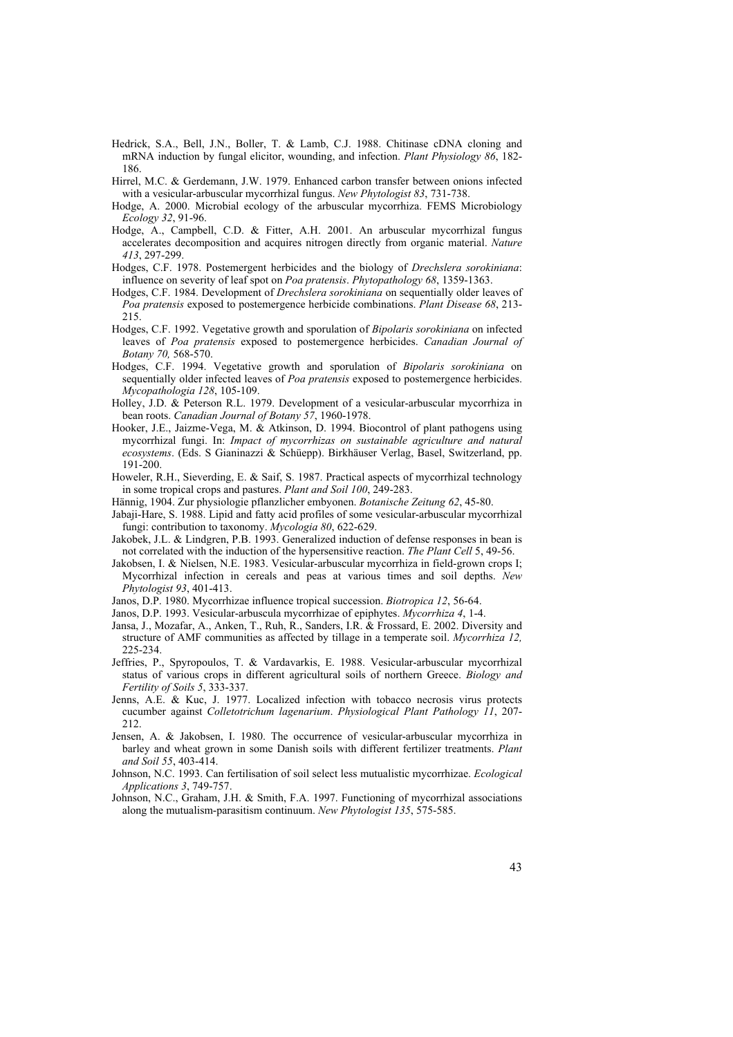Hedrick, S.A., Bell, J.N., Boller, T. & Lamb, C.J. 1988. Chitinase cDNA cloning and mRNA induction by fungal elicitor, wounding, and infection. *Plant Physiology 86*, 182-186.

Hirrel, M.C. & Gerdemann, J.W. 1979. Enhanced carbon transfer between onions infected with a vesicular-arbuscular mycorrhizal fungus. *New Phytologist 83*, 731-738.

Hodge, A. 2000. Microbial ecology of the arbuscular mycorrhiza. FEMS Microbiology *Ecology 32*, 91-96.

Hodge, A., Campbell, C.D. & Fitter, A.H. 2001. An arbuscular mycorrhizal fungus accelerates decomposition and acquires nitrogen directly from organic material. *Nature 413*, 297-299.

Hodges, C.F. 1978. Postemergent herbicides and the biology of *Drechslera sorokiniana*: influence on severity of leaf spot on *Poa pratensis*. *Phytopathology 68*, 1359-1363.

Hodges, C.F. 1984. Development of *Drechslera sorokiniana* on sequentially older leaves of *Poa pratensis* exposed to postemergence herbicide combinations. *Plant Disease 68*, 213-215.

Hodges, C.F. 1992. Vegetative growth and sporulation of *Bipolaris sorokiniana* on infected leaves of *Poa pratensis* exposed to postemergence herbicides. *Canadian Journal of Botany 70,* 568-570.

Hodges, C.F. 1994. Vegetative growth and sporulation of *Bipolaris sorokiniana* on sequentially older infected leaves of *Poa pratensis* exposed to postemergence herbicides. *Mycopathologia 128*, 105-109.

Holley, J.D. & Peterson R.L. 1979. Development of a vesicular-arbuscular mycorrhiza in bean roots. *Canadian Journal of Botany 57*, 1960-1978.

Hooker, J.E., Jaizme-Vega, M. & Atkinson, D. 1994. Biocontrol of plant pathogens using mycorrhizal fungi. In: *Impact of mycorrhizas on sustainable agriculture and natural ecosystems*. (Eds. S Gianinazzi & Schüepp). Birkhäuser Verlag, Basel, Switzerland, pp. 191-200.

Howeler, R.H., Sieverding, E. & Saif, S. 1987. Practical aspects of mycorrhizal technology in some tropical crops and pastures. *Plant and Soil 100*, 249-283.

Hännig, 1904. Zur physiologie pflanzlicher embyonen. *Botanische Zeitung 62*, 45-80.

Jabaji-Hare, S. 1988. Lipid and fatty acid profiles of some vesicular-arbuscular mycorrhizal fungi: contribution to taxonomy. *Mycologia 80*, 622-629.

Jakobek, J.L. & Lindgren, P.B. 1993. Generalized induction of defense responses in bean is not correlated with the induction of the hypersensitive reaction. *The Plant Cell* 5, 49-56.

Jakobsen, I. & Nielsen, N.E. 1983. Vesicular-arbuscular mycorrhiza in field-grown crops I; Mycorrhizal infection in cereals and peas at various times and soil depths. *New Phytologist 93*, 401-413.

Janos, D.P. 1980. Mycorrhizae influence tropical succession. *Biotropica 12*, 56-64.

Janos, D.P. 1993. Vesicular-arbuscula mycorrhizae of epiphytes. *Mycorrhiza 4*, 1-4.

Jansa, J., Mozafar, A., Anken, T., Ruh, R., Sanders, I.R. & Frossard, E. 2002. Diversity and structure of AMF communities as affected by tillage in a temperate soil. *Mycorrhiza 12,* 225-234.

Jeffries, P., Spyropoulos, T. & Vardavarkis, E. 1988. Vesicular-arbuscular mycorrhizal status of various crops in different agricultural soils of northern Greece. *Biology and Fertility of Soils 5*, 333-337.

Jenns, A.E. & Kuc, J. 1977. Localized infection with tobacco necrosis virus protects cucumber against *Colletotrichum lagenarium*. *Physiological Plant Pathology 11*, 207-212.

Jensen, A. & Jakobsen, I. 1980. The occurrence of vesicular-arbuscular mycorrhiza in barley and wheat grown in some Danish soils with different fertilizer treatments. *Plant and Soil 55*, 403-414.

Johnson, N.C. 1993. Can fertilisation of soil select less mutualistic mycorrhizae. *Ecological Applications 3*, 749-757.

Johnson, N.C., Graham, J.H. & Smith, F.A. 1997. Functioning of mycorrhizal associations along the mutualism-parasitism continuum. *New Phytologist 135*, 575-585.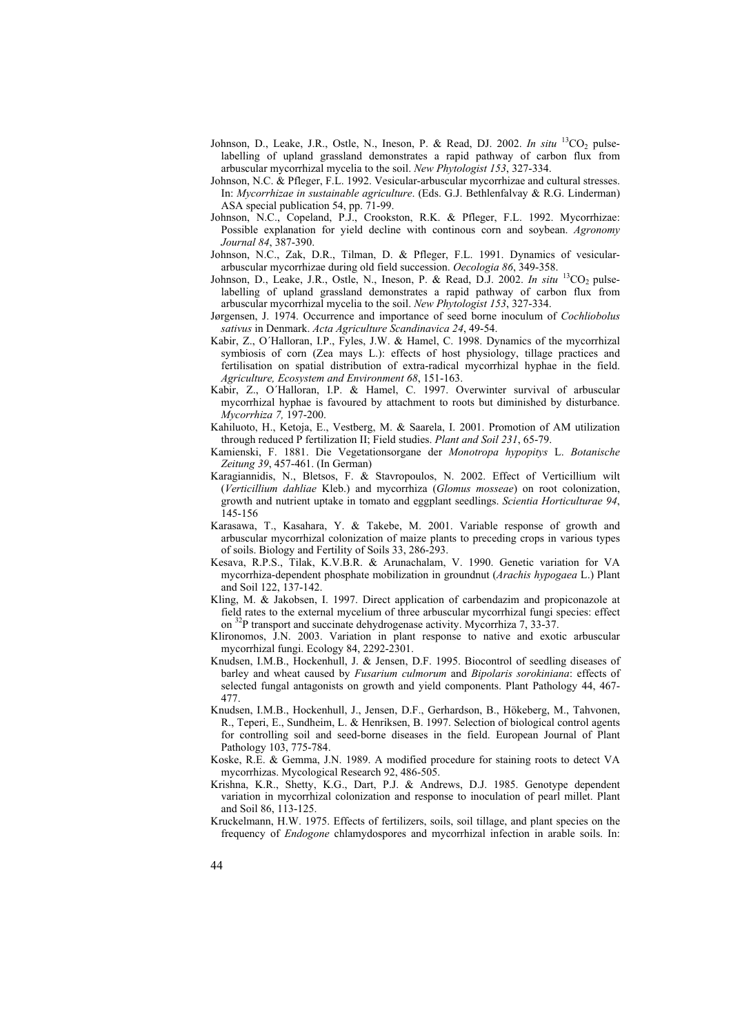Johnson, D., Leake, J.R., Ostle, N., Ineson, P. & Read, DJ. 2002. *In situ* $^{13}CO_2$ pulse-labelling of upland grassland demonstrates a rapid pathway of carbon flux from arbuscular mycorrhizal mycelia to the soil. *New Phytologist 153*, 327-334.

Johnson, N.C. & Pfleger, F.L. 1992. Vesicular-arbuscular mycorrhizae and cultural stresses. In: *Mycorrhizae in sustainable agriculture*. (Eds. G.J. Bethlenfalvay & R.G. Linderman) ASA special publication 54, pp. 71-99.

Johnson, N.C., Copeland, P.J., Crookston, R.K. & Pfleger, F.L. 1992. Mycorrhizae: Possible explanation for yield decline with continous corn and soybean. *Agronomy Journal 84*, 387-390.

Johnson, N.C., Zak, D.R., Tilman, D. & Pfleger, F.L. 1991. Dynamics of vesicular-arbuscular mycorrhizae during old field succession. *Oecologia 86*, 349-358.

Johnson, D., Leake, J.R., Ostle, N., Ineson, P. & Read, D.J. 2002. *In situ* $^{13}CO_2$ pulse-labelling of upland grassland demonstrates a rapid pathway of carbon flux from arbuscular mycorrhizal mycelia to the soil. *New Phytologist 153*, 327-334.

Jørgensen, J. 1974. Occurrence and importance of seed borne inoculum of *Cochliobolus sativus* in Denmark. *Acta Agriculture Scandinavica 24*, 49-54.

Kabir, Z., O´Halloran, I.P., Fyles, J.W. & Hamel, C. 1998. Dynamics of the mycorrhizal symbiosis of corn (Zea mays L.): effects of host physiology, tillage practices and fertilisation on spatial distribution of extra-radical mycorrhizal hyphae in the field. *Agriculture, Ecosystem and Environment 68*, 151-163.

Kabir, Z., O´Halloran, I.P. & Hamel, C. 1997. Overwinter survival of arbuscular mycorrhizal hyphae is favoured by attachment to roots but diminished by disturbance. *Mycorrhiza 7,* 197-200.

Kahiluoto, H., Ketoja, E., Vestberg, M. & Saarela, I. 2001. Promotion of AM utilization through reduced P fertilization II; Field studies. *Plant and Soil 231*, 65-79.

Kamienski, F. 1881. Die Vegetationsorgane der *Monotropa hypopitys* L. *Botanische Zeitung 39*, 457-461. (In German)

Karagiannidis, N., Bletsos, F. & Stavropoulos, N. 2002. Effect of Verticillium wilt (*Verticillium dahliae* Kleb.) and mycorrhiza (*Glomus mosseae*) on root colonization, growth and nutrient uptake in tomato and eggplant seedlings. *Scientia Horticulturae 94*, 145-156

Karasawa, T., Kasahara, Y. & Takebe, M. 2001. Variable response of growth and arbuscular mycorrhizal colonization of maize plants to preceding crops in various types of soils. Biology and Fertility of Soils 33, 286-293.

Kesava, R.P.S., Tilak, K.V.B.R. & Arunachalam, V. 1990. Genetic variation for VA mycorrhiza-dependent phosphate mobilization in groundnut (*Arachis hypogaea* L.) Plant and Soil 122, 137-142.

Kling, M. & Jakobsen, I. 1997. Direct application of carbendazim and propiconazole at field rates to the external mycelium of three arbuscular mycorrhizal fungi species: effect on $^{32}P$ transport and succinate dehydrogenase activity. Mycorrhiza 7, 33-37.

Klironomos, J.N. 2003. Variation in plant response to native and exotic arbuscular mycorrhizal fungi. Ecology 84, 2292-2301.

Knudsen, I.M.B., Hockenhull, J. & Jensen, D.F. 1995. Biocontrol of seedling diseases of barley and wheat caused by *Fusarium culmorum* and *Bipolaris sorokiniana*: effects of selected fungal antagonists on growth and yield components. Plant Pathology 44, 467-477.

Knudsen, I.M.B., Hockenhull, J., Jensen, D.F., Gerhardson, B., Hökeberg, M., Tahvonen, R., Teperi, E., Sundheim, L. & Henriksen, B. 1997. Selection of biological control agents for controlling soil and seed-borne diseases in the field. European Journal of Plant Pathology 103, 775-784.

Koske, R.E. & Gemma, J.N. 1989. A modified procedure for staining roots to detect VA mycorrhizas. Mycological Research 92, 486-505.

Krishna, K.R., Shetty, K.G., Dart, P.J. & Andrews, D.J. 1985. Genotype dependent variation in mycorrhizal colonization and response to inoculation of pearl millet. Plant and Soil 86, 113-125.

Kruckelmann, H.W. 1975. Effects of fertilizers, soils, soil tillage, and plant species on the frequency of *Endogone* chlamydospores and mycorrhizal infection in arable soils. In: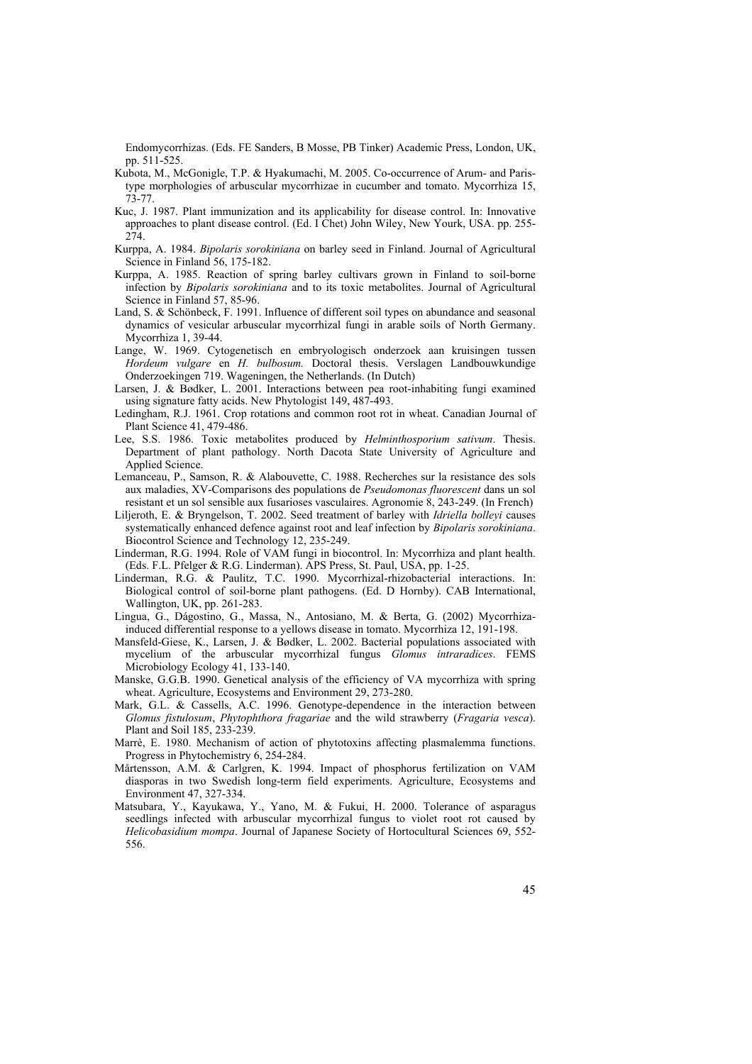Endomycorrhizas. (Eds. FE Sanders, B Mosse, PB Tinker) Academic Press, London, UK, pp. 511-525.

Kubota, M., McGonigle, T.P. & Hyakumachi, M. 2005. Co-occurrence of Arum- and Paris-type morphologies of arbuscular mycorrhizae in cucumber and tomato. Mycorrhiza 15, 73-77.

Kuc, J. 1987. Plant immunization and its applicability for disease control. In: Innovative approaches to plant disease control. (Ed. I Chet) John Wiley, New Yourk, USA. pp. 255-274.

Kurppa, A. 1984. *Bipolaris sorokiniana* on barley seed in Finland. Journal of Agricultural Science in Finland 56, 175-182.

Kurppa, A. 1985. Reaction of spring barley cultivars grown in Finland to soil-borne infection by *Bipolaris sorokiniana* and to its toxic metabolites. Journal of Agricultural Science in Finland 57, 85-96.

Land, S. & Schönbeck, F. 1991. Influence of different soil types on abundance and seasonal dynamics of vesicular arbuscular mycorrhizal fungi in arable soils of North Germany. Mycorrhiza 1, 39-44.

Lange, W. 1969. Cytogenetisch en embryologisch onderzoek aan kruisingen tussen *Hordeum vulgare* en *H. bulbosum.* Doctoral thesis. Verslagen Landbouwkundige Onderzoekingen 719. Wageningen, the Netherlands. (In Dutch)

Larsen, J. & Bødker, L. 2001. Interactions between pea root-inhabiting fungi examined using signature fatty acids. New Phytologist 149, 487-493.

Ledingham, R.J. 1961. Crop rotations and common root rot in wheat. Canadian Journal of Plant Science 41, 479-486.

Lee, S.S. 1986. Toxic metabolites produced by *Helminthosporium sativum*. Thesis. Department of plant pathology. North Dacota State University of Agriculture and Applied Science.

Lemanceau, P., Samson, R. & Alabouvette, C. 1988. Recherches sur la resistance des sols aux maladies, XV-Comparisons des populations de *Pseudomonas fluorescent* dans un sol resistant et un sol sensible aux fusarioses vasculaires. Agronomie 8, 243-249. (In French)

Liljeroth, E. & Bryngelson, T. 2002. Seed treatment of barley with *Idriella bolleyi* causes systematically enhanced defence against root and leaf infection by *Bipolaris sorokiniana*. Biocontrol Science and Technology 12, 235-249.

Linderman, R.G. 1994. Role of VAM fungi in biocontrol. In: Mycorrhiza and plant health. (Eds. F.L. Pfelger & R.G. Linderman). APS Press, St. Paul, USA, pp. 1-25.

Linderman, R.G. & Paulitz, T.C. 1990. Mycorrhizal-rhizobacterial interactions. In: Biological control of soil-borne plant pathogens. (Ed. D Hornby). CAB International, Wallington, UK, pp. 261-283.

Lingua, G., Dágostino, G., Massa, N., Antosiano, M. & Berta, G. (2002) Mycorrhiza-induced differential response to a yellows disease in tomato. Mycorrhiza 12, 191-198.

Mansfeld-Giese, K., Larsen, J. & Bødker, L. 2002. Bacterial populations associated with mycelium of the arbuscular mycorrhizal fungus *Glomus intraradices*. FEMS Microbiology Ecology 41, 133-140.

Manske, G.G.B. 1990. Genetical analysis of the efficiency of VA mycorrhiza with spring wheat. Agriculture, Ecosystems and Environment 29, 273-280.

Mark, G.L. & Cassells, A.C. 1996. Genotype-dependence in the interaction between *Glomus fistulosum*, *Phytophthora fragariae* and the wild strawberry (*Fragaria vesca*). Plant and Soil 185, 233-239.

Marrè, E. 1980. Mechanism of action of phytotoxins affecting plasmalemma functions. Progress in Phytochemistry 6, 254-284.

Mårtensson, A.M. & Carlgren, K. 1994. Impact of phosphorus fertilization on VAM diasporas in two Swedish long-term field experiments. Agriculture, Ecosystems and Environment 47, 327-334.

Matsubara, Y., Kayukawa, Y., Yano, M. & Fukui, H. 2000. Tolerance of asparagus seedlings infected with arbuscular mycorrhizal fungus to violet root rot caused by *Helicobasidium mompa*. Journal of Japanese Society of Hortocultural Sciences 69, 552-556.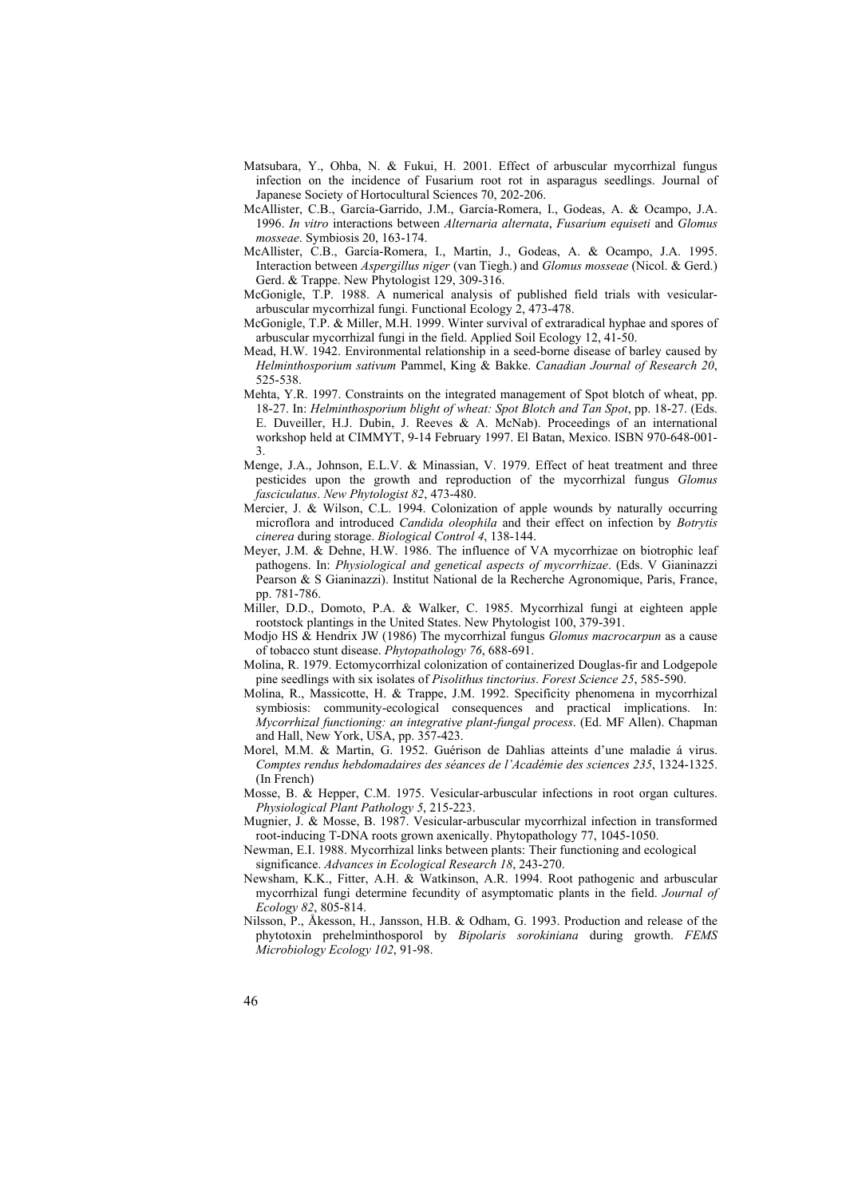Matsubara, Y., Ohba, N. & Fukui, H. 2001. Effect of arbuscular mycorrhizal fungus infection on the incidence of Fusarium root rot in asparagus seedlings. Journal of Japanese Society of Hortocultural Sciences 70, 202-206.

McAllister, C.B., García-Garrido, J.M., García-Romera, I., Godeas, A. & Ocampo, J.A. 1996. *In vitro* interactions between *Alternaria alternata*, *Fusarium equiseti* and *Glomus mosseae*. Symbiosis 20, 163-174.

McAllister, C.B., García-Romera, I., Martin, J., Godeas, A. & Ocampo, J.A. 1995. Interaction between *Aspergillus niger* (van Tiegh.) and *Glomus mosseae* (Nicol. & Gerd.) Gerd. & Trappe. New Phytologist 129, 309-316.

McGonigle, T.P. 1988. A numerical analysis of published field trials with vesicular-arbuscular mycorrhizal fungi. Functional Ecology 2, 473-478.

McGonigle, T.P. & Miller, M.H. 1999. Winter survival of extraradical hyphae and spores of arbuscular mycorrhizal fungi in the field. Applied Soil Ecology 12, 41-50.

Mead, H.W. 1942. Environmental relationship in a seed-borne disease of barley caused by *Helminthosporium sativum* Pammel, King & Bakke. *Canadian Journal of Research 20*, 525-538.

Mehta, Y.R. 1997. Constraints on the integrated management of Spot blotch of wheat, pp. 18-27. In: *Helminthosporium blight of wheat: Spot Blotch and Tan Spot*, pp. 18-27. (Eds. E. Duveiller, H.J. Dubin, J. Reeves & A. McNab). Proceedings of an international workshop held at CIMMYT, 9-14 February 1997. El Batan, Mexico. ISBN 970-648-001-3.

Menge, J.A., Johnson, E.L.V. & Minassian, V. 1979. Effect of heat treatment and three pesticides upon the growth and reproduction of the mycorrhizal fungus *Glomus fasciculatus*. *New Phytologist 82*, 473-480.

Mercier, J. & Wilson, C.L. 1994. Colonization of apple wounds by naturally occurring microflora and introduced *Candida oleophila* and their effect on infection by *Botrytis cinerea* during storage. *Biological Control 4*, 138-144.

Meyer, J.M. & Dehne, H.W. 1986. The influence of VA mycorrhizae on biotrophic leaf pathogens. In: *Physiological and genetical aspects of mycorrhizae*. (Eds. V Gianinazzi Pearson & S Gianinazzi). Institut National de la Recherche Agronomique, Paris, France, pp. 781-786.

Miller, D.D., Domoto, P.A. & Walker, C. 1985. Mycorrhizal fungi at eighteen apple rootstock plantings in the United States. New Phytologist 100, 379-391.

Modjo HS & Hendrix JW (1986) The mycorrhizal fungus *Glomus macrocarpun* as a cause of tobacco stunt disease. *Phytopathology 76*, 688-691.

Molina, R. 1979. Ectomycorrhizal colonization of containerized Douglas-fir and Lodgepole pine seedlings with six isolates of *Pisolithus tinctorius*. *Forest Science 25*, 585-590.

Molina, R., Massicotte, H. & Trappe, J.M. 1992. Specificity phenomena in mycorrhizal symbiosis: community-ecological consequences and practical implications. In: *Mycorrhizal functioning: an integrative plant-fungal process*. (Ed. MF Allen). Chapman and Hall, New York, USA, pp. 357-423.

Morel, M.M. & Martin, G. 1952. Guérison de Dahlias atteints d'une maladie á virus. *Comptes rendus hebdomadaires des séances de l'Académie des sciences 235*, 1324-1325. (In French)

Mosse, B. & Hepper, C.M. 1975. Vesicular-arbuscular infections in root organ cultures. *Physiological Plant Pathology 5*, 215-223.

Mugnier, J. & Mosse, B. 1987. Vesicular-arbuscular mycorrhizal infection in transformed root-inducing T-DNA roots grown axenically. Phytopathology 77, 1045-1050.

Newman, E.I. 1988. Mycorrhizal links between plants: Their functioning and ecological significance. *Advances in Ecological Research 18*, 243-270.

Newsham, K.K., Fitter, A.H. & Watkinson, A.R. 1994. Root pathogenic and arbuscular mycorrhizal fungi determine fecundity of asymptomatic plants in the field. *Journal of Ecology 82*, 805-814.

Nilsson, P., Åkesson, H., Jansson, H.B. & Odham, G. 1993. Production and release of the phytotoxin prehelminthosporol by *Bipolaris sorokiniana* during growth. *FEMS Microbiology Ecology 102*, 91-98.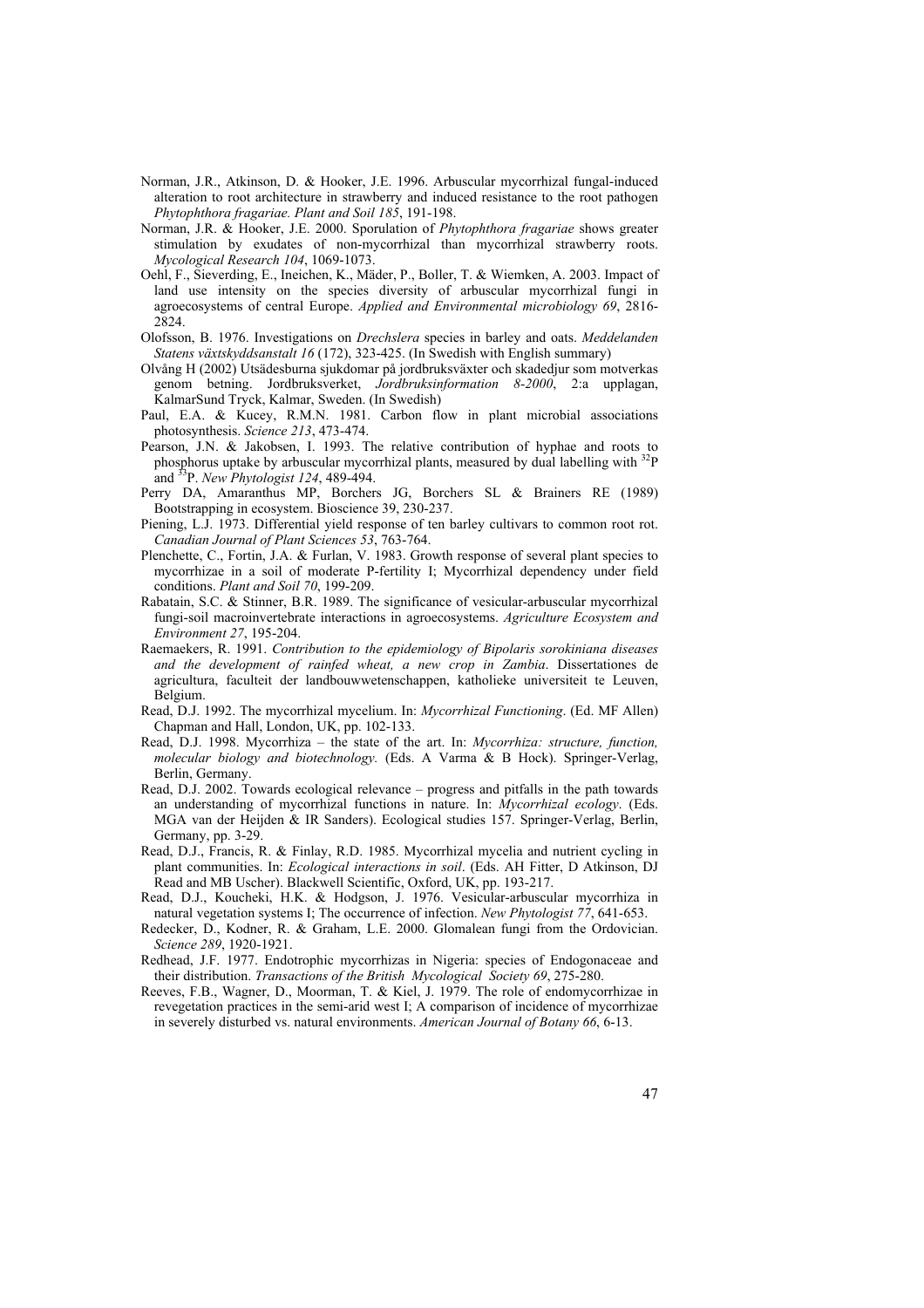Norman, J.R., Atkinson, D. & Hooker, J.E. 1996. Arbuscular mycorrhizal fungal-induced alteration to root architecture in strawberry and induced resistance to the root pathogen *Phytophthora fragariae. Plant and Soil 185*, 191-198.

Norman, J.R. & Hooker, J.E. 2000. Sporulation of *Phytophthora fragariae* shows greater stimulation by exudates of non-mycorrhizal than mycorrhizal strawberry roots. *Mycological Research 104*, 1069-1073.

Oehl, F., Sieverding, E., Ineichen, K., Mäder, P., Boller, T. & Wiemken, A. 2003. Impact of land use intensity on the species diversity of arbuscular mycorrhizal fungi in agroecosystems of central Europe. *Applied and Environmental microbiology 69*, 2816-2824.

Olofsson, B. 1976. Investigations on *Drechslera* species in barley and oats. *Meddelanden Statens växtskyddsanstalt 16* (172), 323-425. (In Swedish with English summary)

Olvång H (2002) Utsädesburna sjukdomar på jordbruksväxter och skadedjur som motverkas genom betning. Jordbruksverket, *Jordbruksinformation 8-2000*, 2:a upplagan, KalmarSund Tryck, Kalmar, Sweden. (In Swedish)

Paul, E.A. & Kucey, R.M.N. 1981. Carbon flow in plant microbial associations photosynthesis. *Science 213*, 473-474.

Pearson, J.N. & Jakobsen, I. 1993. The relative contribution of hyphae and roots to phosphorus uptake by arbuscular mycorrhizal plants, measured by dual labelling with $^{32}P$ and $^{33}P$. *New Phytologist 124*, 489-494.

Perry DA, Amaranthus MP, Borchers JG, Borchers SL & Brainers RE (1989) Bootstrapping in ecosystem. Bioscience 39, 230-237.

Piening, L.J. 1973. Differential yield response of ten barley cultivars to common root rot. *Canadian Journal of Plant Sciences 53*, 763-764.

Plenchette, C., Fortin, J.A. & Furlan, V. 1983. Growth response of several plant species to mycorrhizae in a soil of moderate P-fertility I; Mycorrhizal dependency under field conditions. *Plant and Soil 70*, 199-209.

Rabatain, S.C. & Stinner, B.R. 1989. The significance of vesicular-arbuscular mycorrhizal fungi-soil macroinvertebrate interactions in agroecosystems. *Agriculture Ecosystem and Environment 27*, 195-204.

Raemaekers, R. 1991. *Contribution to the epidemiology of Bipolaris sorokiniana diseases and the development of rainfed wheat, a new crop in Zambia*. Dissertationes de agricultura, faculteit der landbouwwetenschappen, katholieke universiteit te Leuven, Belgium.

Read, D.J. 1992. The mycorrhizal mycelium. In: *Mycorrhizal Functioning*. (Ed. MF Allen) Chapman and Hall, London, UK, pp. 102-133.

Read, D.J. 1998. Mycorrhiza – the state of the art. In: *Mycorrhiza: structure, function, molecular biology and biotechnology.* (Eds. A Varma & B Hock). Springer-Verlag, Berlin, Germany.

Read, D.J. 2002. Towards ecological relevance – progress and pitfalls in the path towards an understanding of mycorrhizal functions in nature. In: *Mycorrhizal ecology*. (Eds. MGA van der Heijden & IR Sanders). Ecological studies 157. Springer-Verlag, Berlin, Germany, pp. 3-29.

Read, D.J., Francis, R. & Finlay, R.D. 1985. Mycorrhizal mycelia and nutrient cycling in plant communities. In: *Ecological interactions in soil*. (Eds. AH Fitter, D Atkinson, DJ Read and MB Uscher). Blackwell Scientific, Oxford, UK, pp. 193-217.

Read, D.J., Koucheki, H.K. & Hodgson, J. 1976. Vesicular-arbuscular mycorrhiza in natural vegetation systems I; The occurrence of infection. *New Phytologist 77*, 641-653.

Redecker, D., Kodner, R. & Graham, L.E. 2000. Glomalean fungi from the Ordovician. *Science 289*, 1920-1921.

Redhead, J.F. 1977. Endotrophic mycorrhizas in Nigeria: species of Endogonaceae and their distribution. *Transactions of the British Mycological Society 69*, 275-280.

Reeves, F.B., Wagner, D., Moorman, T. & Kiel, J. 1979. The role of endomycorrhizae in revegetation practices in the semi-arid west I; A comparison of incidence of mycorrhizae in severely disturbed vs. natural environments. *American Journal of Botany 66*, 6-13.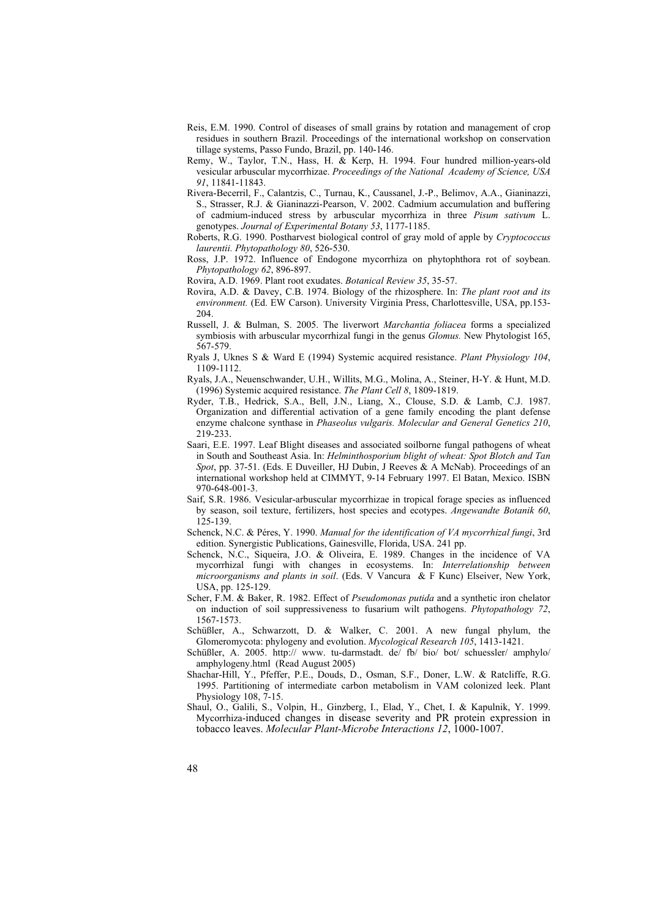Reis, E.M. 1990. Control of diseases of small grains by rotation and management of crop residues in southern Brazil. Proceedings of the international workshop on conservation tillage systems, Passo Fundo, Brazil, pp. 140-146.

Remy, W., Taylor, T.N., Hass, H. & Kerp, H. 1994. Four hundred million-years-old vesicular arbuscular mycorrhizae. *Proceedings of the National Academy of Science, USA 91*, 11841-11843.

Rivera-Becerril, F., Calantzis, C., Turnau, K., Caussanel, J.-P., Belimov, A.A., Gianinazzi, S., Strasser, R.J. & Gianinazzi-Pearson, V. 2002. Cadmium accumulation and buffering of cadmium-induced stress by arbuscular mycorrhiza in three *Pisum sativum* L. genotypes. *Journal of Experimental Botany 53*, 1177-1185.

Roberts, R.G. 1990. Postharvest biological control of gray mold of apple by *Cryptococcus laurentii. Phytopathology 80*, 526-530.

Ross, J.P. 1972. Influence of Endogone mycorrhiza on phytophthora rot of soybean. *Phytopathology 62*, 896-897.

Rovira, A.D. 1969. Plant root exudates. *Botanical Review 35*, 35-57.

Rovira, A.D. & Davey, C.B. 1974. Biology of the rhizosphere. In: *The plant root and its environment.* (Ed. EW Carson). University Virginia Press, Charlottesville, USA, pp.153-204.

Russell, J. & Bulman, S. 2005. The liverwort *Marchantia foliacea* forms a specialized symbiosis with arbuscular mycorrhizal fungi in the genus *Glomus.* New Phytologist 165, 567-579.

Ryals J, Uknes S & Ward E (1994) Systemic acquired resistance. *Plant Physiology 104*, 1109-1112.

Ryals, J.A., Neuenschwander, U.H., Willits, M.G., Molina, A., Steiner, H-Y. & Hunt, M.D. (1996) Systemic acquired resistance. *The Plant Cell 8*, 1809-1819.

Ryder, T.B., Hedrick, S.A., Bell, J.N., Liang, X., Clouse, S.D. & Lamb, C.J. 1987. Organization and differential activation of a gene family encoding the plant defense enzyme chalcone synthase in *Phaseolus vulgaris. Molecular and General Genetics 210*, 219-233.

Saari, E.E. 1997. Leaf Blight diseases and associated soilborne fungal pathogens of wheat in South and Southeast Asia. In: *Helminthosporium blight of wheat: Spot Blotch and Tan Spot*, pp. 37-51. (Eds. E Duveiller, HJ Dubin, J Reeves & A McNab). Proceedings of an international workshop held at CIMMYT, 9-14 February 1997. El Batan, Mexico. ISBN 970-648-001-3.

Saif, S.R. 1986. Vesicular-arbuscular mycorrhizae in tropical forage species as influenced by season, soil texture, fertilizers, host species and ecotypes. *Angewandte Botanik 60*, 125-139.

Schenck, N.C. & Péres, Y. 1990. *Manual for the identification of VA mycorrhizal fungi*, 3rd edition. Synergistic Publications, Gainesville, Florida, USA. 241 pp.

Schenck, N.C., Siqueira, J.O. & Oliveira, E. 1989. Changes in the incidence of VA mycorrhizal fungi with changes in ecosystems. In: *Interrelationship between microorganisms and plants in soil*. (Eds. V Vancura & F Kunc) Elseiver, New York, USA, pp. 125-129.

Scher, F.M. & Baker, R. 1982. Effect of *Pseudomonas putida* and a synthetic iron chelator on induction of soil suppressiveness to fusarium wilt pathogens. *Phytopathology 72*, 1567-1573.

Schüßler, A., Schwarzott, D. & Walker, C. 2001. A new fungal phylum, the Glomeromycota: phylogeny and evolution. *Mycological Research 105*, 1413-1421.

Schüßler, A. 2005. http:// www. tu-darmstadt. de/ fb/ bio/ bot/ schuessler/ amphylo/ amphylogeny.html (Read August 2005)

Shachar-Hill, Y., Pfeffer, P.E., Douds, D., Osman, S.F., Doner, L.W. & Ratcliffe, R.G. 1995. Partitioning of intermediate carbon metabolism in VAM colonized leek. Plant Physiology 108, 7-15.

Shaul, O., Galili, S., Volpin, H., Ginzberg, I., Elad, Y., Chet, I. & Kapulnik, Y. 1999. Mycorrhiza-induced changes in disease severity and PR protein expression in tobacco leaves. *Molecular Plant-Microbe Interactions 12*, 1000-1007.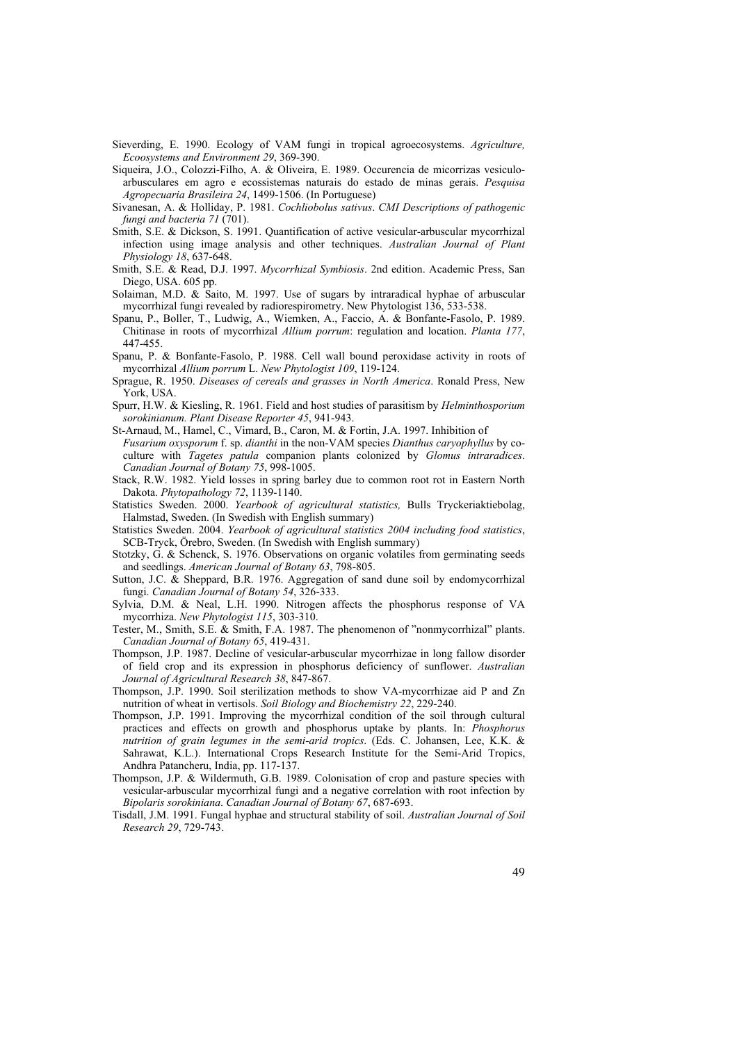Sieverding, E. 1990. Ecology of VAM fungi in tropical agroecosystems. *Agriculture, Ecoosystems and Environment 29*, 369-390.

Siqueira, J.O., Colozzi-Filho, A. & Oliveira, E. 1989. Occurencia de micorrizas vesiculo-arbusculares em agro e ecossistemas naturais do estado de minas gerais. *Pesquisa Agropecuaria Brasileira 24*, 1499-1506. (In Portuguese)

Sivanesan, A. & Holliday, P. 1981. *Cochliobolus sativus*. *CMI Descriptions of pathogenic fungi and bacteria 71* (701).

Smith, S.E. & Dickson, S. 1991. Quantification of active vesicular-arbuscular mycorrhizal infection using image analysis and other techniques. *Australian Journal of Plant Physiology 18*, 637-648.

Smith, S.E. & Read, D.J. 1997. *Mycorrhizal Symbiosis*. 2nd edition. Academic Press, San Diego, USA. 605 pp.

Solaiman, M.D. & Saito, M. 1997. Use of sugars by intraradical hyphae of arbuscular mycorrhizal fungi revealed by radiorespirometry. New Phytologist 136, 533-538.

Spanu, P., Boller, T., Ludwig, A., Wiemken, A., Faccio, A. & Bonfante-Fasolo, P. 1989. Chitinase in roots of mycorrhizal *Allium porrum*: regulation and location. *Planta 177*, 447-455.

Spanu, P. & Bonfante-Fasolo, P. 1988. Cell wall bound peroxidase activity in roots of mycorrhizal *Allium porrum* L. *New Phytologist 109*, 119-124.

Sprague, R. 1950. *Diseases of cereals and grasses in North America*. Ronald Press, New York, USA.

Spurr, H.W. & Kiesling, R. 1961. Field and host studies of parasitism by *Helminthosporium sorokinianum. Plant Disease Reporter 45*, 941-943.

St-Arnaud, M., Hamel, C., Vimard, B., Caron, M. & Fortin, J.A. 1997. Inhibition of *Fusarium oxysporum* f. sp. *dianthi* in the non-VAM species *Dianthus caryophyllus* by co-culture with *Tagetes patula* companion plants colonized by *Glomus intraradices*. *Canadian Journal of Botany 75*, 998-1005.

Stack, R.W. 1982. Yield losses in spring barley due to common root rot in Eastern North Dakota. *Phytopathology 72*, 1139-1140.

Statistics Sweden. 2000. *Yearbook of agricultural statistics,* Bulls Tryckeriaktiebolag, Halmstad, Sweden. (In Swedish with English summary)

Statistics Sweden. 2004. *Yearbook of agricultural statistics 2004 including food statistics*, SCB-Tryck, Örebro, Sweden. (In Swedish with English summary)

Stotzky, G. & Schenck, S. 1976. Observations on organic volatiles from germinating seeds and seedlings. *American Journal of Botany 63*, 798-805.

Sutton, J.C. & Sheppard, B.R. 1976. Aggregation of sand dune soil by endomycorrhizal fungi. *Canadian Journal of Botany 54*, 326-333.

Sylvia, D.M. & Neal, L.H. 1990. Nitrogen affects the phosphorus response of VA mycorrhiza. *New Phytologist 115*, 303-310.

Tester, M., Smith, S.E. & Smith, F.A. 1987. The phenomenon of "nonmycorrhizal" plants. *Canadian Journal of Botany 65*, 419-431.

Thompson, J.P. 1987. Decline of vesicular-arbuscular mycorrhizae in long fallow disorder of field crop and its expression in phosphorus deficiency of sunflower. *Australian Journal of Agricultural Research 38*, 847-867.

Thompson, J.P. 1990. Soil sterilization methods to show VA-mycorrhizae aid P and Zn nutrition of wheat in vertisols. *Soil Biology and Biochemistry 22*, 229-240.

Thompson, J.P. 1991. Improving the mycorrhizal condition of the soil through cultural practices and effects on growth and phosphorus uptake by plants. In: *Phosphorus nutrition of grain legumes in the semi-arid tropics*. (Eds. C. Johansen, Lee, K.K. & Sahrawat, K.L.). International Crops Research Institute for the Semi-Arid Tropics, Andhra Patancheru, India, pp. 117-137.

Thompson, J.P. & Wildermuth, G.B. 1989. Colonisation of crop and pasture species with vesicular-arbuscular mycorrhizal fungi and a negative correlation with root infection by *Bipolaris sorokiniana*. *Canadian Journal of Botany 67*, 687-693.

Tisdall, J.M. 1991. Fungal hyphae and structural stability of soil. *Australian Journal of Soil Research 29*, 729-743.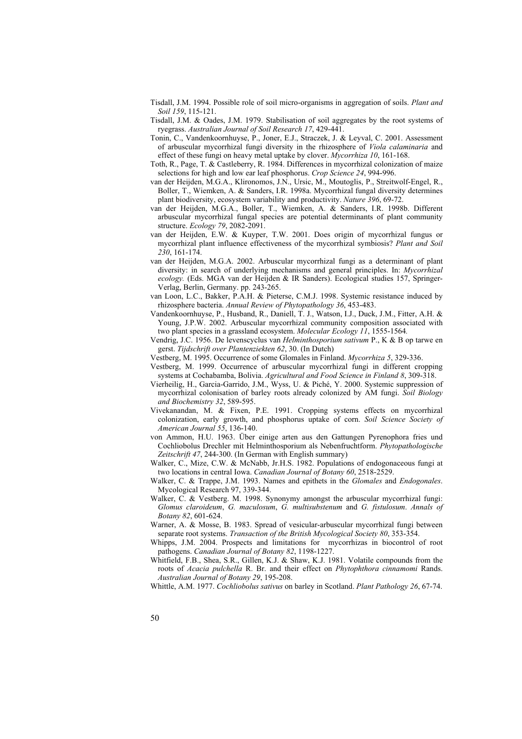Tisdall, J.M. 1994. Possible role of soil micro-organisms in aggregation of soils. *Plant and Soil 159*, 115-121.

Tisdall, J.M. & Oades, J.M. 1979. Stabilisation of soil aggregates by the root systems of ryegrass. *Australian Journal of Soil Research 17*, 429-441.

Tonin, C., Vandenkoornhuyse, P., Joner, E.J., Straczek, J. & Leyval, C. 2001. Assessment of arbuscular mycorrhizal fungi diversity in the rhizosphere of *Viola calaminaria* and effect of these fungi on heavy metal uptake by clover. *Mycorrhiza 10*, 161-168.

Toth, R., Page, T. & Castleberry, R. 1984. Differences in mycorrhizal colonization of maize selections for high and low ear leaf phosphorus. *Crop Science 24*, 994-996.

van der Heijden, M.G.A., Klironomos, J.N., Ursic, M., Moutoglis, P., Streitwolf-Engel, R., Boller, T., Wiemken, A. & Sanders, I.R. 1998a. Mycorrhizal fungal diversity determines plant biodiversity, ecosystem variability and productivity. *Nature 396*, 69-72.

van der Heijden, M.G.A., Boller, T., Wiemken, A. & Sanders, I.R. 1998b. Different arbuscular mycorrhizal fungal species are potential determinants of plant community structure. *Ecology 79*, 2082-2091.

van der Heijden, E.W. & Kuyper, T.W. 2001. Does origin of mycorrhizal fungus or mycorrhizal plant influence effectiveness of the mycorrhizal symbiosis? *Plant and Soil 230*, 161-174.

van der Heijden, M.G.A. 2002. Arbuscular mycorrhizal fungi as a determinant of plant diversity: in search of underlying mechanisms and general principles. In: *Mycorrhizal ecology.* (Eds. MGA van der Heijden & IR Sanders). Ecological studies 157, Springer-Verlag, Berlin, Germany. pp. 243-265.

van Loon, L.C., Bakker, P.A.H. & Pieterse, C.M.J. 1998. Systemic resistance induced by rhizosphere bacteria. *Annual Review of Phytopathology 36*, 453-483.

Vandenkoornhuyse, P., Husband, R., Daniell, T. J., Watson, I.J., Duck, J.M., Fitter, A.H. & Young, J.P.W. 2002. Arbuscular mycorrhizal community composition associated with two plant species in a grassland ecosystem. *Molecular Ecology 11*, 1555-1564.

Vendrig, J.C. 1956. De levenscyclus van *Helminthosporium sativum* P., K & B op tarwe en gerst. *Tijdschrift over Plantenziekten 62*, 30. (In Dutch)

Vestberg, M. 1995. Occurrence of some Glomales in Finland. *Mycorrhiza 5*, 329-336.

Vestberg, M. 1999. Occurrence of arbuscular mycorrhizal fungi in different cropping systems at Cochabamba, Bolivia. *Agricultural and Food Science in Finland 8*, 309-318.

Vierheilig, H., Garcia-Garrido, J.M., Wyss, U. & Piché, Y. 2000. Systemic suppression of mycorrhizal colonisation of barley roots already colonized by AM fungi. *Soil Biology and Biochemistry 32*, 589-595.

Vivekanandan, M. & Fixen, P.E. 1991. Cropping systems effects on mycorrhizal colonization, early growth, and phosphorus uptake of corn. *Soil Science Society of American Journal 55*, 136-140.

von Ammon, H.U. 1963. Über einige arten aus den Gattungen Pyrenophora fries und Cochliobolus Drechler mit Helminthosporium als Nebenfruchtform. *Phytopathologische Zeitschrift 47*, 244-300. (In German with English summary)

Walker, C., Mize, C.W. & McNabb, Jr.H.S. 1982. Populations of endogonaceous fungi at two locations in central Iowa. *Canadian Journal of Botany 60*, 2518-2529.

Walker, C. & Trappe, J.M. 1993. Names and epithets in the *Glomales* and *Endogonales*. Mycological Research 97, 339-344.

Walker, C. & Vestberg. M. 1998. Synonymy amongst the arbuscular mycorrhizal fungi: *Glomus claroideum*, *G. maculosum*, *G. multisubstenum* and *G. fistulosum*. *Annals of Botany 82*, 601-624.

Warner, A. & Mosse, B. 1983. Spread of vesicular-arbuscular mycorrhizal fungi between separate root systems. *Transaction of the British Mycological Society 80*, 353-354.

Whipps, J.M. 2004. Prospects and limitations for mycorrhizas in biocontrol of root pathogens. *Canadian Journal of Botany 82*, 1198-1227.

Whitfield, F.B., Shea, S.R., Gillen, K.J. & Shaw, K.J. 1981. Volatile compounds from the roots of *Acacia pulchella* R. Br. and their effect on *Phytophthora cinnamomi* Rands. *Australian Journal of Botany 29*, 195-208.

Whittle, A.M. 1977. *Cochliobolus sativus* on barley in Scotland. *Plant Pathology 26*, 67-74.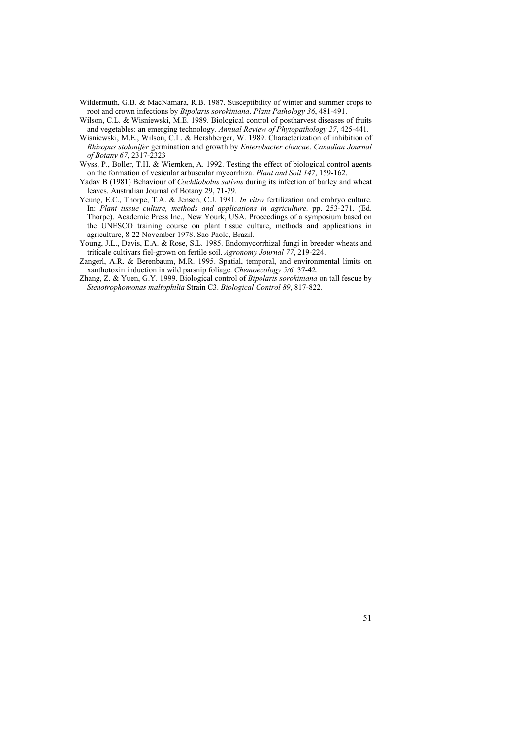Wildermuth, G.B. & MacNamara, R.B. 1987. Susceptibility of winter and summer crops to root and crown infections by *Bipolaris sorokiniana*. *Plant Pathology 36*, 481-491.

Wilson, C.L. & Wisniewski, M.E. 1989. Biological control of postharvest diseases of fruits and vegetables: an emerging technology. *Annual Review of Phytopathology 27*, 425-441.

Wisniewski, M.E., Wilson, C.L. & Hershberger, W. 1989. Characterization of inhibition of *Rhizopus stolonifer* germination and growth by *Enterobacter cloacae*. *Canadian Journal of Botany 67*, 2317-2323

Wyss, P., Boller, T.H. & Wiemken, A. 1992. Testing the effect of biological control agents on the formation of vesicular arbuscular mycorrhiza. *Plant and Soil 147*, 159-162.

Yadav B (1981) Behaviour of *Cochliobolus sativus* during its infection of barley and wheat leaves. Australian Journal of Botany 29, 71-79.

Yeung, E.C., Thorpe, T.A. & Jensen, C.J. 1981. *In vitro* fertilization and embryo culture. In: *Plant tissue culture, methods and applications in agriculture.* pp. 253-271. (Ed. Thorpe). Academic Press Inc., New Yourk, USA. Proceedings of a symposium based on the UNESCO training course on plant tissue culture, methods and applications in agriculture, 8-22 November 1978. Sao Paolo, Brazil.

Young, J.L., Davis, E.A. & Rose, S.L. 1985. Endomycorrhizal fungi in breeder wheats and triticale cultivars fiel-grown on fertile soil. *Agronomy Journal 77*, 219-224.

Zangerl, A.R. & Berenbaum, M.R. 1995. Spatial, temporal, and environmental limits on xanthotoxin induction in wild parsnip foliage. *Chemoecology 5/6,* 37-42.

Zhang, Z. & Yuen, G.Y. 1999. Biological control of *Bipolaris sorokiniana* on tall fescue by *Stenotrophomonas maltophilia* Strain C3. *Biological Control 89*, 817-822.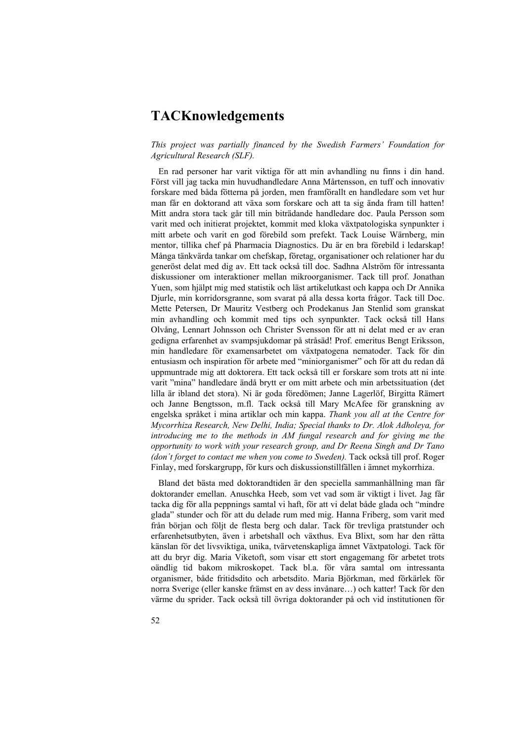# TACKnowledgements

*This project was partially financed by the Swedish Farmers' Foundation for Agricultural Research (SLF).*

En rad personer har varit viktiga för att min avhandling nu finns i din hand. Först vill jag tacka min huvudhandledare Anna Mårtensson, en tuff och innovativ forskare med båda fötterna på jorden, men framförallt en handledare som vet hur man får en doktorand att växa som forskare och att ta sig ända fram till hatten! Mitt andra stora tack går till min biträdande handledare doc. Paula Persson som varit med och initierat projektet, kommit med kloka växtpatologiska synpunkter i mitt arbete och varit en god förebild som prefekt. Tack Louise Wärnberg, min mentor, tillika chef på Pharmacia Diagnostics. Du är en bra förebild i ledarskap! Många tänkvärda tankar om chefskap, företag, organisationer och relationer har du generöst delat med dig av. Ett tack också till doc. Sadhna Alström för intressanta diskussioner om interaktioner mellan mikroorganismer. Tack till prof. Jonathan Yuen, som hjälpt mig med statistik och läst artikelutkast och kappa och Dr Annika Djurle, min korridorsgranne, som svarat på alla dessa korta frågor. Tack till Doc. Mette Petersen, Dr Mauritz Vestberg och Prodekanus Jan Stenlid som granskat min avhandling och kommit med tips och synpunkter. Tack också till Hans Olvång, Lennart Johnsson och Christer Svensson för att ni delat med er av eran gedigna erfarenhet av svampsjukdomar på stråsäd! Prof. emeritus Bengt Eriksson, min handledare för examensarbetet om växtpatogena nematoder. Tack för din entusiasm och inspiration för arbete med "miniorganismer" och för att du redan då uppmuntrade mig att doktorera. Ett tack också till er forskare som trots att ni inte varit "mina" handledare ändå brytt er om mitt arbete och min arbetssituation (det lilla är ibland det stora). Ni är goda föredömen; Janne Lagerlöf, Birgitta Rämert och Janne Bengtsson, m.fl. Tack också till Mary McAfee för granskning av engelska språket i mina artiklar och min kappa. *Thank you all at the Centre for Mycorrhiza Research, New Delhi, India; Special thanks to Dr. Alok Adholeya, for introducing me to the methods in AM fungal research and for giving me the opportunity to work with your research group, and Dr Reena Singh and Dr Tano (don´t forget to contact me when you come to Sweden).* Tack också till prof. Roger Finlay, med forskargrupp, för kurs och diskussionstillfällen i ämnet mykorrhiza.

Bland det bästa med doktorandtiden är den speciella sammanhållning man får doktorander emellan. Anuschka Heeb, som vet vad som är viktigt i livet. Jag får tacka dig för alla peppnings samtal vi haft, för att vi delat både glada och "mindre glada" stunder och för att du delade rum med mig. Hanna Friberg, som varit med från början och följt de flesta berg och dalar. Tack för trevliga pratstunder och erfarenhetsutbyten, även i arbetshall och växthus. Eva Blixt, som har den rätta känslan för det livsviktiga, unika, tvärvetenskapliga ämnet Växtpatologi. Tack för att du bryr dig. Maria Viketoft, som visar ett stort engagemang för arbetet trots oändlig tid bakom mikroskopet. Tack bl.a. för våra samtal om intressanta organismer, både fritidsdito och arbetsdito. Maria Björkman, med förkärlek för norra Sverige (eller kanske främst en av dess invånare…) och katter! Tack för den värme du sprider. Tack också till övriga doktorander på och vid institutionen för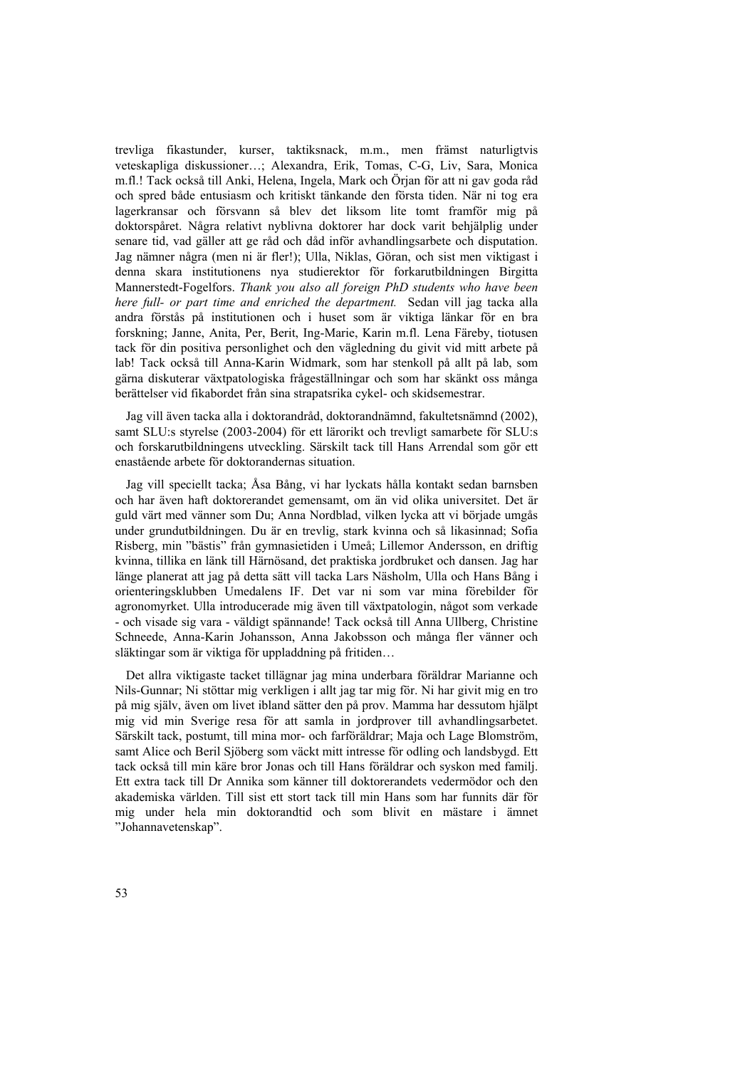trevliga fikastunder, kurser, taktiksnack, m.m., men främst naturligtvis veteskapliga diskussioner…; Alexandra, Erik, Tomas, C-G, Liv, Sara, Monica m.fl.! Tack också till Anki, Helena, Ingela, Mark och Örjan för att ni gav goda råd och spred både entusiasm och kritiskt tänkande den första tiden. När ni tog era lagerkransar och försvann så blev det liksom lite tomt framför mig på doktorspåret. Några relativt nyblivna doktorer har dock varit behjälplig under senare tid, vad gäller att ge råd och dåd inför avhandlingsarbete och disputation. Jag nämner några (men ni är fler!); Ulla, Niklas, Göran, och sist men viktigast i denna skara institutionens nya studierektor för forkarutbildningen Birgitta Mannerstedt-Fogelfors. *Thank you also all foreign PhD students who have been here full- or part time and enriched the department.* Sedan vill jag tacka alla andra förstås på institutionen och i huset som är viktiga länkar för en bra forskning; Janne, Anita, Per, Berit, Ing-Marie, Karin m.fl. Lena Färeby, tiotusen tack för din positiva personlighet och den vägledning du givit vid mitt arbete på lab! Tack också till Anna-Karin Widmark, som har stenkoll på allt på lab, som gärna diskuterar växtpatologiska frågeställningar och som har skänkt oss många berättelser vid fikabordet från sina strapatsrika cykel- och skidsemestrar.

Jag vill även tacka alla i doktorandråd, doktorandnämnd, fakultetsnämnd (2002), samt SLU:s styrelse (2003-2004) för ett lärorikt och trevligt samarbete för SLU:s och forskarutbildningens utveckling. Särskilt tack till Hans Arrendal som gör ett enastående arbete för doktorandernas situation.

Jag vill speciellt tacka; Åsa Bång, vi har lyckats hålla kontakt sedan barnsben och har även haft doktorerandet gemensamt, om än vid olika universitet. Det är guld värt med vänner som Du; Anna Nordblad, vilken lycka att vi började umgås under grundutbildningen. Du är en trevlig, stark kvinna och så likasinnad; Sofia Risberg, min "bästis" från gymnasietiden i Umeå; Lillemor Andersson, en driftig kvinna, tillika en länk till Härnösand, det praktiska jordbruket och dansen. Jag har länge planerat att jag på detta sätt vill tacka Lars Näsholm, Ulla och Hans Bång i orienteringsklubben Umedalens IF. Det var ni som var mina förebilder för agronomyrket. Ulla introducerade mig även till växtpatologin, något som verkade - och visade sig vara - väldigt spännande! Tack också till Anna Ullberg, Christine Schneede, Anna-Karin Johansson, Anna Jakobsson och många fler vänner och släktingar som är viktiga för uppladdning på fritiden…

Det allra viktigaste tacket tillägnar jag mina underbara föräldrar Marianne och Nils-Gunnar; Ni stöttar mig verkligen i allt jag tar mig för. Ni har givit mig en tro på mig själv, även om livet ibland sätter den på prov. Mamma har dessutom hjälpt mig vid min Sverige resa för att samla in jordprover till avhandlingsarbetet. Särskilt tack, postumt, till mina mor- och farföräldrar; Maja och Lage Blomström, samt Alice och Beril Sjöberg som väckt mitt intresse för odling och landsbygd. Ett tack också till min käre bror Jonas och till Hans föräldrar och syskon med familj. Ett extra tack till Dr Annika som känner till doktorerandets vedermödor och den akademiska världen. Till sist ett stort tack till min Hans som har funnits där för mig under hela min doktorandtid och som blivit en mästare i ämnet "Johannavetenskap".